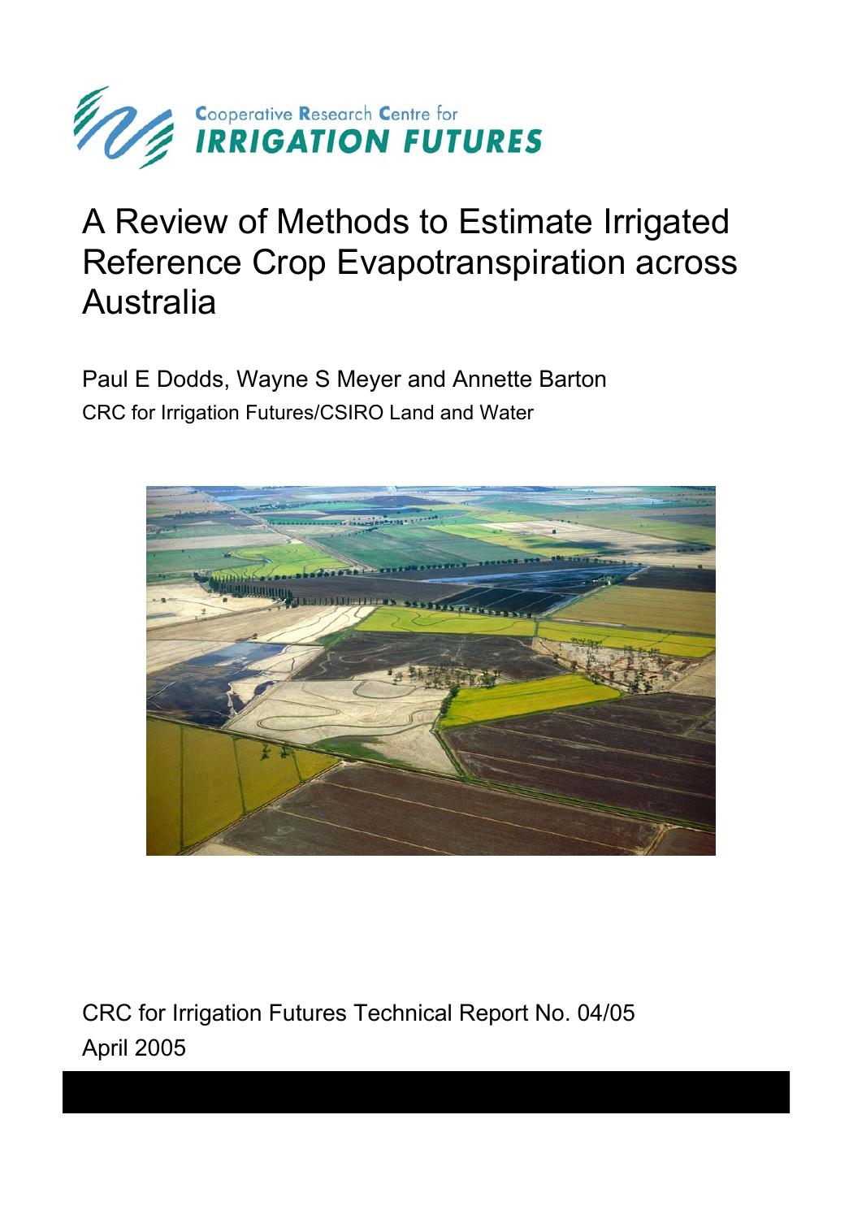Cooperative Research Centre for
**IRRIGATION FUTURES**

# A Review of Methods to Estimate Irrigated Reference Crop Evapotranspiration across Australia

Paul E Dodds, Wayne S Meyer and Annette Barton

CRC for Irrigation Futures/CSIRO Land and Water

CRC for Irrigation Futures Technical Report No. 04/05

April 2005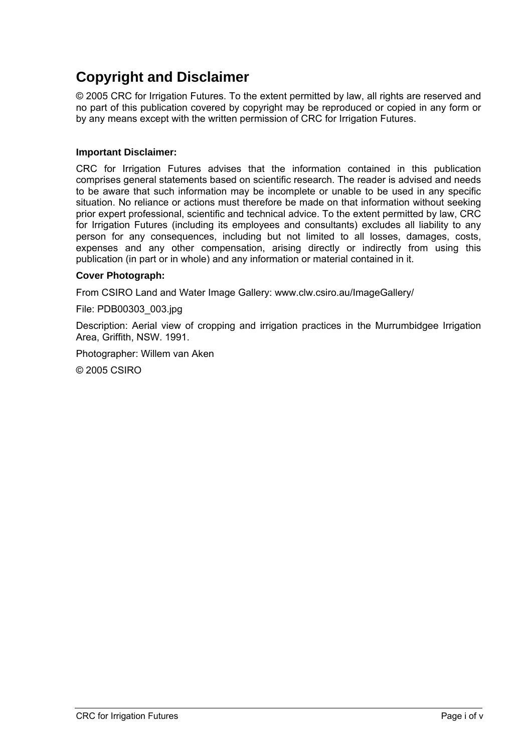# Copyright and Disclaimer

© 2005 CRC for Irrigation Futures. To the extent permitted by law, all rights are reserved and no part of this publication covered by copyright may be reproduced or copied in any form or by any means except with the written permission of CRC for Irrigation Futures.

**Important Disclaimer:**

CRC for Irrigation Futures advises that the information contained in this publication comprises general statements based on scientific research. The reader is advised and needs to be aware that such information may be incomplete or unable to be used in any specific situation. No reliance or actions must therefore be made on that information without seeking prior expert professional, scientific and technical advice. To the extent permitted by law, CRC for Irrigation Futures (including its employees and consultants) excludes all liability to any person for any consequences, including but not limited to all losses, damages, costs, expenses and any other compensation, arising directly or indirectly from using this publication (in part or in whole) and any information or material contained in it.

**Cover Photograph:**

From CSIRO Land and Water Image Gallery: www.clw.csiro.au/ImageGallery/

File: PDB00303_003.jpg

Description: Aerial view of cropping and irrigation practices in the Murrumbidgee Irrigation Area, Griffith, NSW. 1991.

Photographer: Willem van Aken

© 2005 CSIRO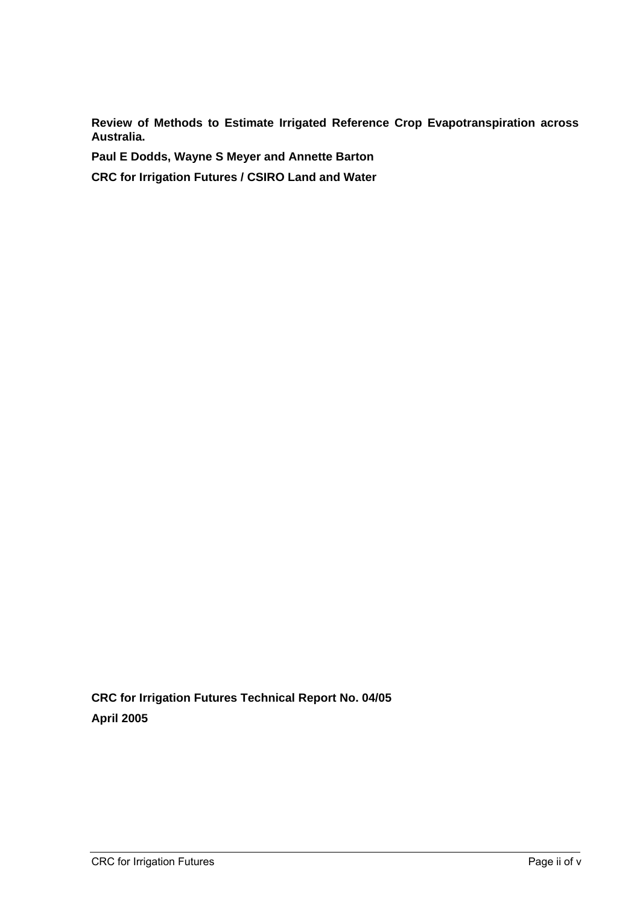**Review of Methods to Estimate Irrigated Reference Crop Evapotranspiration across Australia.**

**Paul E Dodds, Wayne S Meyer and Annette Barton**

**CRC for Irrigation Futures / CSIRO Land and Water**

**CRC for Irrigation Futures Technical Report No. 04/05**

**April 2005**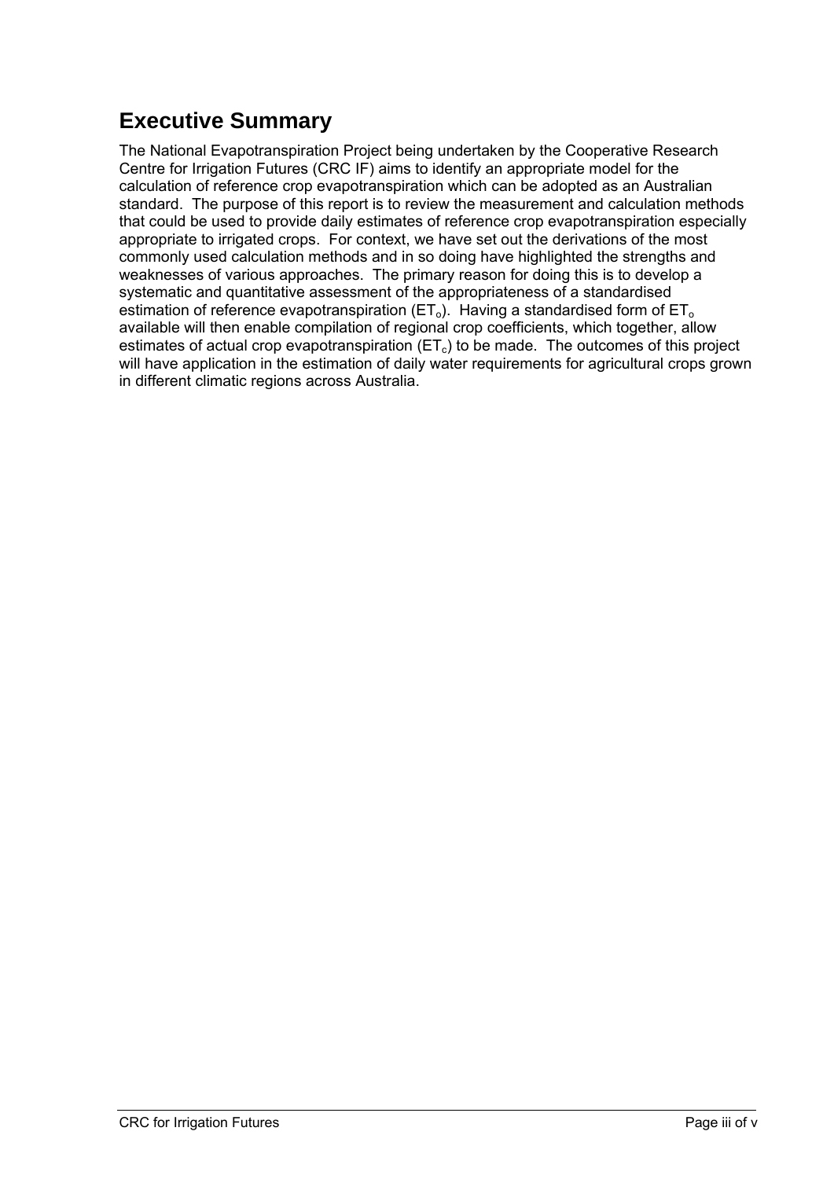# Executive Summary

The National Evapotranspiration Project being undertaken by the Cooperative Research Centre for Irrigation Futures (CRC IF) aims to identify an appropriate model for the calculation of reference crop evapotranspiration which can be adopted as an Australian standard. The purpose of this report is to review the measurement and calculation methods that could be used to provide daily estimates of reference crop evapotranspiration especially appropriate to irrigated crops. For context, we have set out the derivations of the most commonly used calculation methods and in so doing have highlighted the strengths and weaknesses of various approaches. The primary reason for doing this is to develop a systematic and quantitative assessment of the appropriateness of a standardised estimation of reference evapotranspiration ($ET_o$). Having a standardised form of $ET_o$ available will then enable compilation of regional crop coefficients, which together, allow estimates of actual crop evapotranspiration ($ET_c$) to be made. The outcomes of this project will have application in the estimation of daily water requirements for agricultural crops grown in different climatic regions across Australia.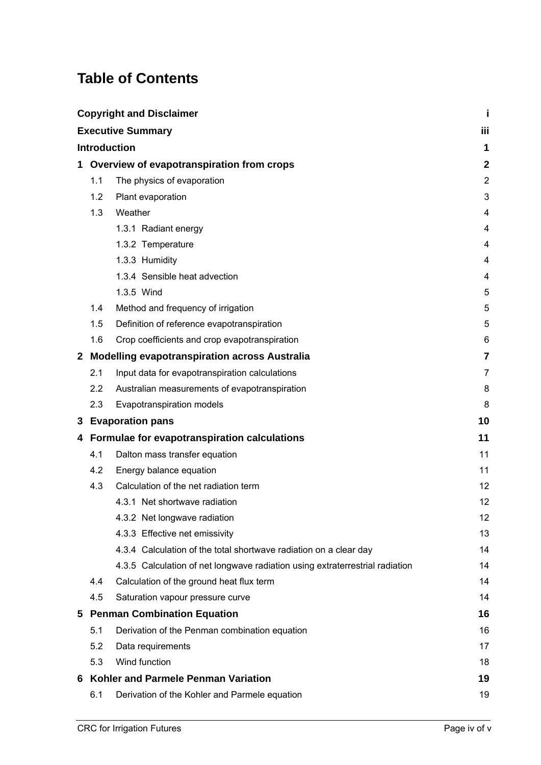# Table of Contents

| | |
|---|---|
| **Copyright and Disclaimer** | **i** |
| **Executive Summary** | **iii** |
| **Introduction** | **1** |
| **1 Overview of evapotranspiration from crops** | **2** |
| 1.1 The physics of evaporation | 2 |
| 1.2 Plant evaporation | 3 |
| 1.3 Weather | 4 |
| 1.3.1 Radiant energy | 4 |
| 1.3.2 Temperature | 4 |
| 1.3.3 Humidity | 4 |
| 1.3.4 Sensible heat advection | 4 |
| 1.3.5 Wind | 5 |
| 1.4 Method and frequency of irrigation | 5 |
| 1.5 Definition of reference evapotranspiration | 5 |
| 1.6 Crop coefficients and crop evapotranspiration | 6 |
| **2 Modelling evapotranspiration across Australia** | **7** |
| 2.1 Input data for evapotranspiration calculations | 7 |
| 2.2 Australian measurements of evapotranspiration | 8 |
| 2.3 Evapotranspiration models | 8 |
| **3 Evaporation pans** | **10** |
| **4 Formulae for evapotranspiration calculations** | **11** |
| 4.1 Dalton mass transfer equation | 11 |
| 4.2 Energy balance equation | 11 |
| 4.3 Calculation of the net radiation term | 12 |
| 4.3.1 Net shortwave radiation | 12 |
| 4.3.2 Net longwave radiation | 12 |
| 4.3.3 Effective net emissivity | 13 |
| 4.3.4 Calculation of the total shortwave radiation on a clear day | 14 |
| 4.3.5 Calculation of net longwave radiation using extraterrestrial radiation | 14 |
| 4.4 Calculation of the ground heat flux term | 14 |
| 4.5 Saturation vapour pressure curve | 14 |
| **5 Penman Combination Equation** | **16** |
| 5.1 Derivation of the Penman combination equation | 16 |
| 5.2 Data requirements | 17 |
| 5.3 Wind function | 18 |
| **6 Kohler and Parmele Penman Variation** | **19** |
| 6.1 Derivation of the Kohler and Parmele equation | 19 |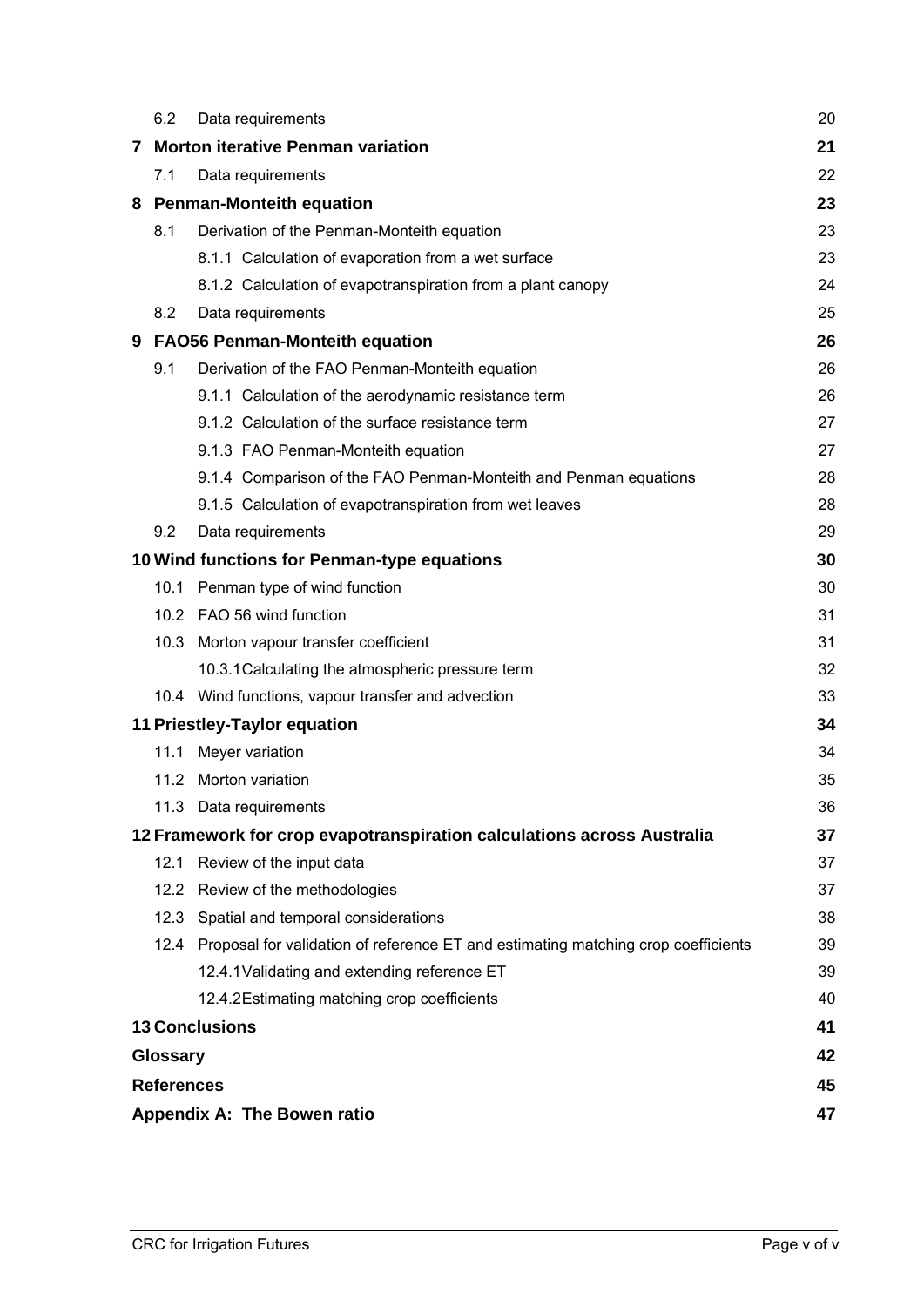| | | |
|---|---|---|
| 6.2 | Data requirements | 20 |
| **7** | **Morton iterative Penman variation** | **21** |
| 7.1 | Data requirements | 22 |
| **8** | **Penman-Monteith equation** | **23** |
| 8.1 | Derivation of the Penman-Monteith equation | 23 |
| | 8.1.1 Calculation of evaporation from a wet surface | 23 |
| | 8.1.2 Calculation of evapotranspiration from a plant canopy | 24 |
| 8.2 | Data requirements | 25 |
| **9** | **FAO56 Penman-Monteith equation** | **26** |
| 9.1 | Derivation of the FAO Penman-Monteith equation | 26 |
| | 9.1.1 Calculation of the aerodynamic resistance term | 26 |
| | 9.1.2 Calculation of the surface resistance term | 27 |
| | 9.1.3 FAO Penman-Monteith equation | 27 |
| | 9.1.4 Comparison of the FAO Penman-Monteith and Penman equations | 28 |
| | 9.1.5 Calculation of evapotranspiration from wet leaves | 28 |
| 9.2 | Data requirements | 29 |
| **10** | **Wind functions for Penman-type equations** | **30** |
| 10.1 | Penman type of wind function | 30 |
| 10.2 | FAO 56 wind function | 31 |
| 10.3 | Morton vapour transfer coefficient | 31 |
| | 10.3.1 Calculating the atmospheric pressure term | 32 |
| 10.4 | Wind functions, vapour transfer and advection | 33 |
| **11** | **Priestley-Taylor equation** | **34** |
| 11.1 | Meyer variation | 34 |
| 11.2 | Morton variation | 35 |
| 11.3 | Data requirements | 36 |
| **12** | **Framework for crop evapotranspiration calculations across Australia** | **37** |
| 12.1 | Review of the input data | 37 |
| 12.2 | Review of the methodologies | 37 |
| 12.3 | Spatial and temporal considerations | 38 |
| 12.4 | Proposal for validation of reference ET and estimating matching crop coefficients | 39 |
| | 12.4.1 Validating and extending reference ET | 39 |
| | 12.4.2 Estimating matching crop coefficients | 40 |
| **13** | **Conclusions** | **41** |
| | **Glossary** | **42** |
| | **References** | **45** |
| | **Appendix A: The Bowen ratio** | **47** |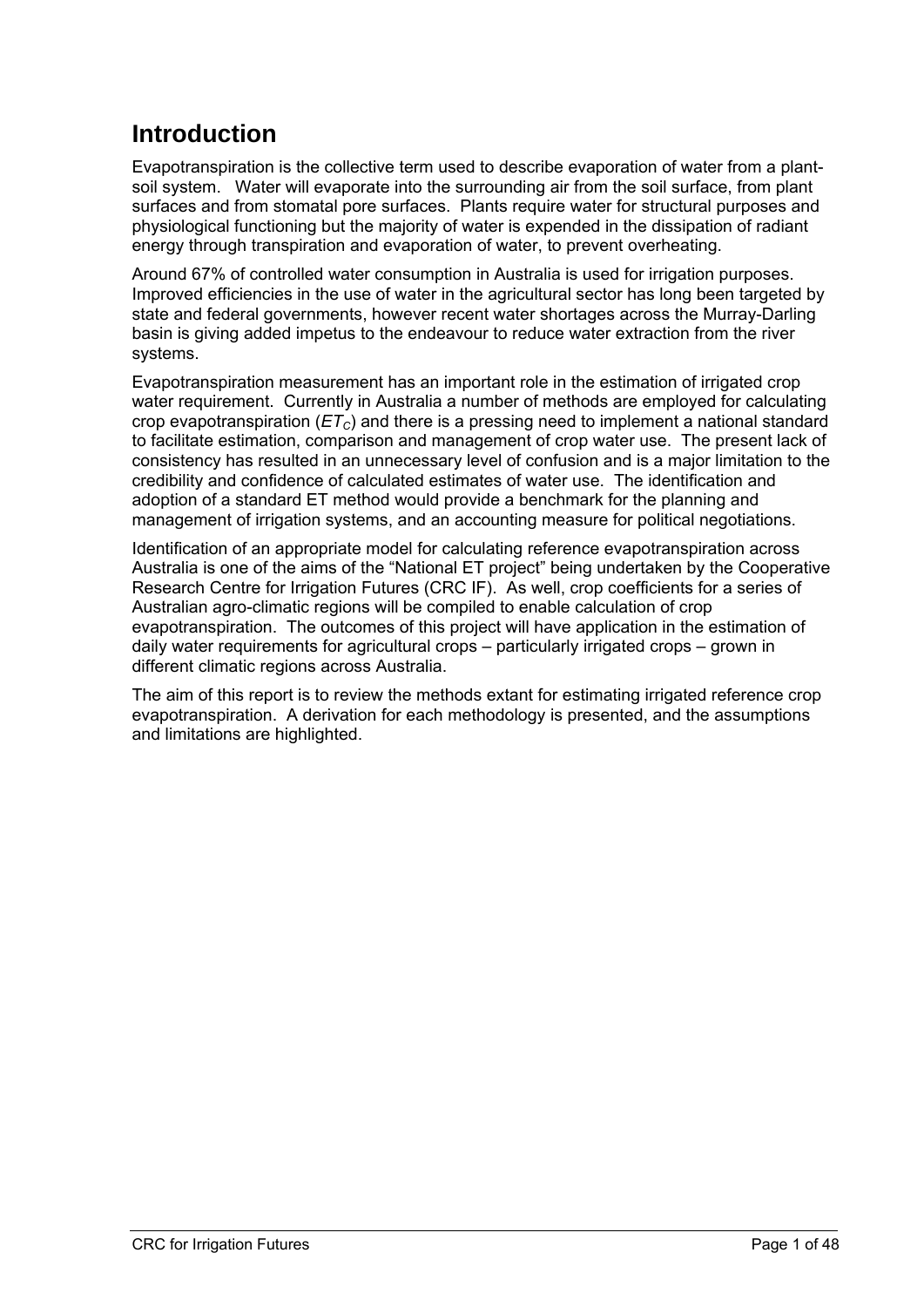# Introduction

Evapotranspiration is the collective term used to describe evaporation of water from a plant-soil system. Water will evaporate into the surrounding air from the soil surface, from plant surfaces and from stomatal pore surfaces. Plants require water for structural purposes and physiological functioning but the majority of water is expended in the dissipation of radiant energy through transpiration and evaporation of water, to prevent overheating.

Around 67% of controlled water consumption in Australia is used for irrigation purposes. Improved efficiencies in the use of water in the agricultural sector has long been targeted by state and federal governments, however recent water shortages across the Murray-Darling basin is giving added impetus to the endeavour to reduce water extraction from the river systems.

Evapotranspiration measurement has an important role in the estimation of irrigated crop water requirement. Currently in Australia a number of methods are employed for calculating crop evapotranspiration ($ET_C$) and there is a pressing need to implement a national standard to facilitate estimation, comparison and management of crop water use. The present lack of consistency has resulted in an unnecessary level of confusion and is a major limitation to the credibility and confidence of calculated estimates of water use. The identification and adoption of a standard ET method would provide a benchmark for the planning and management of irrigation systems, and an accounting measure for political negotiations.

Identification of an appropriate model for calculating reference evapotranspiration across Australia is one of the aims of the "National ET project" being undertaken by the Cooperative Research Centre for Irrigation Futures (CRC IF). As well, crop coefficients for a series of Australian agro-climatic regions will be compiled to enable calculation of crop evapotranspiration. The outcomes of this project will have application in the estimation of daily water requirements for agricultural crops – particularly irrigated crops – grown in different climatic regions across Australia.

The aim of this report is to review the methods extant for estimating irrigated reference crop evapotranspiration. A derivation for each methodology is presented, and the assumptions and limitations are highlighted.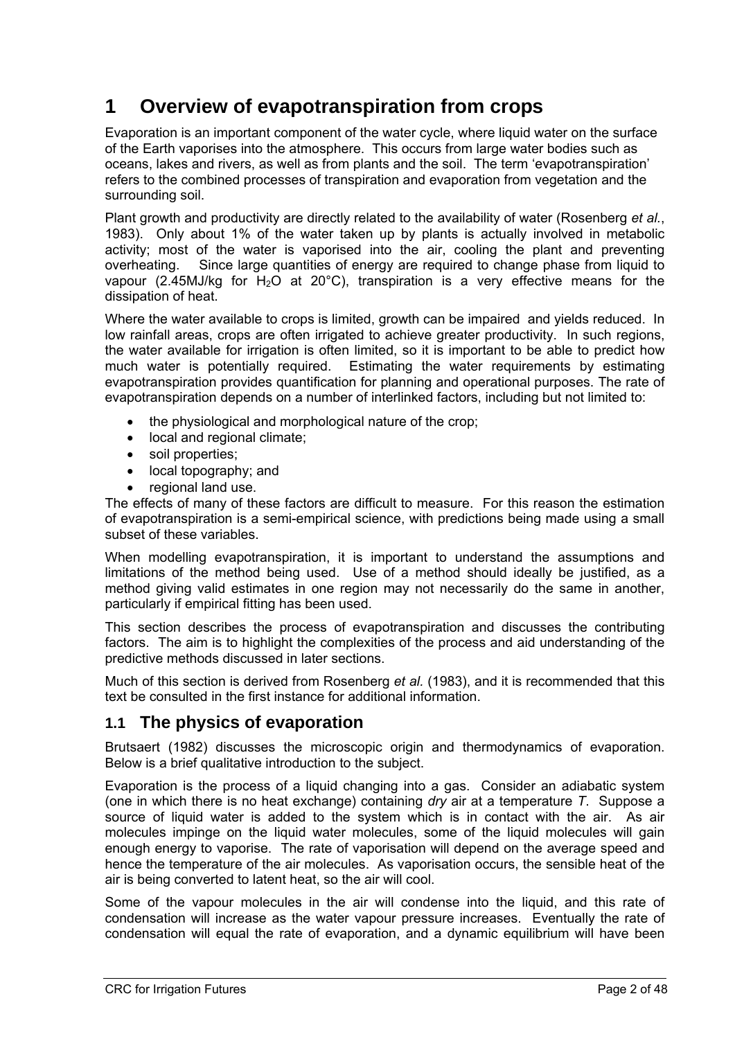# 1 Overview of evapotranspiration from crops

Evaporation is an important component of the water cycle, where liquid water on the surface of the Earth vaporises into the atmosphere. This occurs from large water bodies such as oceans, lakes and rivers, as well as from plants and the soil. The term 'evapotranspiration' refers to the combined processes of transpiration and evaporation from vegetation and the surrounding soil.

Plant growth and productivity are directly related to the availability of water (Rosenberg *et al.*, 1983). Only about 1% of the water taken up by plants is actually involved in metabolic activity; most of the water is vaporised into the air, cooling the plant and preventing overheating. Since large quantities of energy are required to change phase from liquid to vapour (2.45MJ/kg for $H_2O$ at 20°C), transpiration is a very effective means for the dissipation of heat.

Where the water available to crops is limited, growth can be impaired and yields reduced. In low rainfall areas, crops are often irrigated to achieve greater productivity. In such regions, the water available for irrigation is often limited, so it is important to be able to predict how much water is potentially required. Estimating the water requirements by estimating evapotranspiration provides quantification for planning and operational purposes. The rate of evapotranspiration depends on a number of interlinked factors, including but not limited to:

- the physiological and morphological nature of the crop;
- local and regional climate;
- soil properties;
- local topography; and
- regional land use.

The effects of many of these factors are difficult to measure. For this reason the estimation of evapotranspiration is a semi-empirical science, with predictions being made using a small subset of these variables.

When modelling evapotranspiration, it is important to understand the assumptions and limitations of the method being used. Use of a method should ideally be justified, as a method giving valid estimates in one region may not necessarily do the same in another, particularly if empirical fitting has been used.

This section describes the process of evapotranspiration and discusses the contributing factors. The aim is to highlight the complexities of the process and aid understanding of the predictive methods discussed in later sections.

Much of this section is derived from Rosenberg *et al.* (1983), and it is recommended that this text be consulted in the first instance for additional information.

## 1.1 The physics of evaporation

Brutsaert (1982) discusses the microscopic origin and thermodynamics of evaporation. Below is a brief qualitative introduction to the subject.

Evaporation is the process of a liquid changing into a gas. Consider an adiabatic system (one in which there is no heat exchange) containing *dry* air at a temperature *T*. Suppose a source of liquid water is added to the system which is in contact with the air. As air molecules impinge on the liquid water molecules, some of the liquid molecules will gain enough energy to vaporise. The rate of vaporisation will depend on the average speed and hence the temperature of the air molecules. As vaporisation occurs, the sensible heat of the air is being converted to latent heat, so the air will cool.

Some of the vapour molecules in the air will condense into the liquid, and this rate of condensation will increase as the water vapour pressure increases. Eventually the rate of condensation will equal the rate of evaporation, and a dynamic equilibrium will have been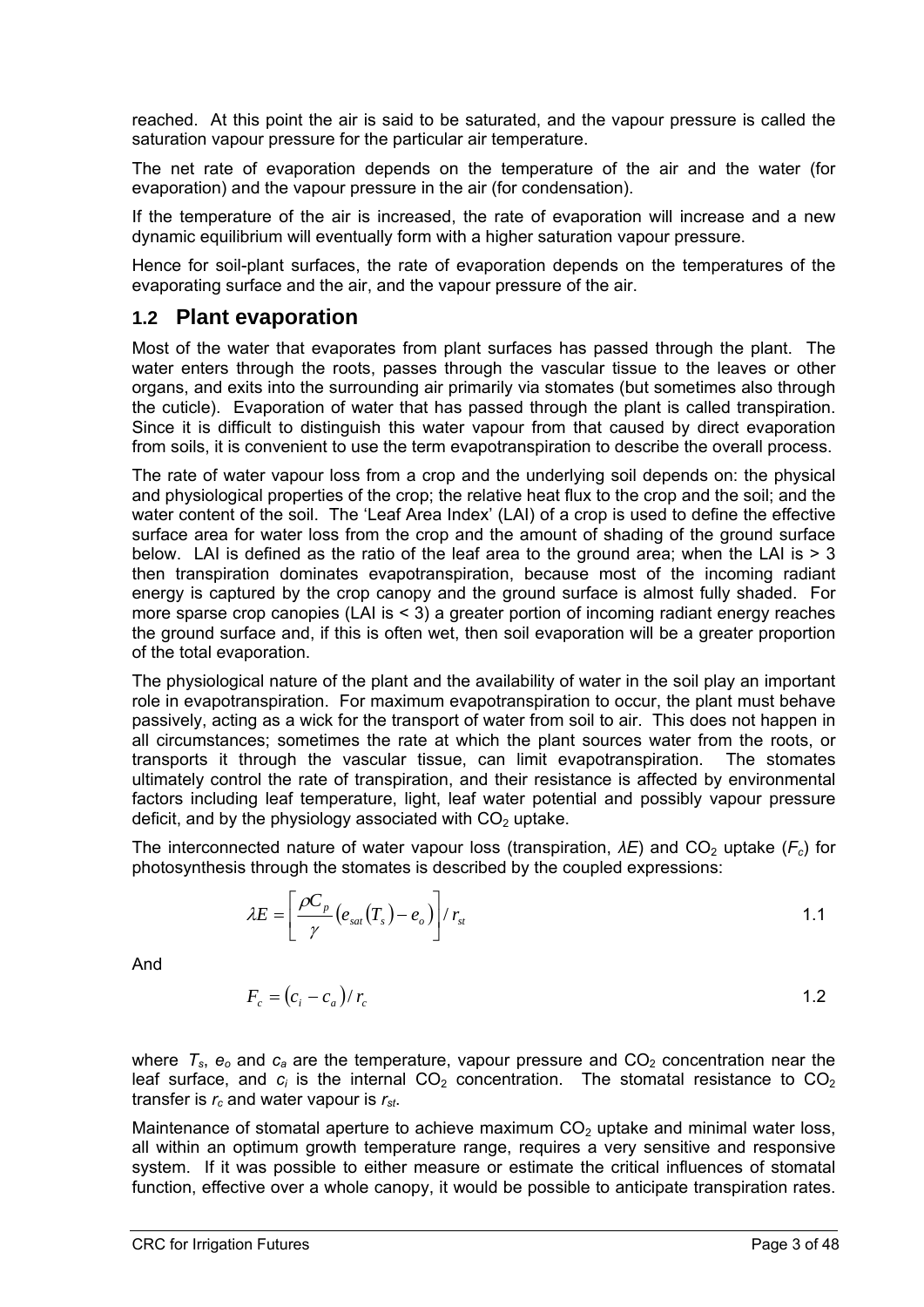reached. At this point the air is said to be saturated, and the vapour pressure is called the saturation vapour pressure for the particular air temperature.

The net rate of evaporation depends on the temperature of the air and the water (for evaporation) and the vapour pressure in the air (for condensation).

If the temperature of the air is increased, the rate of evaporation will increase and a new dynamic equilibrium will eventually form with a higher saturation vapour pressure.

Hence for soil-plant surfaces, the rate of evaporation depends on the temperatures of the evaporating surface and the air, and the vapour pressure of the air.

## 1.2 Plant evaporation

Most of the water that evaporates from plant surfaces has passed through the plant. The water enters through the roots, passes through the vascular tissue to the leaves or other organs, and exits into the surrounding air primarily via stomates (but sometimes also through the cuticle). Evaporation of water that has passed through the plant is called transpiration. Since it is difficult to distinguish this water vapour from that caused by direct evaporation from soils, it is convenient to use the term evapotranspiration to describe the overall process.

The rate of water vapour loss from a crop and the underlying soil depends on: the physical and physiological properties of the crop; the relative heat flux to the crop and the soil; and the water content of the soil. The 'Leaf Area Index' (LAI) of a crop is used to define the effective surface area for water loss from the crop and the amount of shading of the ground surface below. LAI is defined as the ratio of the leaf area to the ground area; when the LAI is > 3 then transpiration dominates evapotranspiration, because most of the incoming radiant energy is captured by the crop canopy and the ground surface is almost fully shaded. For more sparse crop canopies (LAI is < 3) a greater portion of incoming radiant energy reaches the ground surface and, if this is often wet, then soil evaporation will be a greater proportion of the total evaporation.

The physiological nature of the plant and the availability of water in the soil play an important role in evapotranspiration. For maximum evapotranspiration to occur, the plant must behave passively, acting as a wick for the transport of water from soil to air. This does not happen in all circumstances; sometimes the rate at which the plant sources water from the roots, or transports it through the vascular tissue, can limit evapotranspiration. The stomates ultimately control the rate of transpiration, and their resistance is affected by environmental factors including leaf temperature, light, leaf water potential and possibly vapour pressure deficit, and by the physiology associated with $CO_2$ uptake.

The interconnected nature of water vapour loss (transpiration, $\lambda E$) and $CO_2$ uptake ($F_c$) for photosynthesis through the stomates is described by the coupled expressions:

$$\lambda E = \left[ \frac{\rho C_p}{\gamma} \left( e_{sat}(T_s) - e_o \right) \right] / r_{st} \qquad 1.1$$

And

$$F_c = \left( c_i - c_a \right) / r_c \qquad 1.2$$

where $T_s$, $e_o$ and $c_a$ are the temperature, vapour pressure and $CO_2$ concentration near the leaf surface, and $c_i$ is the internal $CO_2$ concentration. The stomatal resistance to $CO_2$ transfer is $r_c$ and water vapour is $r_{st}$.

Maintenance of stomatal aperture to achieve maximum $CO_2$ uptake and minimal water loss, all within an optimum growth temperature range, requires a very sensitive and responsive system. If it was possible to either measure or estimate the critical influences of stomatal function, effective over a whole canopy, it would be possible to anticipate transpiration rates.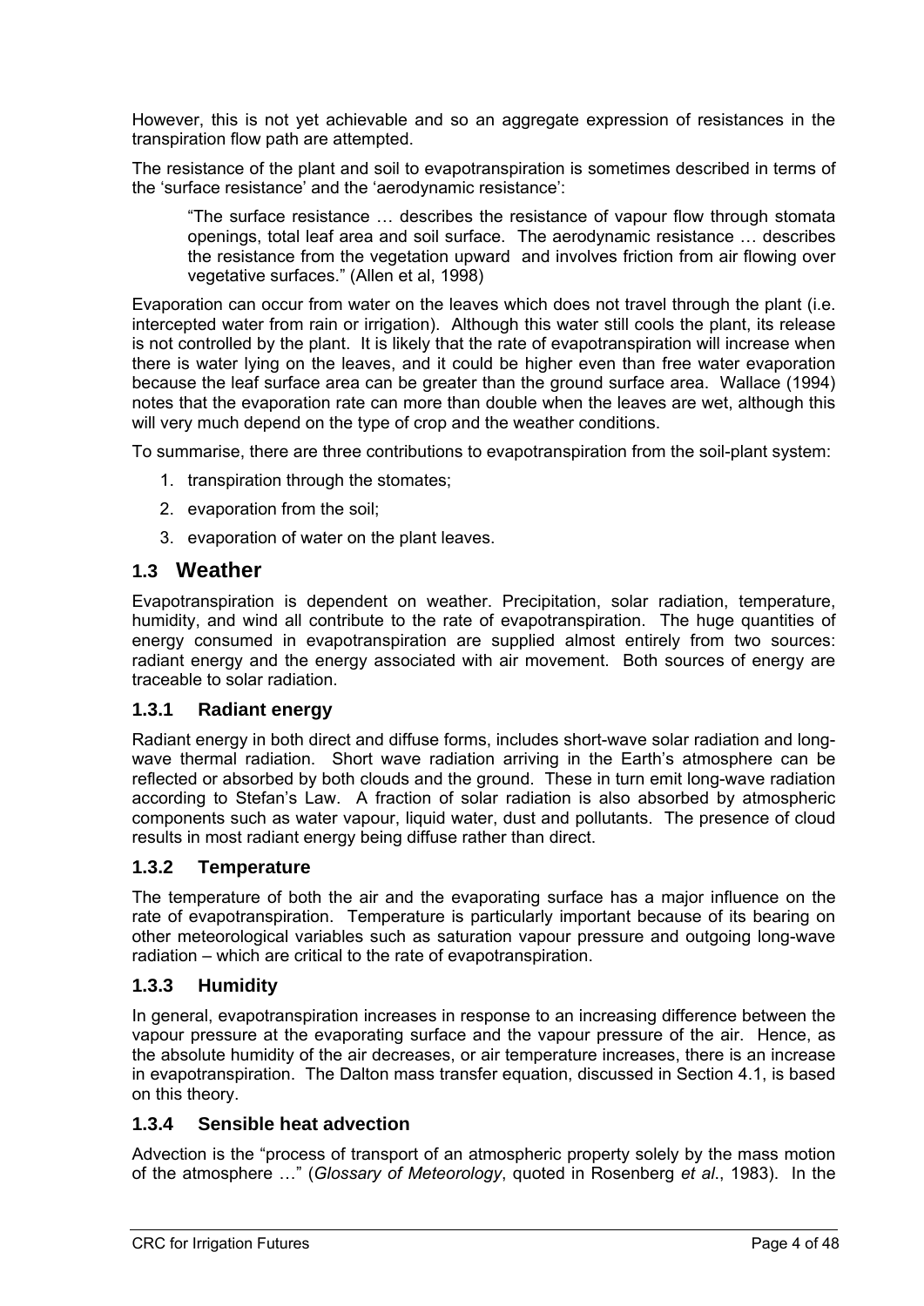However, this is not yet achievable and so an aggregate expression of resistances in the transpiration flow path are attempted.

The resistance of the plant and soil to evapotranspiration is sometimes described in terms of the 'surface resistance' and the 'aerodynamic resistance':

> "The surface resistance … describes the resistance of vapour flow through stomata openings, total leaf area and soil surface. The aerodynamic resistance … describes the resistance from the vegetation upward and involves friction from air flowing over vegetative surfaces." (Allen et al, 1998)

Evaporation can occur from water on the leaves which does not travel through the plant (i.e. intercepted water from rain or irrigation). Although this water still cools the plant, its release is not controlled by the plant. It is likely that the rate of evapotranspiration will increase when there is water lying on the leaves, and it could be higher even than free water evaporation because the leaf surface area can be greater than the ground surface area. Wallace (1994) notes that the evaporation rate can more than double when the leaves are wet, although this will very much depend on the type of crop and the weather conditions.

To summarise, there are three contributions to evapotranspiration from the soil-plant system:

1. transpiration through the stomates;
2. evaporation from the soil;
3. evaporation of water on the plant leaves.

## 1.3 Weather

Evapotranspiration is dependent on weather. Precipitation, solar radiation, temperature, humidity, and wind all contribute to the rate of evapotranspiration. The huge quantities of energy consumed in evapotranspiration are supplied almost entirely from two sources: radiant energy and the energy associated with air movement. Both sources of energy are traceable to solar radiation.

### 1.3.1 Radiant energy

Radiant energy in both direct and diffuse forms, includes short-wave solar radiation and long-wave thermal radiation. Short wave radiation arriving in the Earth's atmosphere can be reflected or absorbed by both clouds and the ground. These in turn emit long-wave radiation according to Stefan's Law. A fraction of solar radiation is also absorbed by atmospheric components such as water vapour, liquid water, dust and pollutants. The presence of cloud results in most radiant energy being diffuse rather than direct.

### 1.3.2 Temperature

The temperature of both the air and the evaporating surface has a major influence on the rate of evapotranspiration. Temperature is particularly important because of its bearing on other meteorological variables such as saturation vapour pressure and outgoing long-wave radiation – which are critical to the rate of evapotranspiration.

### 1.3.3 Humidity

In general, evapotranspiration increases in response to an increasing difference between the vapour pressure at the evaporating surface and the vapour pressure of the air. Hence, as the absolute humidity of the air decreases, or air temperature increases, there is an increase in evapotranspiration. The Dalton mass transfer equation, discussed in Section 4.1, is based on this theory.

### 1.3.4 Sensible heat advection

Advection is the "process of transport of an atmospheric property solely by the mass motion of the atmosphere …" (*Glossary of Meteorology*, quoted in Rosenberg *et al*., 1983). In the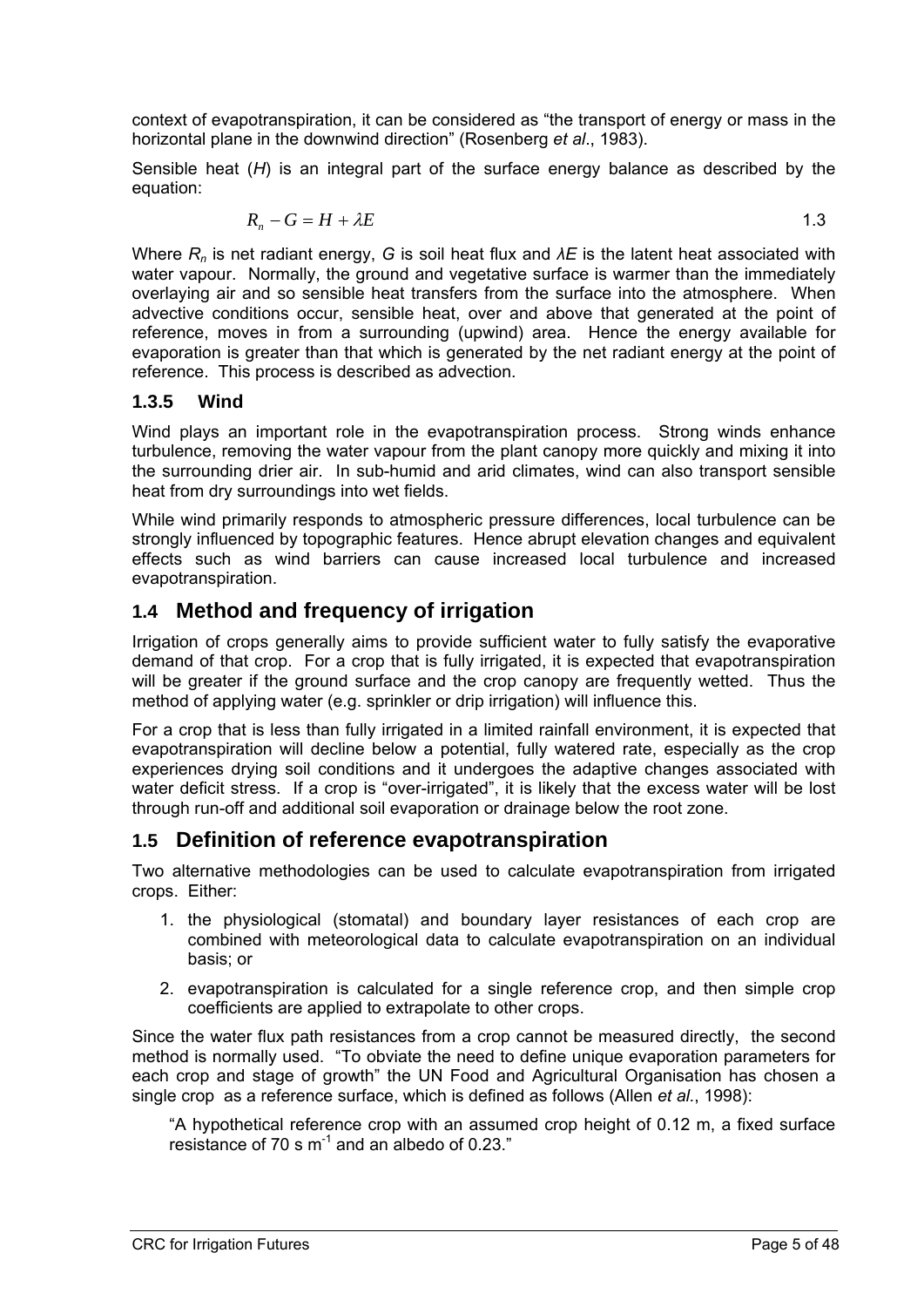context of evapotranspiration, it can be considered as "the transport of energy or mass in the horizontal plane in the downwind direction" (Rosenberg *et al*., 1983).

Sensible heat ($H$) is an integral part of the surface energy balance as described by the equation:

$$R_n - G = H + \lambda E \qquad 1.3$$

Where $R_n$ is net radiant energy, $G$ is soil heat flux and $\lambda E$ is the latent heat associated with water vapour. Normally, the ground and vegetative surface is warmer than the immediately overlaying air and so sensible heat transfers from the surface into the atmosphere. When advective conditions occur, sensible heat, over and above that generated at the point of reference, moves in from a surrounding (upwind) area. Hence the energy available for evaporation is greater than that which is generated by the net radiant energy at the point of reference. This process is described as advection.

### 1.3.5 Wind

Wind plays an important role in the evapotranspiration process. Strong winds enhance turbulence, removing the water vapour from the plant canopy more quickly and mixing it into the surrounding drier air. In sub-humid and arid climates, wind can also transport sensible heat from dry surroundings into wet fields.

While wind primarily responds to atmospheric pressure differences, local turbulence can be strongly influenced by topographic features. Hence abrupt elevation changes and equivalent effects such as wind barriers can cause increased local turbulence and increased evapotranspiration.

## 1.4 Method and frequency of irrigation

Irrigation of crops generally aims to provide sufficient water to fully satisfy the evaporative demand of that crop. For a crop that is fully irrigated, it is expected that evapotranspiration will be greater if the ground surface and the crop canopy are frequently wetted. Thus the method of applying water (e.g. sprinkler or drip irrigation) will influence this.

For a crop that is less than fully irrigated in a limited rainfall environment, it is expected that evapotranspiration will decline below a potential, fully watered rate, especially as the crop experiences drying soil conditions and it undergoes the adaptive changes associated with water deficit stress. If a crop is "over-irrigated", it is likely that the excess water will be lost through run-off and additional soil evaporation or drainage below the root zone.

## 1.5 Definition of reference evapotranspiration

Two alternative methodologies can be used to calculate evapotranspiration from irrigated crops. Either:

1. the physiological (stomatal) and boundary layer resistances of each crop are combined with meteorological data to calculate evapotranspiration on an individual basis; or
2. evapotranspiration is calculated for a single reference crop, and then simple crop coefficients are applied to extrapolate to other crops.

Since the water flux path resistances from a crop cannot be measured directly, the second method is normally used. "To obviate the need to define unique evaporation parameters for each crop and stage of growth" the UN Food and Agricultural Organisation has chosen a single crop as a reference surface, which is defined as follows (Allen *et al.*, 1998):

> "A hypothetical reference crop with an assumed crop height of 0.12 m, a fixed surface resistance of 70 s $m^{-1}$ and an albedo of 0.23."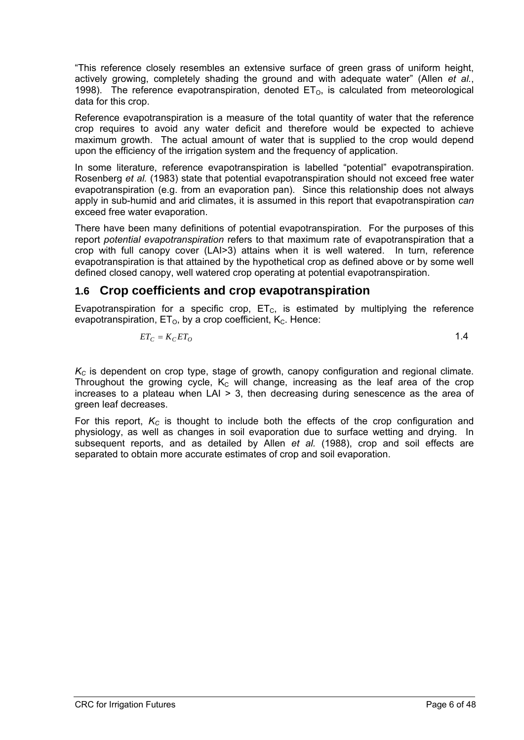"This reference closely resembles an extensive surface of green grass of uniform height, actively growing, completely shading the ground and with adequate water" (Allen *et al.*, 1998). The reference evapotranspiration, denoted $ET_O$, is calculated from meteorological data for this crop.

Reference evapotranspiration is a measure of the total quantity of water that the reference crop requires to avoid any water deficit and therefore would be expected to achieve maximum growth. The actual amount of water that is supplied to the crop would depend upon the efficiency of the irrigation system and the frequency of application.

In some literature, reference evapotranspiration is labelled "potential" evapotranspiration. Rosenberg *et al.* (1983) state that potential evapotranspiration should not exceed free water evapotranspiration (e.g. from an evaporation pan). Since this relationship does not always apply in sub-humid and arid climates, it is assumed in this report that evapotranspiration *can* exceed free water evaporation.

There have been many definitions of potential evapotranspiration. For the purposes of this report *potential evapotranspiration* refers to that maximum rate of evapotranspiration that a crop with full canopy cover (LAI>3) attains when it is well watered. In turn, reference evapotranspiration is that attained by the hypothetical crop as defined above or by some well defined closed canopy, well watered crop operating at potential evapotranspiration.

## 1.6 Crop coefficients and crop evapotranspiration

Evapotranspiration for a specific crop, $ET_C$, is estimated by multiplying the reference evapotranspiration, $ET_O$, by a crop coefficient, $K_C$. Hence:

$$ET_C = K_C ET_O \tag{1.4}$$

$K_C$ is dependent on crop type, stage of growth, canopy configuration and regional climate. Throughout the growing cycle, $K_C$ will change, increasing as the leaf area of the crop increases to a plateau when LAI > 3, then decreasing during senescence as the area of green leaf decreases.

For this report, $K_C$ is thought to include both the effects of the crop configuration and physiology, as well as changes in soil evaporation due to surface wetting and drying. In subsequent reports, and as detailed by Allen *et al.* (1988), crop and soil effects are separated to obtain more accurate estimates of crop and soil evaporation.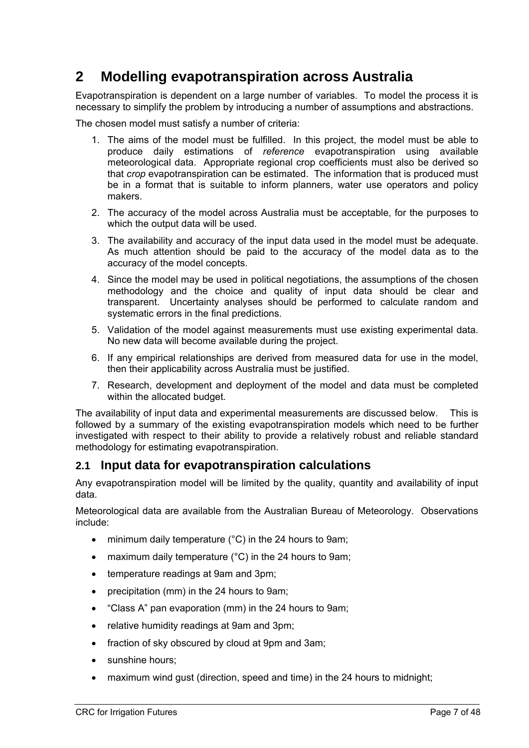# 2 Modelling evapotranspiration across Australia

Evapotranspiration is dependent on a large number of variables. To model the process it is necessary to simplify the problem by introducing a number of assumptions and abstractions.

The chosen model must satisfy a number of criteria:

1. The aims of the model must be fulfilled. In this project, the model must be able to produce daily estimations of *reference* evapotranspiration using available meteorological data. Appropriate regional crop coefficients must also be derived so that *crop* evapotranspiration can be estimated. The information that is produced must be in a format that is suitable to inform planners, water use operators and policy makers.
2. The accuracy of the model across Australia must be acceptable, for the purposes to which the output data will be used.
3. The availability and accuracy of the input data used in the model must be adequate. As much attention should be paid to the accuracy of the model data as to the accuracy of the model concepts.
4. Since the model may be used in political negotiations, the assumptions of the chosen methodology and the choice and quality of input data should be clear and transparent. Uncertainty analyses should be performed to calculate random and systematic errors in the final predictions.
5. Validation of the model against measurements must use existing experimental data. No new data will become available during the project.
6. If any empirical relationships are derived from measured data for use in the model, then their applicability across Australia must be justified.
7. Research, development and deployment of the model and data must be completed within the allocated budget.

The availability of input data and experimental measurements are discussed below. This is followed by a summary of the existing evapotranspiration models which need to be further investigated with respect to their ability to provide a relatively robust and reliable standard methodology for estimating evapotranspiration.

## 2.1 Input data for evapotranspiration calculations

Any evapotranspiration model will be limited by the quality, quantity and availability of input data.

Meteorological data are available from the Australian Bureau of Meteorology. Observations include:

- minimum daily temperature (°C) in the 24 hours to 9am;
- maximum daily temperature (°C) in the 24 hours to 9am;
- temperature readings at 9am and 3pm;
- precipitation (mm) in the 24 hours to 9am;
- "Class A" pan evaporation (mm) in the 24 hours to 9am;
- relative humidity readings at 9am and 3pm;
- fraction of sky obscured by cloud at 9pm and 3am;
- sunshine hours;
- maximum wind gust (direction, speed and time) in the 24 hours to midnight;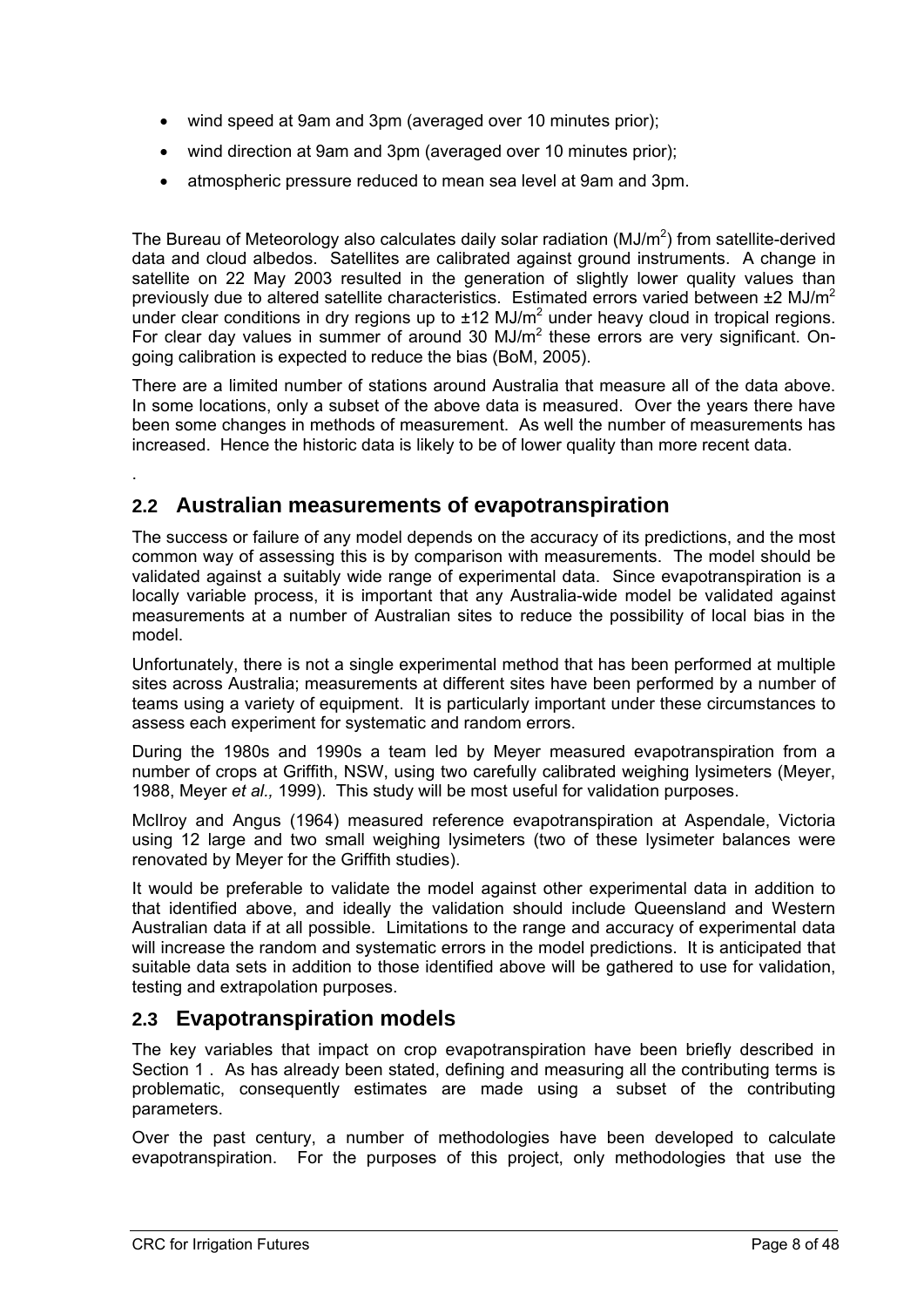- wind speed at 9am and 3pm (averaged over 10 minutes prior);
- wind direction at 9am and 3pm (averaged over 10 minutes prior);
- atmospheric pressure reduced to mean sea level at 9am and 3pm.

The Bureau of Meteorology also calculates daily solar radiation ($MJ/m^2$) from satellite-derived data and cloud albedos. Satellites are calibrated against ground instruments. A change in satellite on 22 May 2003 resulted in the generation of slightly lower quality values than previously due to altered satellite characteristics. Estimated errors varied between ±2 $MJ/m^2$ under clear conditions in dry regions up to ±12 $MJ/m^2$ under heavy cloud in tropical regions. For clear day values in summer of around 30 $MJ/m^2$ these errors are very significant. On-going calibration is expected to reduce the bias (BoM, 2005).

There are a limited number of stations around Australia that measure all of the data above. In some locations, only a subset of the above data is measured. Over the years there have been some changes in methods of measurement. As well the number of measurements has increased. Hence the historic data is likely to be of lower quality than more recent data.

.

## 2.2 Australian measurements of evapotranspiration

The success or failure of any model depends on the accuracy of its predictions, and the most common way of assessing this is by comparison with measurements. The model should be validated against a suitably wide range of experimental data. Since evapotranspiration is a locally variable process, it is important that any Australia-wide model be validated against measurements at a number of Australian sites to reduce the possibility of local bias in the model.

Unfortunately, there is not a single experimental method that has been performed at multiple sites across Australia; measurements at different sites have been performed by a number of teams using a variety of equipment. It is particularly important under these circumstances to assess each experiment for systematic and random errors.

During the 1980s and 1990s a team led by Meyer measured evapotranspiration from a number of crops at Griffith, NSW, using two carefully calibrated weighing lysimeters (Meyer, 1988, Meyer *et al.,* 1999). This study will be most useful for validation purposes.

McIlroy and Angus (1964) measured reference evapotranspiration at Aspendale, Victoria using 12 large and two small weighing lysimeters (two of these lysimeter balances were renovated by Meyer for the Griffith studies).

It would be preferable to validate the model against other experimental data in addition to that identified above, and ideally the validation should include Queensland and Western Australian data if at all possible. Limitations to the range and accuracy of experimental data will increase the random and systematic errors in the model predictions. It is anticipated that suitable data sets in addition to those identified above will be gathered to use for validation, testing and extrapolation purposes.

## 2.3 Evapotranspiration models

The key variables that impact on crop evapotranspiration have been briefly described in Section 1 . As has already been stated, defining and measuring all the contributing terms is problematic, consequently estimates are made using a subset of the contributing parameters.

Over the past century, a number of methodologies have been developed to calculate evapotranspiration. For the purposes of this project, only methodologies that use the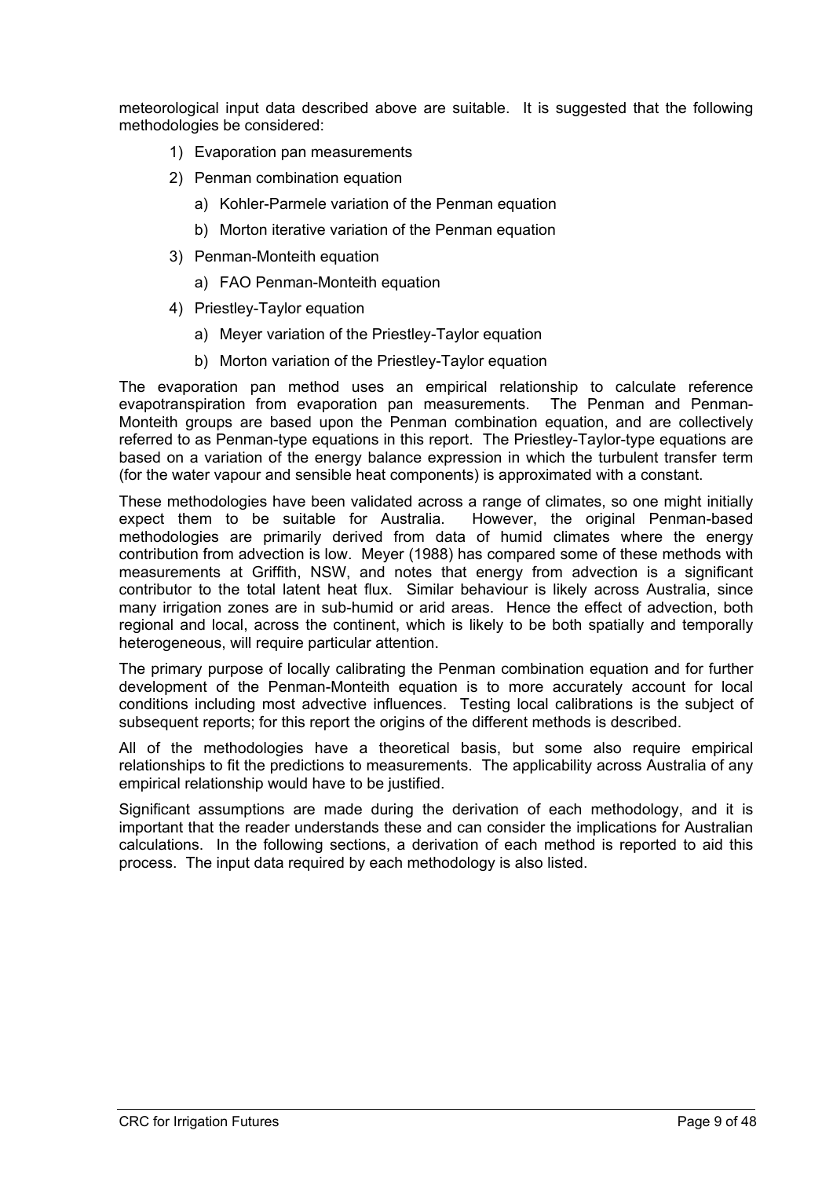meteorological input data described above are suitable. It is suggested that the following methodologies be considered:

1) Evaporation pan measurements
2) Penman combination equation
   a) Kohler-Parmele variation of the Penman equation
   b) Morton iterative variation of the Penman equation
3) Penman-Monteith equation
   a) FAO Penman-Monteith equation
4) Priestley-Taylor equation
   a) Meyer variation of the Priestley-Taylor equation
   b) Morton variation of the Priestley-Taylor equation

The evaporation pan method uses an empirical relationship to calculate reference evapotranspiration from evaporation pan measurements. The Penman and Penman-Monteith groups are based upon the Penman combination equation, and are collectively referred to as Penman-type equations in this report. The Priestley-Taylor-type equations are based on a variation of the energy balance expression in which the turbulent transfer term (for the water vapour and sensible heat components) is approximated with a constant.

These methodologies have been validated across a range of climates, so one might initially expect them to be suitable for Australia. However, the original Penman-based methodologies are primarily derived from data of humid climates where the energy contribution from advection is low. Meyer (1988) has compared some of these methods with measurements at Griffith, NSW, and notes that energy from advection is a significant contributor to the total latent heat flux. Similar behaviour is likely across Australia, since many irrigation zones are in sub-humid or arid areas. Hence the effect of advection, both regional and local, across the continent, which is likely to be both spatially and temporally heterogeneous, will require particular attention.

The primary purpose of locally calibrating the Penman combination equation and for further development of the Penman-Monteith equation is to more accurately account for local conditions including most advective influences. Testing local calibrations is the subject of subsequent reports; for this report the origins of the different methods is described.

All of the methodologies have a theoretical basis, but some also require empirical relationships to fit the predictions to measurements. The applicability across Australia of any empirical relationship would have to be justified.

Significant assumptions are made during the derivation of each methodology, and it is important that the reader understands these and can consider the implications for Australian calculations. In the following sections, a derivation of each method is reported to aid this process. The input data required by each methodology is also listed.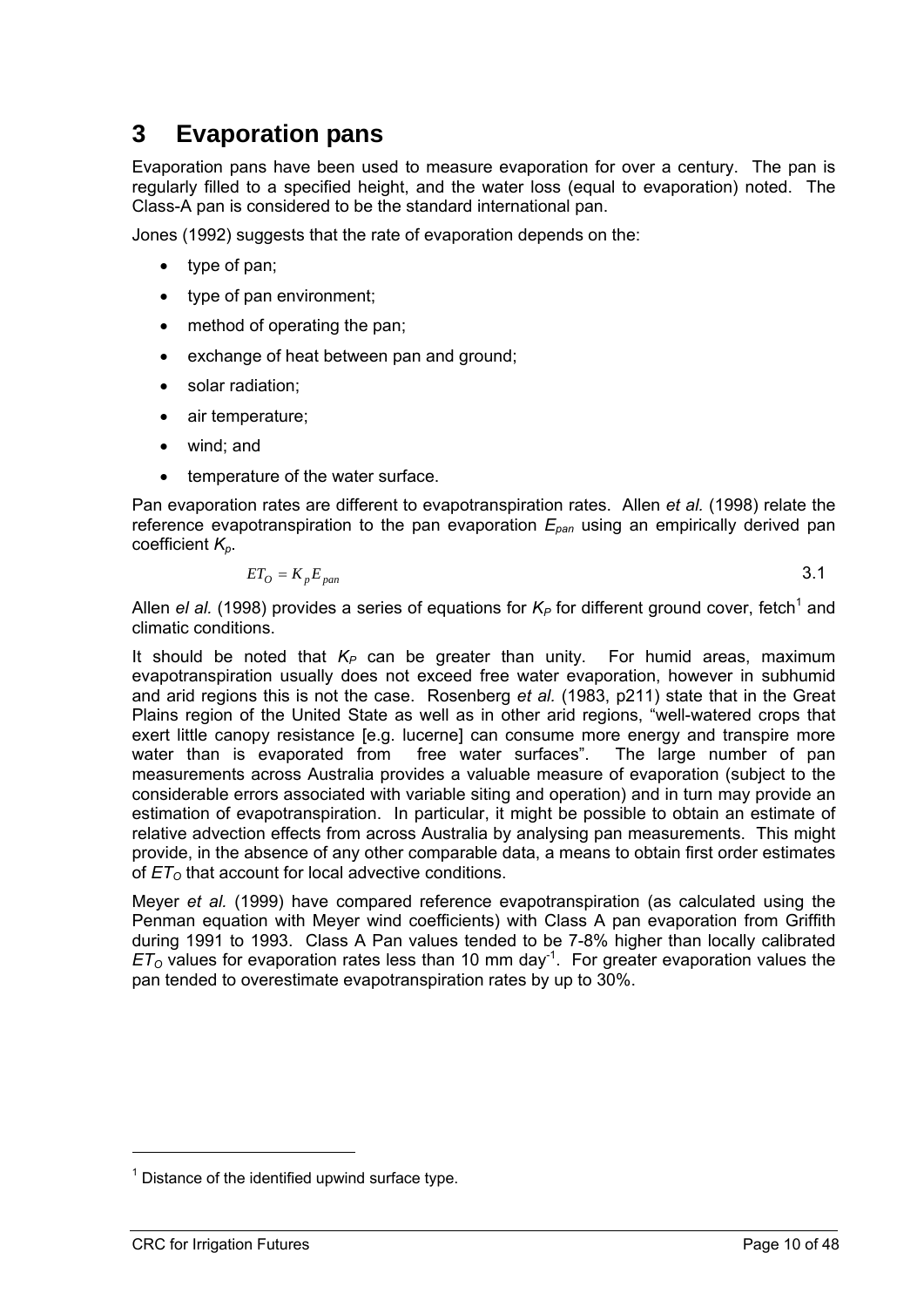# 3 Evaporation pans

Evaporation pans have been used to measure evaporation for over a century. The pan is regularly filled to a specified height, and the water loss (equal to evaporation) noted. The Class-A pan is considered to be the standard international pan.

Jones (1992) suggests that the rate of evaporation depends on the:

- type of pan;
- type of pan environment;
- method of operating the pan;
- exchange of heat between pan and ground;
- solar radiation;
- air temperature;
- wind; and
- temperature of the water surface.

Pan evaporation rates are different to evapotranspiration rates. Allen *et al.* (1998) relate the reference evapotranspiration to the pan evaporation $E_{pan}$ using an empirically derived pan coefficient $K_p$.

$$ET_O = K_p E_{pan} \tag{3.1}$$

Allen *el al.* (1998) provides a series of equations for $K_P$ for different ground cover, fetch[1] and climatic conditions.

It should be noted that $K_P$ can be greater than unity. For humid areas, maximum evapotranspiration usually does not exceed free water evaporation, however in subhumid and arid regions this is not the case. Rosenberg *et al.* (1983, p211) state that in the Great Plains region of the United State as well as in other arid regions, "well-watered crops that exert little canopy resistance [e.g. lucerne] can consume more energy and transpire more water than is evaporated from free water surfaces". The large number of pan measurements across Australia provides a valuable measure of evaporation (subject to the considerable errors associated with variable siting and operation) and in turn may provide an estimation of evapotranspiration. In particular, it might be possible to obtain an estimate of relative advection effects from across Australia by analysing pan measurements. This might provide, in the absence of any other comparable data, a means to obtain first order estimates of $ET_O$ that account for local advective conditions.

Meyer *et al.* (1999) have compared reference evapotranspiration (as calculated using the Penman equation with Meyer wind coefficients) with Class A pan evaporation from Griffith during 1991 to 1993. Class A Pan values tended to be 7-8% higher than locally calibrated $ET_O$ values for evaporation rates less than 10 mm day$^{-1}$. For greater evaporation values the pan tended to overestimate evapotranspiration rates by up to 30%.

[1] Distance of the identified upwind surface type.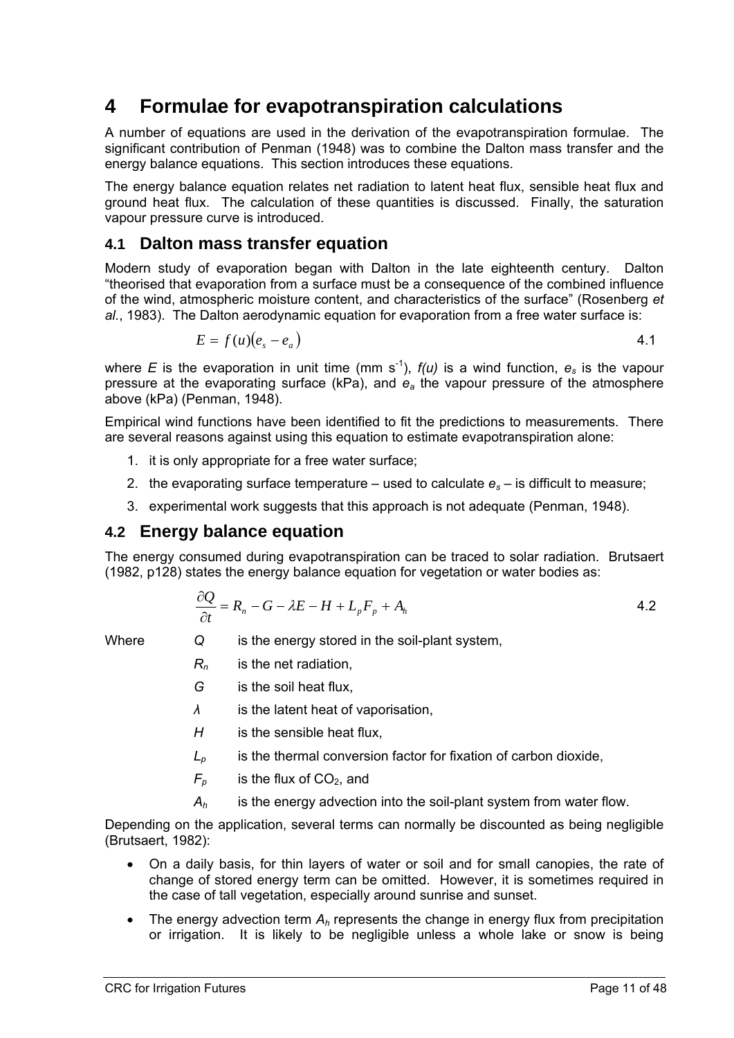# 4 Formulae for evapotranspiration calculations

A number of equations are used in the derivation of the evapotranspiration formulae. The significant contribution of Penman (1948) was to combine the Dalton mass transfer and the energy balance equations. This section introduces these equations.

The energy balance equation relates net radiation to latent heat flux, sensible heat flux and ground heat flux. The calculation of these quantities is discussed. Finally, the saturation vapour pressure curve is introduced.

## 4.1 Dalton mass transfer equation

Modern study of evaporation began with Dalton in the late eighteenth century. Dalton "theorised that evaporation from a surface must be a consequence of the combined influence of the wind, atmospheric moisture content, and characteristics of the surface" (Rosenberg *et al.*, 1983). The Dalton aerodynamic equation for evaporation from a free water surface is:

$$E = f(u)(e_s - e_a) \tag{4.1}$$

where $E$ is the evaporation in unit time (mm s$^{-1}$), $f(u)$ is a wind function, $e_s$ is the vapour pressure at the evaporating surface (kPa), and $e_a$ the vapour pressure of the atmosphere above (kPa) (Penman, 1948).

Empirical wind functions have been identified to fit the predictions to measurements. There are several reasons against using this equation to estimate evapotranspiration alone:

1. it is only appropriate for a free water surface;
2. the evaporating surface temperature – used to calculate $e_s$ – is difficult to measure;
3. experimental work suggests that this approach is not adequate (Penman, 1948).

## 4.2 Energy balance equation

The energy consumed during evapotranspiration can be traced to solar radiation. Brutsaert (1982, p128) states the energy balance equation for vegetation or water bodies as:

$$\frac{\partial Q}{\partial t} = R_n - G - \lambda E - H + L_p F_p + A_h \tag{4.2}$$

Where
- $Q$ is the energy stored in the soil-plant system,
- $R_n$ is the net radiation,
- $G$ is the soil heat flux,
- $\lambda$ is the latent heat of vaporisation,
- $H$ is the sensible heat flux,
- $L_p$ is the thermal conversion factor for fixation of carbon dioxide,
- $F_p$ is the flux of $CO_2$, and
- $A_h$ is the energy advection into the soil-plant system from water flow.

Depending on the application, several terms can normally be discounted as being negligible (Brutsaert, 1982):

- On a daily basis, for thin layers of water or soil and for small canopies, the rate of change of stored energy term can be omitted. However, it is sometimes required in the case of tall vegetation, especially around sunrise and sunset.
- The energy advection term $A_h$ represents the change in energy flux from precipitation or irrigation. It is likely to be negligible unless a whole lake or snow is being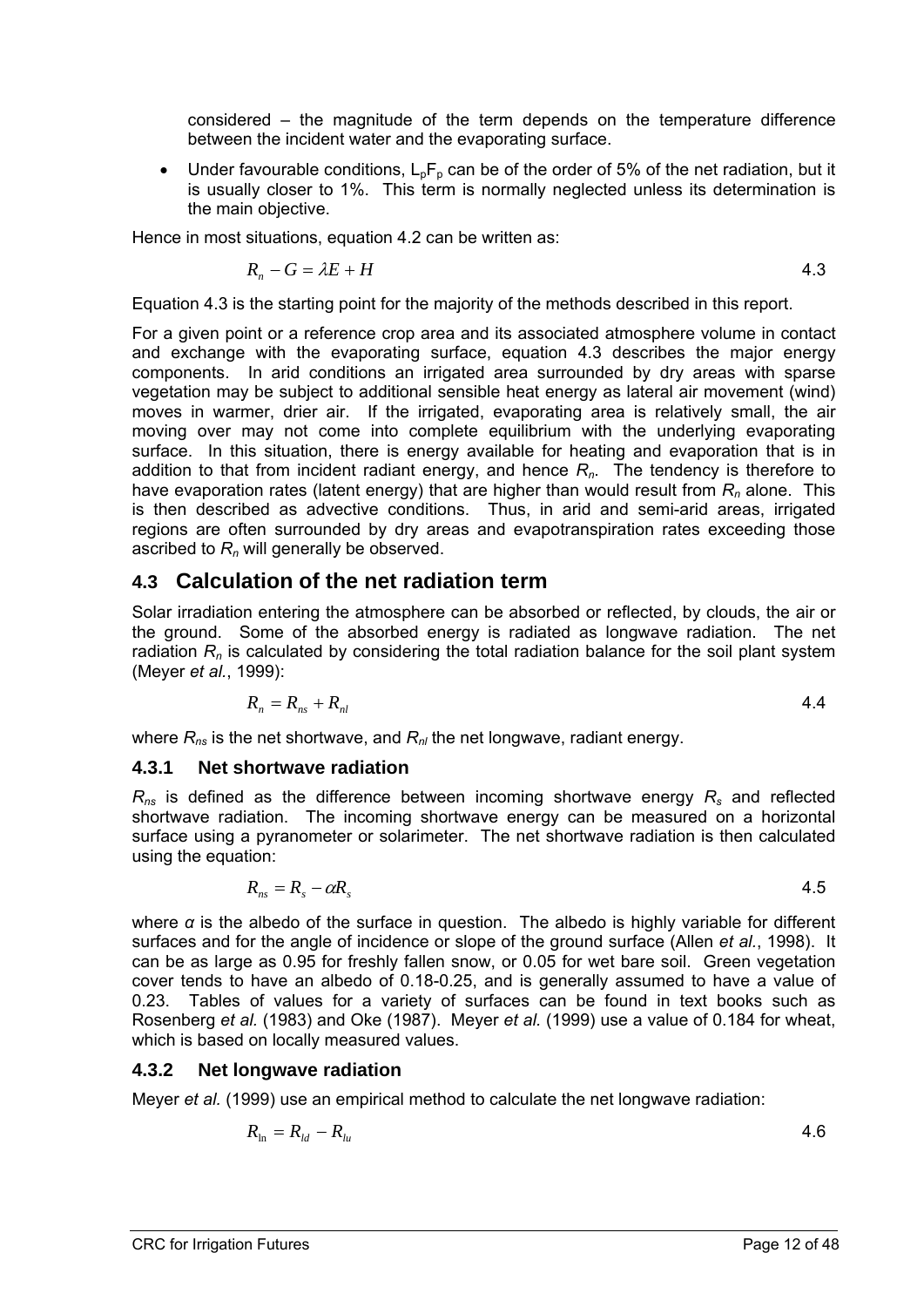considered – the magnitude of the term depends on the temperature difference between the incident water and the evaporating surface.

- Under favourable conditions, $L_pF_p$ can be of the order of 5% of the net radiation, but it is usually closer to 1%. This term is normally neglected unless its determination is the main objective.

Hence in most situations, equation 4.2 can be written as:

$$R_n - G = \lambda E + H \tag{4.3}$$

Equation 4.3 is the starting point for the majority of the methods described in this report.

For a given point or a reference crop area and its associated atmosphere volume in contact and exchange with the evaporating surface, equation 4.3 describes the major energy components. In arid conditions an irrigated area surrounded by dry areas with sparse vegetation may be subject to additional sensible heat energy as lateral air movement (wind) moves in warmer, drier air. If the irrigated, evaporating area is relatively small, the air moving over may not come into complete equilibrium with the underlying evaporating surface. In this situation, there is energy available for heating and evaporation that is in addition to that from incident radiant energy, and hence $R_n$. The tendency is therefore to have evaporation rates (latent energy) that are higher than would result from $R_n$ alone. This is then described as advective conditions. Thus, in arid and semi-arid areas, irrigated regions are often surrounded by dry areas and evapotranspiration rates exceeding those ascribed to $R_n$ will generally be observed.

## 4.3 Calculation of the net radiation term

Solar irradiation entering the atmosphere can be absorbed or reflected, by clouds, the air or the ground. Some of the absorbed energy is radiated as longwave radiation. The net radiation $R_n$ is calculated by considering the total radiation balance for the soil plant system (Meyer *et al.*, 1999):

$$R_n = R_{ns} + R_{nl} \tag{4.4}$$

where $R_{ns}$ is the net shortwave, and $R_{nl}$ the net longwave, radiant energy.

### 4.3.1 Net shortwave radiation

$R_{ns}$ is defined as the difference between incoming shortwave energy $R_s$ and reflected shortwave radiation. The incoming shortwave energy can be measured on a horizontal surface using a pyranometer or solarimeter. The net shortwave radiation is then calculated using the equation:

$$R_{ns} = R_s - \alpha R_s \tag{4.5}$$

where $\alpha$ is the albedo of the surface in question. The albedo is highly variable for different surfaces and for the angle of incidence or slope of the ground surface (Allen *et al.*, 1998). It can be as large as 0.95 for freshly fallen snow, or 0.05 for wet bare soil. Green vegetation cover tends to have an albedo of 0.18-0.25, and is generally assumed to have a value of 0.23. Tables of values for a variety of surfaces can be found in text books such as Rosenberg *et al.* (1983) and Oke (1987). Meyer *et al.* (1999) use a value of 0.184 for wheat, which is based on locally measured values.

### 4.3.2 Net longwave radiation

Meyer *et al.* (1999) use an empirical method to calculate the net longwave radiation:

$$R_{\ln} = R_{ld} - R_{lu} \tag{4.6}$$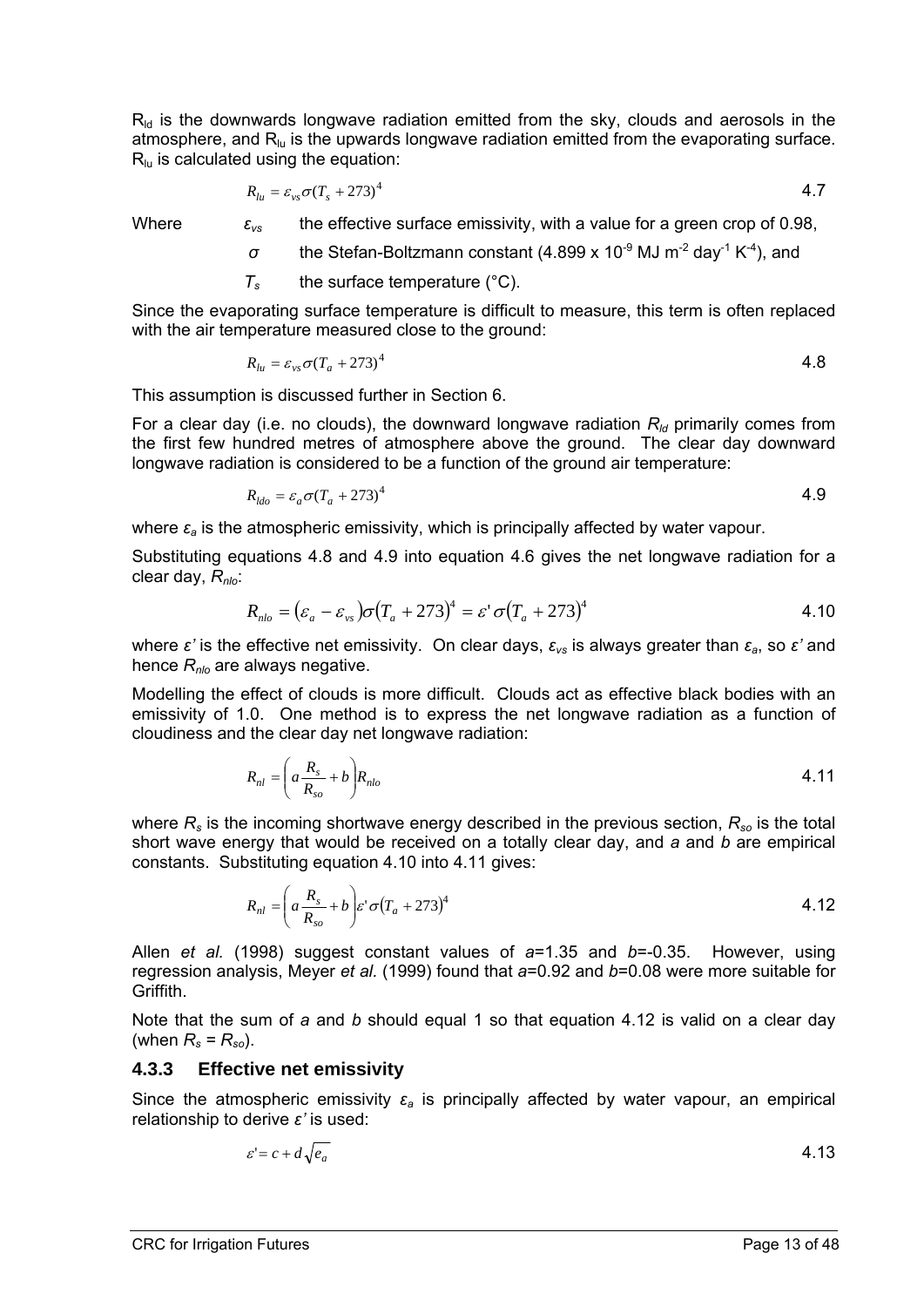$R_{ld}$ is the downwards longwave radiation emitted from the sky, clouds and aerosols in the atmosphere, and $R_{lu}$ is the upwards longwave radiation emitted from the evaporating surface. $R_{lu}$ is calculated using the equation:

$$R_{lu} = \varepsilon_{vs}\sigma(T_s + 273)^4 \qquad 4.7$$

Where $\varepsilon_{vs}$ the effective surface emissivity, with a value for a green crop of 0.98,

$\sigma$ the Stefan-Boltzmann constant (4.899 x $10^{-9}$ MJ $m^{-2}$ $day^{-1}$ $K^{-4}$), and

$T_s$ the surface temperature (°C).

Since the evaporating surface temperature is difficult to measure, this term is often replaced with the air temperature measured close to the ground:

$$R_{lu} = \varepsilon_{vs}\sigma(T_a + 273)^4 \qquad 4.8$$

This assumption is discussed further in Section 6.

For a clear day (i.e. no clouds), the downward longwave radiation $R_{ld}$ primarily comes from the first few hundred metres of atmosphere above the ground. The clear day downward longwave radiation is considered to be a function of the ground air temperature:

$$R_{ldo} = \varepsilon_a\sigma(T_a + 273)^4 \qquad 4.9$$

where $\varepsilon_a$ is the atmospheric emissivity, which is principally affected by water vapour.

Substituting equations 4.8 and 4.9 into equation 4.6 gives the net longwave radiation for a clear day, $R_{nlo}$:

$$R_{nlo} = (\varepsilon_a - \varepsilon_{vs})\sigma(T_a + 273)^4 = \varepsilon'\sigma(T_a + 273)^4 \qquad 4.10$$

where $\varepsilon'$ is the effective net emissivity. On clear days, $\varepsilon_{vs}$ is always greater than $\varepsilon_a$, so $\varepsilon'$ and hence $R_{nlo}$ are always negative.

Modelling the effect of clouds is more difficult. Clouds act as effective black bodies with an emissivity of 1.0. One method is to express the net longwave radiation as a function of cloudiness and the clear day net longwave radiation:

$$R_{nl} = \left(a\frac{R_s}{R_{so}} + b\right)R_{nlo} \qquad 4.11$$

where $R_s$ is the incoming shortwave energy described in the previous section, $R_{so}$ is the total short wave energy that would be received on a totally clear day, and *a* and *b* are empirical constants. Substituting equation 4.10 into 4.11 gives:

$$R_{nl} = \left(a\frac{R_s}{R_{so}} + b\right)\varepsilon'\sigma(T_a + 273)^4 \qquad 4.12$$

Allen *et al.* (1998) suggest constant values of $a$=1.35 and $b$=-0.35. However, using regression analysis, Meyer *et al.* (1999) found that $a$=0.92 and $b$=0.08 were more suitable for Griffith.

Note that the sum of *a* and *b* should equal 1 so that equation 4.12 is valid on a clear day (when $R_s = R_{so}$).

### 4.3.3 Effective net emissivity

Since the atmospheric emissivity $\varepsilon_a$ is principally affected by water vapour, an empirical relationship to derive $\varepsilon'$ is used:

$$\varepsilon' = c + d\sqrt{e_a} \qquad 4.13$$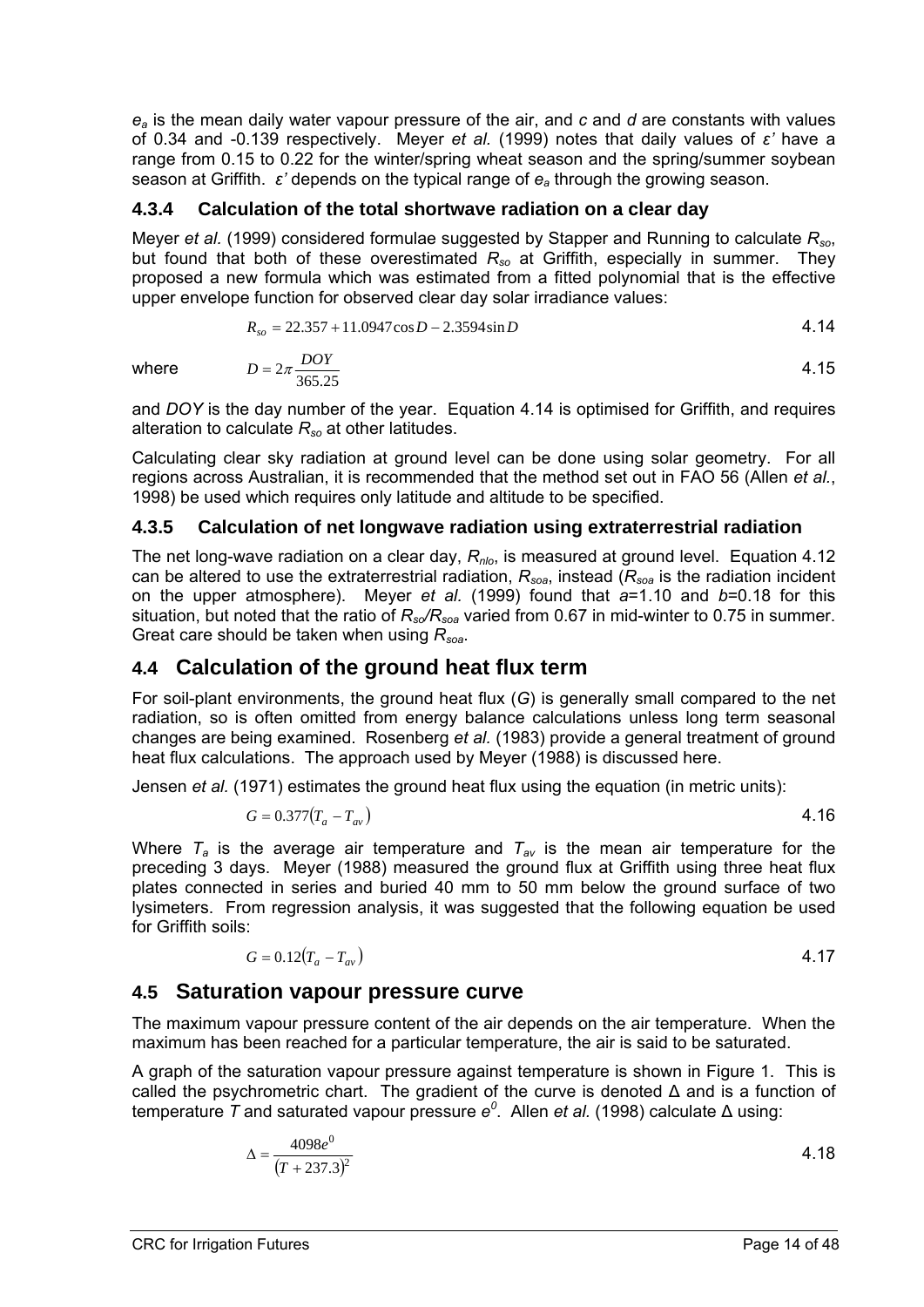$e_a$ is the mean daily water vapour pressure of the air, and $c$ and $d$ are constants with values of 0.34 and -0.139 respectively. Meyer *et al.* (1999) notes that daily values of $\varepsilon'$ have a range from 0.15 to 0.22 for the winter/spring wheat season and the spring/summer soybean season at Griffith. $\varepsilon'$ depends on the typical range of $e_a$ through the growing season.

### 4.3.4 Calculation of the total shortwave radiation on a clear day

Meyer *et al.* (1999) considered formulae suggested by Stapper and Running to calculate $R_{so}$, but found that both of these overestimated $R_{so}$ at Griffith, especially in summer. They proposed a new formula which was estimated from a fitted polynomial that is the effective upper envelope function for observed clear day solar irradiance values:

$$R_{so} = 22.357 + 11.0947\cos D - 2.3594\sin D \tag{4.14}$$

where

$$D = 2\pi \frac{DOY}{365.25} \tag{4.15}$$

and *DOY* is the day number of the year. Equation 4.14 is optimised for Griffith, and requires alteration to calculate $R_{so}$ at other latitudes.

Calculating clear sky radiation at ground level can be done using solar geometry. For all regions across Australian, it is recommended that the method set out in FAO 56 (Allen *et al.*, 1998) be used which requires only latitude and altitude to be specified.

### 4.3.5 Calculation of net longwave radiation using extraterrestrial radiation

The net long-wave radiation on a clear day, $R_{nlo}$, is measured at ground level. Equation 4.12 can be altered to use the extraterrestrial radiation, $R_{soa}$, instead ($R_{soa}$ is the radiation incident on the upper atmosphere). Meyer *et al.* (1999) found that $a$=1.10 and $b$=0.18 for this situation, but noted that the ratio of $R_{so}/R_{soa}$ varied from 0.67 in mid-winter to 0.75 in summer. Great care should be taken when using $R_{soa}$.

## 4.4 Calculation of the ground heat flux term

For soil-plant environments, the ground heat flux ($G$) is generally small compared to the net radiation, so is often omitted from energy balance calculations unless long term seasonal changes are being examined. Rosenberg *et al.* (1983) provide a general treatment of ground heat flux calculations. The approach used by Meyer (1988) is discussed here.

Jensen *et al.* (1971) estimates the ground heat flux using the equation (in metric units):

$$G = 0.377(T_a - T_{av}) \tag{4.16}$$

Where $T_a$ is the average air temperature and $T_{av}$ is the mean air temperature for the preceding 3 days. Meyer (1988) measured the ground flux at Griffith using three heat flux plates connected in series and buried 40 mm to 50 mm below the ground surface of two lysimeters. From regression analysis, it was suggested that the following equation be used for Griffith soils:

$$G = 0.12(T_a - T_{av}) \tag{4.17}$$

## 4.5 Saturation vapour pressure curve

The maximum vapour pressure content of the air depends on the air temperature. When the maximum has been reached for a particular temperature, the air is said to be saturated.

A graph of the saturation vapour pressure against temperature is shown in Figure 1. This is called the psychrometric chart. The gradient of the curve is denoted Δ and is a function of temperature $T$ and saturated vapour pressure $e^0$. Allen *et al.* (1998) calculate Δ using:

$$\Delta = \frac{4098e^0}{(T + 237.3)^2} \tag{4.18}$$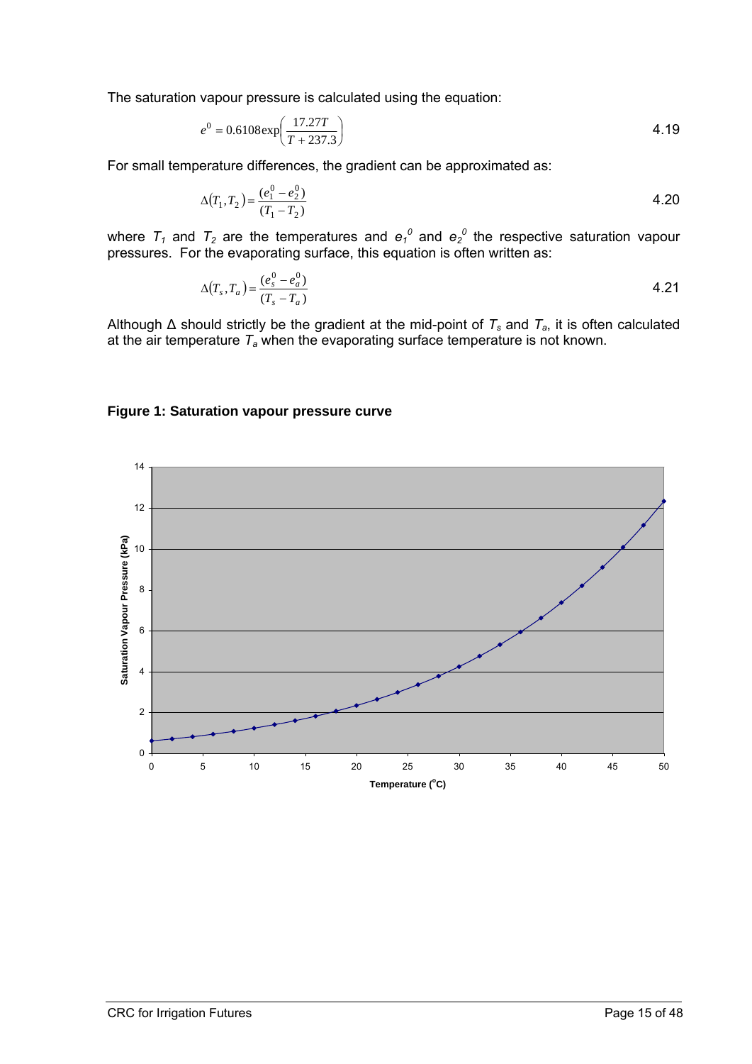The saturation vapour pressure is calculated using the equation:

$$e^0 = 0.6108 \exp\left(\frac{17.27T}{T + 237.3}\right) \qquad 4.19$$

For small temperature differences, the gradient can be approximated as:

$$\Delta(T_1, T_2) = \frac{(e_1^0 - e_2^0)}{(T_1 - T_2)} \qquad 4.20$$

where $T_1$ and $T_2$ are the temperatures and $e_1^0$ and $e_2^0$ the respective saturation vapour pressures. For the evaporating surface, this equation is often written as:

$$\Delta(T_s, T_a) = \frac{(e_s^0 - e_a^0)}{(T_s - T_a)} \qquad 4.21$$

Although Δ should strictly be the gradient at the mid-point of $T_s$ and $T_a$, it is often calculated at the air temperature $T_a$ when the evaporating surface temperature is not known.

**Figure 1: Saturation vapour pressure curve**

Saturation Vapour Pressure (kPa)

0
2
4
6
8
10
12
14

0
5
10
15
20
25
30
35
40
45
50

Temperature (°C)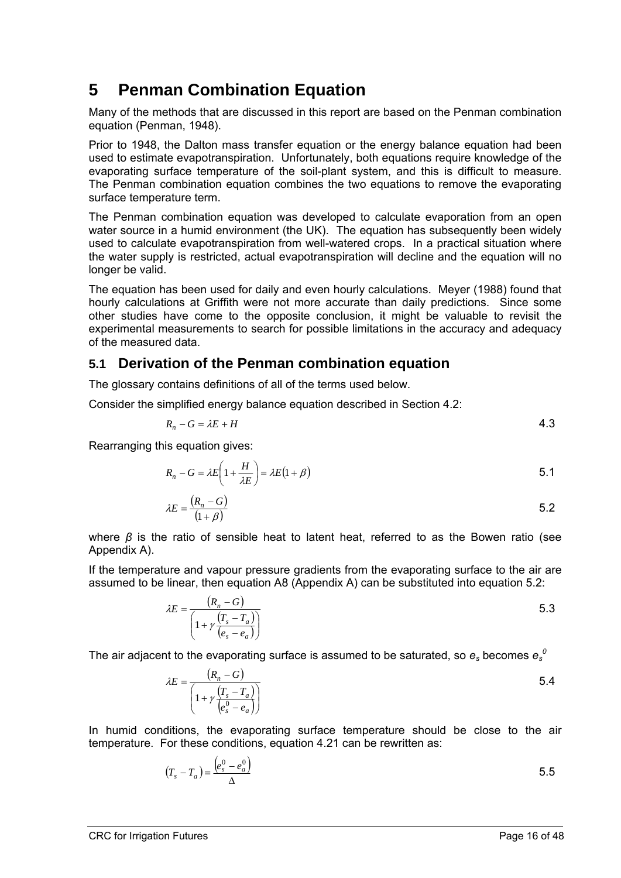# 5 Penman Combination Equation

Many of the methods that are discussed in this report are based on the Penman combination equation (Penman, 1948).

Prior to 1948, the Dalton mass transfer equation or the energy balance equation had been used to estimate evapotranspiration. Unfortunately, both equations require knowledge of the evaporating surface temperature of the soil-plant system, and this is difficult to measure. The Penman combination equation combines the two equations to remove the evaporating surface temperature term.

The Penman combination equation was developed to calculate evaporation from an open water source in a humid environment (the UK). The equation has subsequently been widely used to calculate evapotranspiration from well-watered crops. In a practical situation where the water supply is restricted, actual evapotranspiration will decline and the equation will no longer be valid.

The equation has been used for daily and even hourly calculations. Meyer (1988) found that hourly calculations at Griffith were not more accurate than daily predictions. Since some other studies have come to the opposite conclusion, it might be valuable to revisit the experimental measurements to search for possible limitations in the accuracy and adequacy of the measured data.

## 5.1 Derivation of the Penman combination equation

The glossary contains definitions of all of the terms used below.

Consider the simplified energy balance equation described in Section 4.2:

$$R_n - G = \lambda E + H \qquad 4.3$$

Rearranging this equation gives:

$$R_n - G = \lambda E\left(1 + \frac{H}{\lambda E}\right) = \lambda E(1 + \beta) \qquad 5.1$$

$$\lambda E = \frac{(R_n - G)}{(1 + \beta)} \qquad 5.2$$

where $\beta$ is the ratio of sensible heat to latent heat, referred to as the Bowen ratio (see Appendix A).

If the temperature and vapour pressure gradients from the evaporating surface to the air are assumed to be linear, then equation A8 (Appendix A) can be substituted into equation 5.2:

$$\lambda E = \frac{(R_n - G)}{\left(1 + \gamma \frac{(T_s - T_a)}{(e_s - e_a)}\right)} \qquad 5.3$$

The air adjacent to the evaporating surface is assumed to be saturated, so $e_s$ becomes $e_s^0$

$$\lambda E = \frac{(R_n - G)}{\left(1 + \gamma \frac{(T_s - T_a)}{(e_s^0 - e_a)}\right)} \qquad 5.4$$

In humid conditions, the evaporating surface temperature should be close to the air temperature. For these conditions, equation 4.21 can be rewritten as:

$$(T_s - T_a) = \frac{(e_s^0 - e_a^0)}{\Delta} \qquad 5.5$$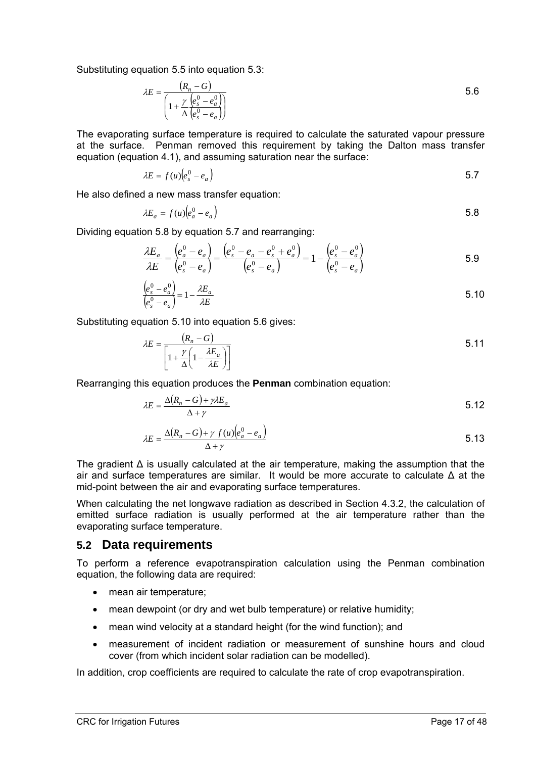Substituting equation 5.5 into equation 5.3:

$$\lambda E = \frac{(R_n - G)}{\left(1 + \frac{\gamma}{\Delta}\frac{\left(e_s^0 - e_a^0\right)}{\left(e_s^0 - e_a\right)}\right)} \qquad 5.6$$

The evaporating surface temperature is required to calculate the saturated vapour pressure at the surface. Penman removed this requirement by taking the Dalton mass transfer equation (equation 4.1), and assuming saturation near the surface:

$$\lambda E = f(u)\left(e_s^0 - e_a\right) \qquad 5.7$$

He also defined a new mass transfer equation:

$$\lambda E_a = f(u)\left(e_a^0 - e_a\right) \qquad 5.8$$

Dividing equation 5.8 by equation 5.7 and rearranging:

$$\frac{\lambda E_a}{\lambda E} = \frac{\left(e_a^0 - e_a\right)}{\left(e_s^0 - e_a\right)} = \frac{\left(e_s^0 - e_a - e_s^0 + e_a^0\right)}{\left(e_s^0 - e_a\right)} = 1 - \frac{\left(e_s^0 - e_a^0\right)}{\left(e_s^0 - e_a\right)} \qquad 5.9$$

$$\frac{\left(e_s^0 - e_a^0\right)}{\left(e_s^0 - e_a\right)} = 1 - \frac{\lambda E_a}{\lambda E} \qquad 5.10$$

Substituting equation 5.10 into equation 5.6 gives:

$$\lambda E = \frac{(R_n - G)}{\left[1 + \frac{\gamma}{\Delta}\left(1 - \frac{\lambda E_a}{\lambda E}\right)\right]} \qquad 5.11$$

Rearranging this equation produces the **Penman** combination equation:

$$\lambda E = \frac{\Delta(R_n - G) + \gamma \lambda E_a}{\Delta + \gamma} \qquad 5.12$$

$$\lambda E = \frac{\Delta(R_n - G) + \gamma\, f(u)\left(e_a^0 - e_a\right)}{\Delta + \gamma} \qquad 5.13$$

The gradient $\Delta$ is usually calculated at the air temperature, making the assumption that the air and surface temperatures are similar. It would be more accurate to calculate $\Delta$ at the mid-point between the air and evaporating surface temperatures.

When calculating the net longwave radiation as described in Section 4.3.2, the calculation of emitted surface radiation is usually performed at the air temperature rather than the evaporating surface temperature.

## 5.2 Data requirements

To perform a reference evapotranspiration calculation using the Penman combination equation, the following data are required:

- mean air temperature;
- mean dewpoint (or dry and wet bulb temperature) or relative humidity;
- mean wind velocity at a standard height (for the wind function); and
- measurement of incident radiation or measurement of sunshine hours and cloud cover (from which incident solar radiation can be modelled).

In addition, crop coefficients are required to calculate the rate of crop evapotranspiration.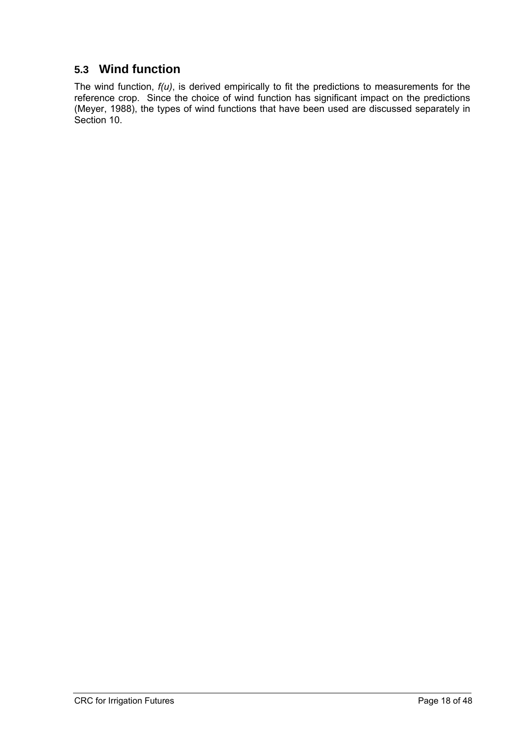## 5.3 Wind function

The wind function, *f(u)*, is derived empirically to fit the predictions to measurements for the reference crop. Since the choice of wind function has significant impact on the predictions (Meyer, 1988), the types of wind functions that have been used are discussed separately in Section 10.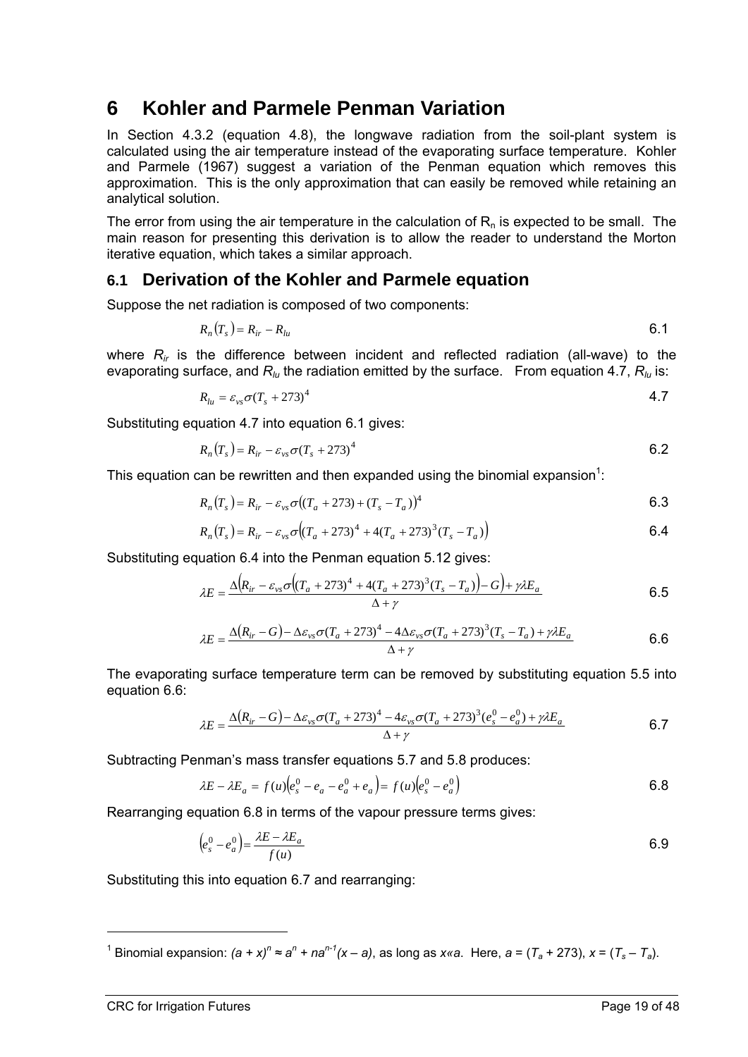# 6 Kohler and Parmele Penman Variation

In Section 4.3.2 (equation 4.8), the longwave radiation from the soil-plant system is calculated using the air temperature instead of the evaporating surface temperature. Kohler and Parmele (1967) suggest a variation of the Penman equation which removes this approximation. This is the only approximation that can easily be removed while retaining an analytical solution.

The error from using the air temperature in the calculation of $R_n$ is expected to be small. The main reason for presenting this derivation is to allow the reader to understand the Morton iterative equation, which takes a similar approach.

## 6.1 Derivation of the Kohler and Parmele equation

Suppose the net radiation is composed of two components:

$$R_n(T_s) = R_{ir} - R_{lu} \tag{6.1}$$

where $R_{ir}$ is the difference between incident and reflected radiation (all-wave) to the evaporating surface, and $R_{lu}$ the radiation emitted by the surface. From equation 4.7, $R_{lu}$ is:

$$R_{lu} = \varepsilon_{vs}\sigma(T_s + 273)^4 \tag{4.7}$$

Substituting equation 4.7 into equation 6.1 gives:

$$R_n(T_s) = R_{ir} - \varepsilon_{vs}\sigma(T_s + 273)^4 \tag{6.2}$$

This equation can be rewritten and then expanded using the binomial expansion[1]:

$$R_n(T_s) = R_{ir} - \varepsilon_{vs}\sigma\left((T_a + 273) + (T_s - T_a)\right)^4 \tag{6.3}$$

$$R_n(T_s) = R_{ir} - \varepsilon_{vs}\sigma\left((T_a + 273)^4 + 4(T_a + 273)^3(T_s - T_a)\right) \tag{6.4}$$

Substituting equation 6.4 into the Penman equation 5.12 gives:

$$\lambda E = \frac{\Delta\left(R_{ir} - \varepsilon_{vs}\sigma\left((T_a + 273)^4 + 4(T_a + 273)^3(T_s - T_a)\right) - G\right) + \gamma\lambda E_a}{\Delta + \gamma} \tag{6.5}$$

$$\lambda E = \frac{\Delta\left(R_{ir} - G\right) - \Delta\varepsilon_{vs}\sigma(T_a + 273)^4 - 4\Delta\varepsilon_{vs}\sigma(T_a + 273)^3(T_s - T_a) + \gamma\lambda E_a}{\Delta + \gamma} \tag{6.6}$$

The evaporating surface temperature term can be removed by substituting equation 5.5 into equation 6.6:

$$\lambda E = \frac{\Delta\left(R_{ir} - G\right) - \Delta\varepsilon_{vs}\sigma(T_a + 273)^4 - 4\varepsilon_{vs}\sigma(T_a + 273)^3(e_s^0 - e_a^0) + \gamma\lambda E_a}{\Delta + \gamma} \tag{6.7}$$

Subtracting Penman's mass transfer equations 5.7 and 5.8 produces:

$$\lambda E - \lambda E_a = f(u)\left(e_s^0 - e_a - e_a^0 + e_a\right) = f(u)\left(e_s^0 - e_a^0\right) \tag{6.8}$$

Rearranging equation 6.8 in terms of the vapour pressure terms gives:

$$\left(e_s^0 - e_a^0\right) = \frac{\lambda E - \lambda E_a}{f(u)} \tag{6.9}$$

Substituting this into equation 6.7 and rearranging:

[1] Binomial expansion: $(a + x)^n \approx a^n + na^{n-1}(x - a)$, as long as $x \ll a$. Here, $a = (T_a + 273)$, $x = (T_s - T_a)$.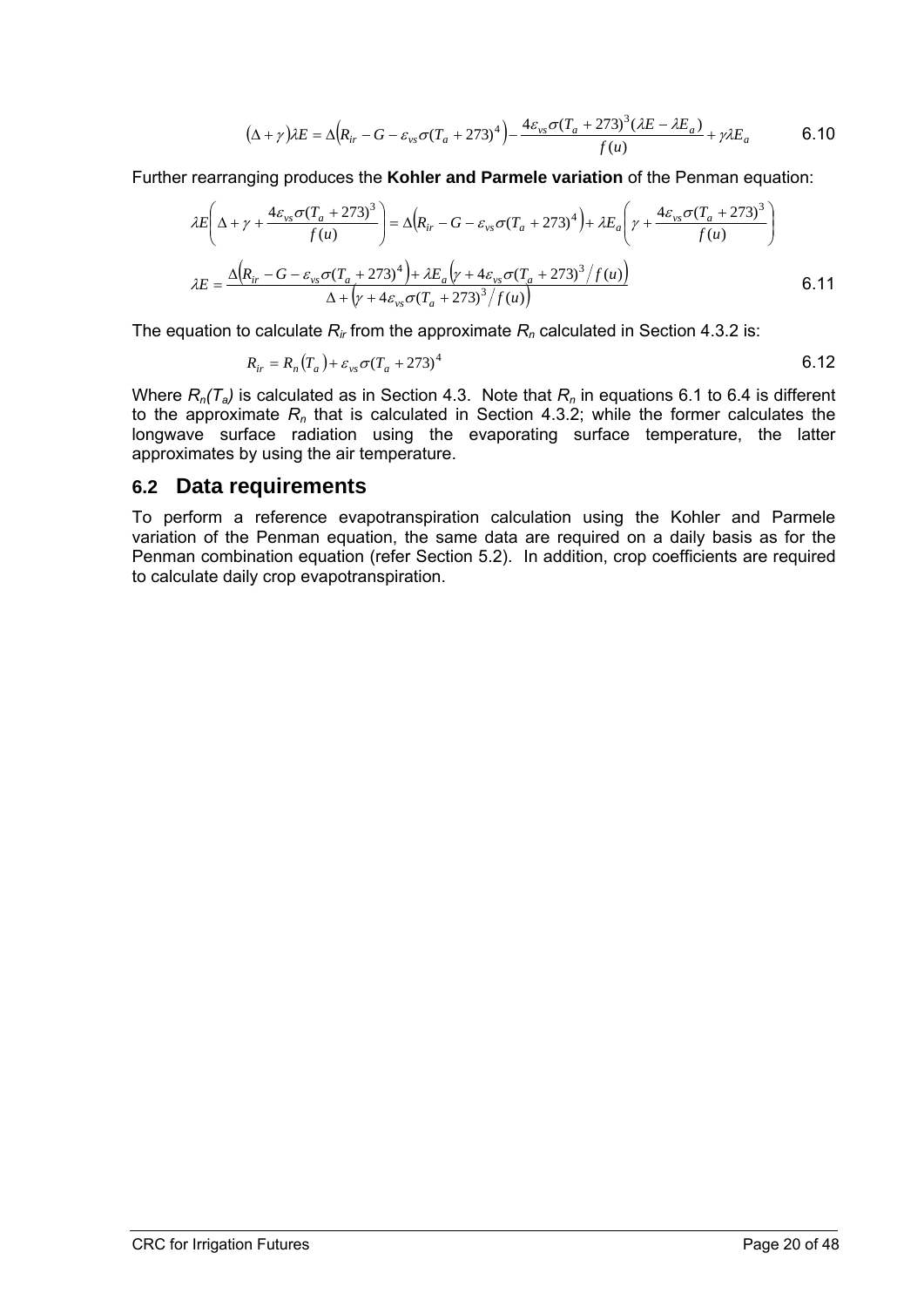$$(\Delta + \gamma)\lambda E = \Delta\left(R_{ir} - G - \varepsilon_{vs}\sigma(T_a + 273)^4\right) - \frac{4\varepsilon_{vs}\sigma(T_a + 273)^3(\lambda E - \lambda E_a)}{f(u)} + \gamma\lambda E_a \qquad 6.10$$

Further rearranging produces the **Kohler and Parmele variation** of the Penman equation:

$$\lambda E\left(\Delta + \gamma + \frac{4\varepsilon_{vs}\sigma(T_a + 273)^3}{f(u)}\right) = \Delta\left(R_{ir} - G - \varepsilon_{vs}\sigma(T_a + 273)^4\right) + \lambda E_a\left(\gamma + \frac{4\varepsilon_{vs}\sigma(T_a + 273)^3}{f(u)}\right)$$

$$\lambda E = \frac{\Delta\left(R_{ir} - G - \varepsilon_{vs}\sigma(T_a + 273)^4\right) + \lambda E_a\left(\gamma + 4\varepsilon_{vs}\sigma(T_a + 273)^3 / f(u)\right)}{\Delta + \left(\gamma + 4\varepsilon_{vs}\sigma(T_a + 273)^3 / f(u)\right)} \qquad 6.11$$

The equation to calculate $R_{ir}$ from the approximate $R_n$ calculated in Section 4.3.2 is:

$$R_{ir} = R_n(T_a) + \varepsilon_{vs}\sigma(T_a + 273)^4 \qquad 6.12$$

Where $R_n(T_a)$ is calculated as in Section 4.3. Note that $R_n$ in equations 6.1 to 6.4 is different to the approximate $R_n$ that is calculated in Section 4.3.2; while the former calculates the longwave surface radiation using the evaporating surface temperature, the latter approximates by using the air temperature.

## 6.2 Data requirements

To perform a reference evapotranspiration calculation using the Kohler and Parmele variation of the Penman equation, the same data are required on a daily basis as for the Penman combination equation (refer Section 5.2). In addition, crop coefficients are required to calculate daily crop evapotranspiration.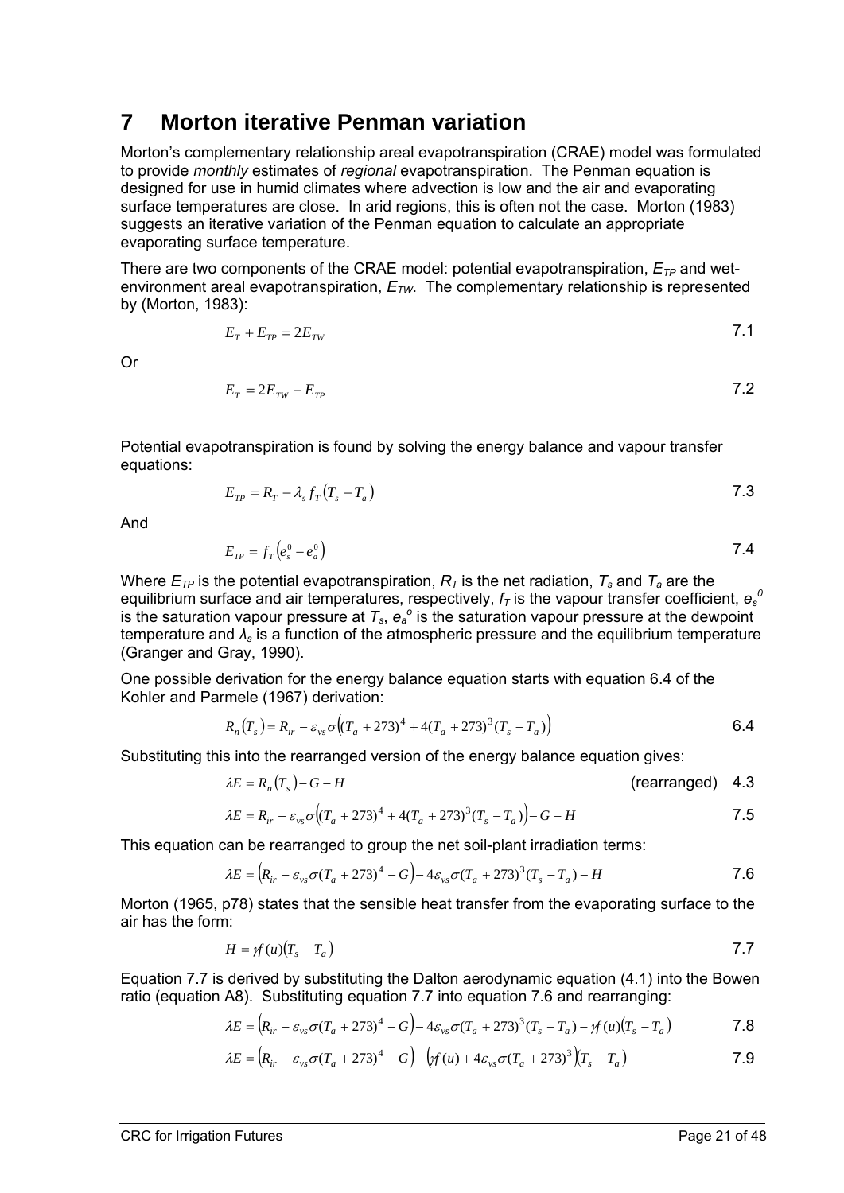# 7 Morton iterative Penman variation

Morton's complementary relationship areal evapotranspiration (CRAE) model was formulated to provide *monthly* estimates of *regional* evapotranspiration. The Penman equation is designed for use in humid climates where advection is low and the air and evaporating surface temperatures are close. In arid regions, this is often not the case. Morton (1983) suggests an iterative variation of the Penman equation to calculate an appropriate evaporating surface temperature.

There are two components of the CRAE model: potential evapotranspiration, $E_{TP}$ and wet-environment areal evapotranspiration, $E_{TW}$. The complementary relationship is represented by (Morton, 1983):

$$E_T + E_{TP} = 2E_{TW} \tag{7.1}$$

Or

$$E_T = 2E_{TW} - E_{TP} \tag{7.2}$$

Potential evapotranspiration is found by solving the energy balance and vapour transfer equations:

$$E_{TP} = R_T - \lambda_s f_T (T_s - T_a) \tag{7.3}$$

And

$$E_{TP} = f_T \left(e_s^0 - e_a^0\right) \tag{7.4}$$

Where $E_{TP}$ is the potential evapotranspiration, $R_T$ is the net radiation, $T_s$ and $T_a$ are the equilibrium surface and air temperatures, respectively, $f_T$ is the vapour transfer coefficient, $e_s^0$ is the saturation vapour pressure at $T_s$, $e_a^o$ is the saturation vapour pressure at the dewpoint temperature and $\lambda_s$ is a function of the atmospheric pressure and the equilibrium temperature (Granger and Gray, 1990).

One possible derivation for the energy balance equation starts with equation 6.4 of the Kohler and Parmele (1967) derivation:

$$R_n(T_s) = R_{ir} - \varepsilon_{vs}\sigma\left((T_a + 273)^4 + 4(T_a + 273)^3 (T_s - T_a)\right) \tag{6.4}$$

Substituting this into the rearranged version of the energy balance equation gives:

$$\lambda E = R_n(T_s) - G - H \qquad \text{(rearranged)} \tag{4.3}$$

$$\lambda E = R_{ir} - \varepsilon_{vs}\sigma\left((T_a + 273)^4 + 4(T_a + 273)^3 (T_s - T_a)\right) - G - H \tag{7.5}$$

This equation can be rearranged to group the net soil-plant irradiation terms:

$$\lambda E = \left(R_{ir} - \varepsilon_{vs}\sigma(T_a + 273)^4 - G\right) - 4\varepsilon_{vs}\sigma(T_a + 273)^3 (T_s - T_a) - H \tag{7.6}$$

Morton (1965, p78) states that the sensible heat transfer from the evaporating surface to the air has the form:

$$H = \gamma f(u)\left(T_s - T_a\right) \tag{7.7}$$

Equation 7.7 is derived by substituting the Dalton aerodynamic equation (4.1) into the Bowen ratio (equation A8). Substituting equation 7.7 into equation 7.6 and rearranging:

$$\lambda E = \left(R_{ir} - \varepsilon_{vs}\sigma(T_a + 273)^4 - G\right) - 4\varepsilon_{vs}\sigma(T_a + 273)^3 (T_s - T_a) - \gamma f(u)\left(T_s - T_a\right) \tag{7.8}$$

$$\lambda E = \left(R_{ir} - \varepsilon_{vs}\sigma(T_a + 273)^4 - G\right) - \left(\gamma f(u) + 4\varepsilon_{vs}\sigma(T_a + 273)^3\right)\left(T_s - T_a\right) \tag{7.9}$$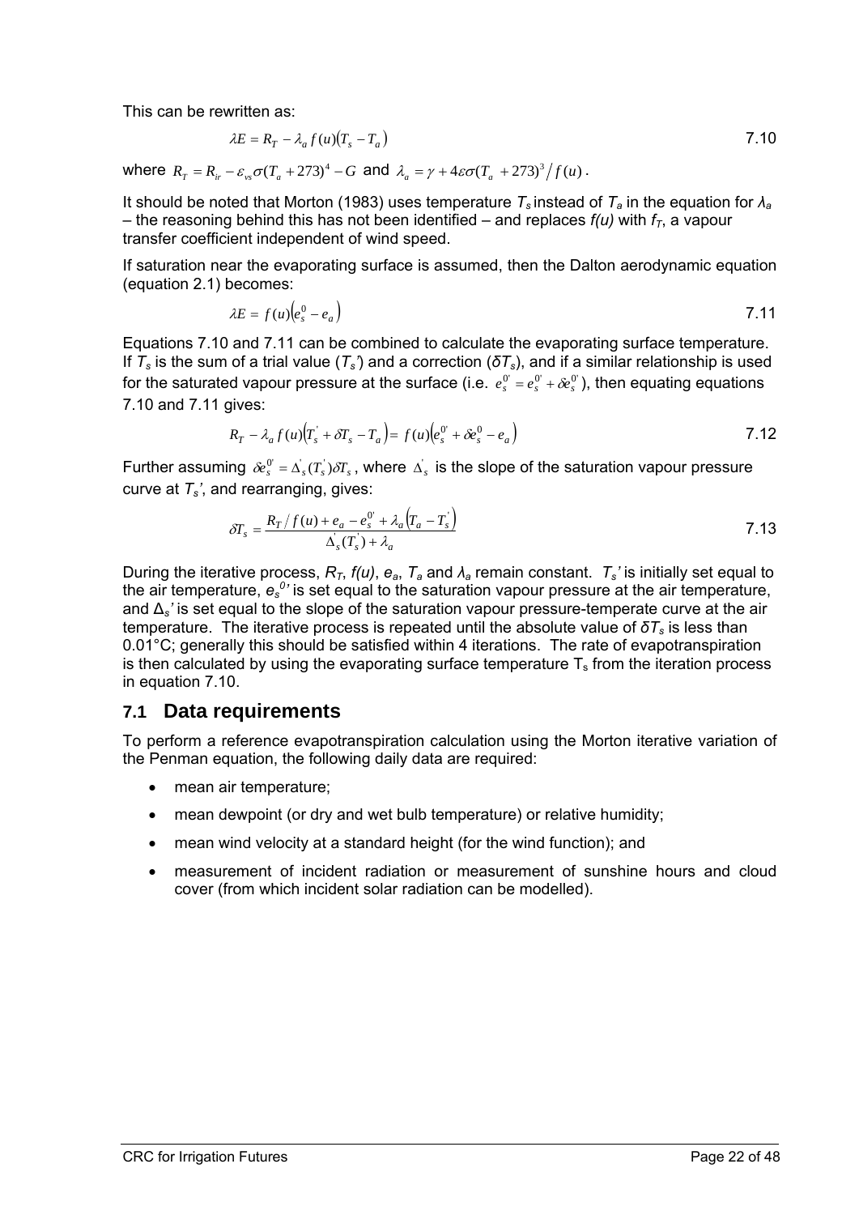This can be rewritten as:

$$\lambda E = R_T - \lambda_a f(u)(T_s - T_a) \tag{7.10}$$

where $R_T = R_{ir} - \varepsilon_{vs}\sigma(T_a + 273)^4 - G$ and $\lambda_a = \gamma + 4\varepsilon\sigma(T_a + 273)^3 / f(u)$.

It should be noted that Morton (1983) uses temperature $T_s$ instead of $T_a$ in the equation for $\lambda_a$ – the reasoning behind this has not been identified – and replaces $f(u)$ with $f_T$, a vapour transfer coefficient independent of wind speed.

If saturation near the evaporating surface is assumed, then the Dalton aerodynamic equation (equation 2.1) becomes:

$$\lambda E = f(u)\left(e_s^0 - e_a\right) \tag{7.11}$$

Equations 7.10 and 7.11 can be combined to calculate the evaporating surface temperature. If $T_s$ is the sum of a trial value ($T_s'$) and a correction ($\delta T_s$), and if a similar relationship is used for the saturated vapour pressure at the surface (i.e. $e_s^0 = e_s^{0'} + \delta e_s^{0'}$), then equating equations 7.10 and 7.11 gives:

$$R_T - \lambda_a f(u)\left(T_s' + \delta T_s - T_a\right) = f(u)\left(e_s^{0'} + \delta e_s^0 - e_a\right) \tag{7.12}$$

Further assuming $\delta e_s^{0'} = \Delta_s'(T_s')\delta T_s$, where $\Delta_s'$ is the slope of the saturation vapour pressure curve at $T_s'$, and rearranging, gives:

$$\delta T_s = \frac{R_T / f(u) + e_a - e_s^{0'} + \lambda_a\left(T_a - T_s'\right)}{\Delta_s'(T_s') + \lambda_a} \tag{7.13}$$

During the iterative process, $R_T$, $f(u)$, $e_a$, $T_a$ and $\lambda_a$ remain constant. $T_s'$ is initially set equal to the air temperature, $e_s^{0'}$ is set equal to the saturation vapour pressure at the air temperature, and $\Delta_s'$ is set equal to the slope of the saturation vapour pressure-temperate curve at the air temperature. The iterative process is repeated until the absolute value of $\delta T_s$ is less than 0.01°C; generally this should be satisfied within 4 iterations. The rate of evapotranspiration is then calculated by using the evaporating surface temperature $T_s$ from the iteration process in equation 7.10.

## 7.1 Data requirements

To perform a reference evapotranspiration calculation using the Morton iterative variation of the Penman equation, the following daily data are required:

- mean air temperature;
- mean dewpoint (or dry and wet bulb temperature) or relative humidity;
- mean wind velocity at a standard height (for the wind function); and
- measurement of incident radiation or measurement of sunshine hours and cloud cover (from which incident solar radiation can be modelled).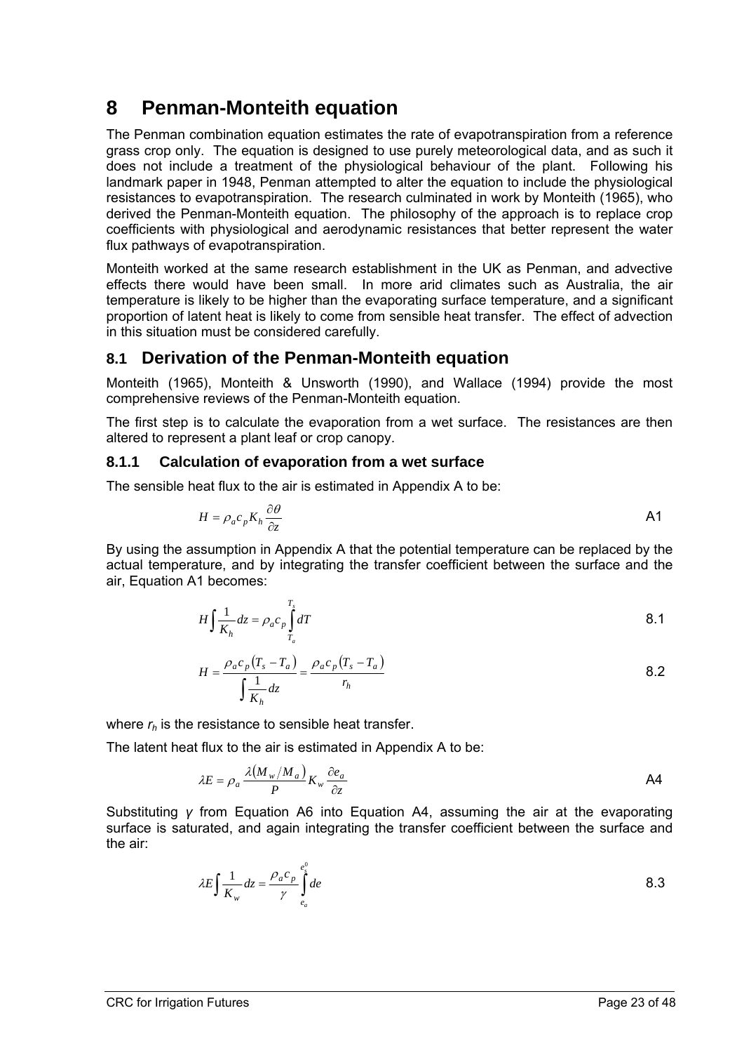# 8 Penman-Monteith equation

The Penman combination equation estimates the rate of evapotranspiration from a reference grass crop only. The equation is designed to use purely meteorological data, and as such it does not include a treatment of the physiological behaviour of the plant. Following his landmark paper in 1948, Penman attempted to alter the equation to include the physiological resistances to evapotranspiration. The research culminated in work by Monteith (1965), who derived the Penman-Monteith equation. The philosophy of the approach is to replace crop coefficients with physiological and aerodynamic resistances that better represent the water flux pathways of evapotranspiration.

Monteith worked at the same research establishment in the UK as Penman, and advective effects there would have been small. In more arid climates such as Australia, the air temperature is likely to be higher than the evaporating surface temperature, and a significant proportion of latent heat is likely to come from sensible heat transfer. The effect of advection in this situation must be considered carefully.

## 8.1 Derivation of the Penman-Monteith equation

Monteith (1965), Monteith & Unsworth (1990), and Wallace (1994) provide the most comprehensive reviews of the Penman-Monteith equation.

The first step is to calculate the evaporation from a wet surface. The resistances are then altered to represent a plant leaf or crop canopy.

### 8.1.1 Calculation of evaporation from a wet surface

The sensible heat flux to the air is estimated in Appendix A to be:

$$H = \rho_a c_p K_h \frac{\partial \theta}{\partial z} \qquad \text{A1}$$

By using the assumption in Appendix A that the potential temperature can be replaced by the actual temperature, and by integrating the transfer coefficient between the surface and the air, Equation A1 becomes:

$$H \int \frac{1}{K_h} dz = \rho_a c_p \int_{T_a}^{T_s} dT \qquad 8.1$$

$$H = \frac{\rho_a c_p \left(T_s - T_a\right)}{\int \frac{1}{K_h} dz} = \frac{\rho_a c_p \left(T_s - T_a\right)}{r_h} \qquad 8.2$$

where $r_h$ is the resistance to sensible heat transfer.

The latent heat flux to the air is estimated in Appendix A to be:

$$\lambda E = \rho_a \frac{\lambda \left(M_w / M_a\right)}{P} K_w \frac{\partial e_a}{\partial z} \qquad \text{A4}$$

Substituting $\gamma$ from Equation A6 into Equation A4, assuming the air at the evaporating surface is saturated, and again integrating the transfer coefficient between the surface and the air:

$$\lambda E \int \frac{1}{K_w} dz = \frac{\rho_a c_p}{\gamma} \int_{e_a}^{e_s^0} de \qquad 8.3$$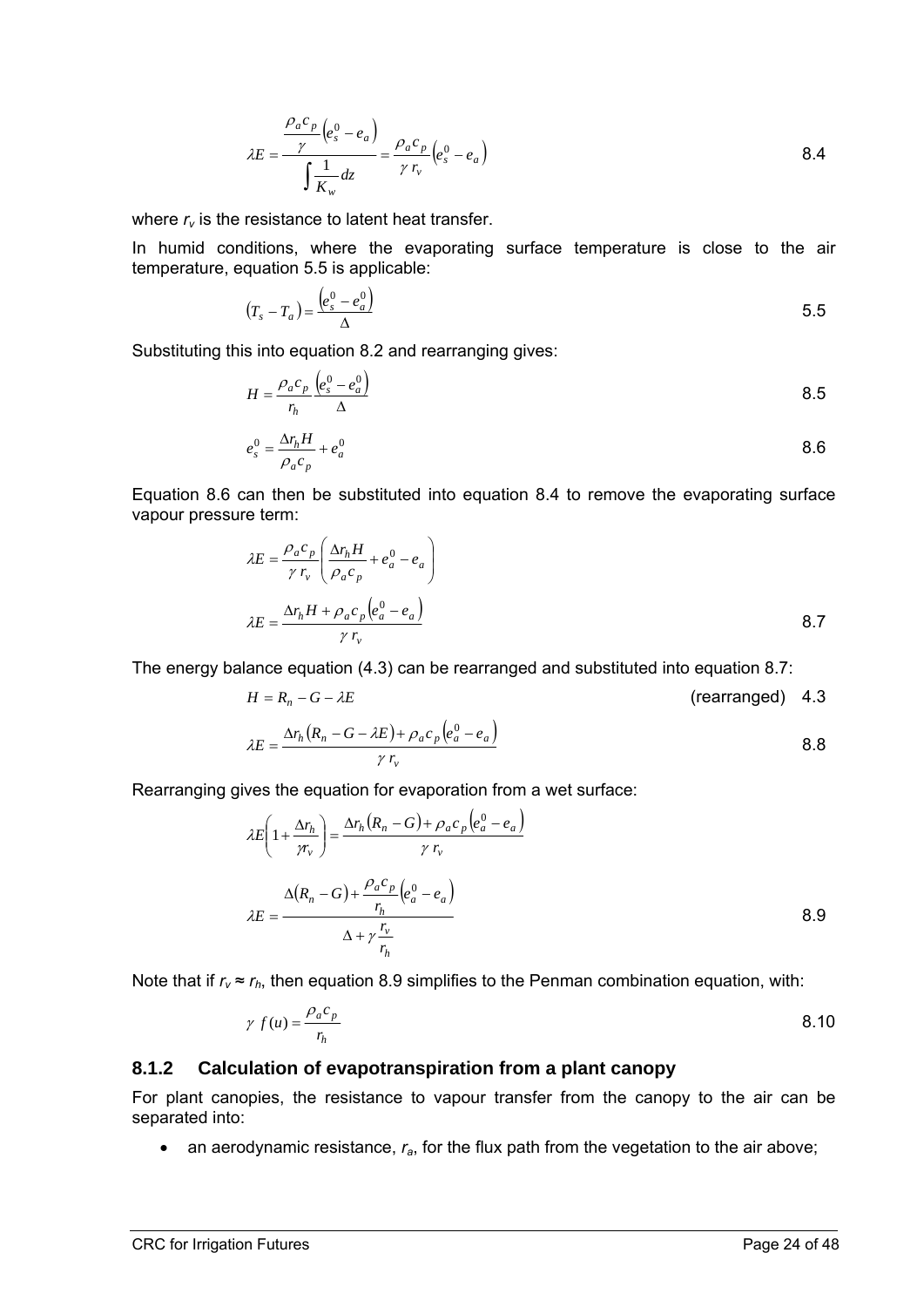$$\lambda E = \frac{\frac{\rho_a c_p}{\gamma}\left(e_s^0 - e_a\right)}{\int \frac{1}{K_w} dz} = \frac{\rho_a c_p}{\gamma\, r_v}\left(e_s^0 - e_a\right) \tag{8.4}$$

where $r_v$ is the resistance to latent heat transfer.

In humid conditions, where the evaporating surface temperature is close to the air temperature, equation 5.5 is applicable:

$$\left(T_s - T_a\right) = \frac{\left(e_s^0 - e_a^0\right)}{\Delta} \tag{5.5}$$

Substituting this into equation 8.2 and rearranging gives:

$$H = \frac{\rho_a c_p}{r_h} \frac{\left(e_s^0 - e_a^0\right)}{\Delta} \tag{8.5}$$

$$e_s^0 = \frac{\Delta r_h H}{\rho_a c_p} + e_a^0 \tag{8.6}$$

Equation 8.6 can then be substituted into equation 8.4 to remove the evaporating surface vapour pressure term:

$$\lambda E = \frac{\rho_a c_p}{\gamma\, r_v}\left(\frac{\Delta r_h H}{\rho_a c_p} + e_a^0 - e_a\right)$$

$$\lambda E = \frac{\Delta r_h H + \rho_a c_p \left(e_a^0 - e_a\right)}{\gamma\, r_v} \tag{8.7}$$

The energy balance equation (4.3) can be rearranged and substituted into equation 8.7:

$$H = R_n - G - \lambda E \qquad \text{(rearranged)} \tag{4.3}$$

$$\lambda E = \frac{\Delta r_h \left(R_n - G - \lambda E\right) + \rho_a c_p \left(e_a^0 - e_a\right)}{\gamma\, r_v} \tag{8.8}$$

Rearranging gives the equation for evaporation from a wet surface:

$$\lambda E\left(1 + \frac{\Delta r_h}{\gamma r_v}\right) = \frac{\Delta r_h \left(R_n - G\right) + \rho_a c_p \left(e_a^0 - e_a\right)}{\gamma\, r_v}$$

$$\lambda E = \frac{\Delta\left(R_n - G\right) + \frac{\rho_a c_p}{r_h}\left(e_a^0 - e_a\right)}{\Delta + \gamma \frac{r_v}{r_h}} \tag{8.9}$$

Note that if $r_v \approx r_h$, then equation 8.9 simplifies to the Penman combination equation, with:

$$\gamma\; f(u) = \frac{\rho_a c_p}{r_h} \tag{8.10}$$

### 8.1.2 Calculation of evapotranspiration from a plant canopy

For plant canopies, the resistance to vapour transfer from the canopy to the air can be separated into:

- an aerodynamic resistance, $r_a$, for the flux path from the vegetation to the air above;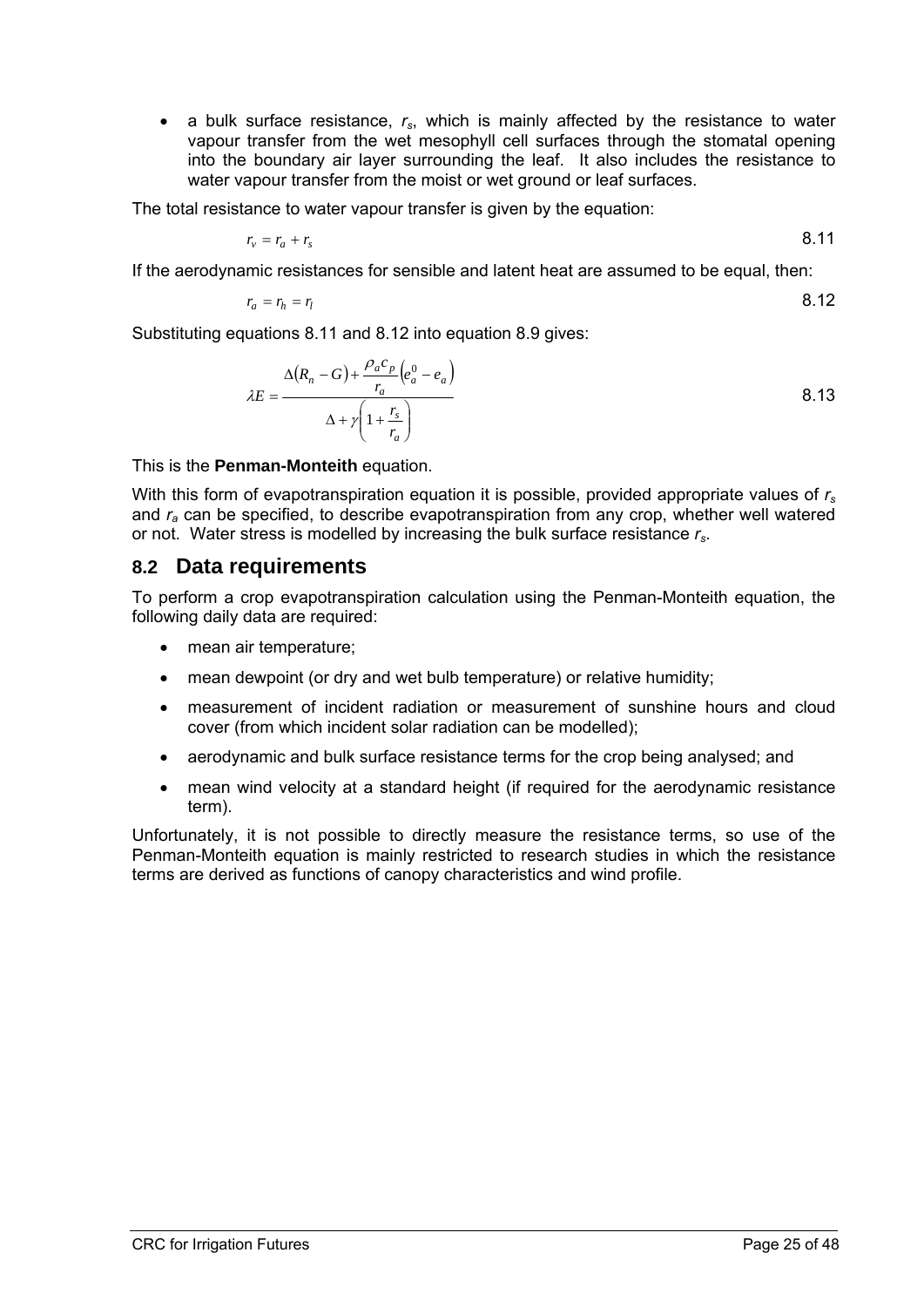- a bulk surface resistance, $r_s$, which is mainly affected by the resistance to water vapour transfer from the wet mesophyll cell surfaces through the stomatal opening into the boundary air layer surrounding the leaf. It also includes the resistance to water vapour transfer from the moist or wet ground or leaf surfaces.

The total resistance to water vapour transfer is given by the equation:

$$r_v = r_a + r_s \tag{8.11}$$

If the aerodynamic resistances for sensible and latent heat are assumed to be equal, then:

$$r_a = r_h = r_l \tag{8.12}$$

Substituting equations 8.11 and 8.12 into equation 8.9 gives:

$$\lambda E = \frac{\Delta(R_n - G) + \dfrac{\rho_a c_p}{r_a}\left(e_a^0 - e_a\right)}{\Delta + \gamma\left(1 + \dfrac{r_s}{r_a}\right)} \tag{8.13}$$

This is the **Penman-Monteith** equation.

With this form of evapotranspiration equation it is possible, provided appropriate values of $r_s$ and $r_a$ can be specified, to describe evapotranspiration from any crop, whether well watered or not. Water stress is modelled by increasing the bulk surface resistance $r_s$.

## 8.2 Data requirements

To perform a crop evapotranspiration calculation using the Penman-Monteith equation, the following daily data are required:

- mean air temperature;
- mean dewpoint (or dry and wet bulb temperature) or relative humidity;
- measurement of incident radiation or measurement of sunshine hours and cloud cover (from which incident solar radiation can be modelled);
- aerodynamic and bulk surface resistance terms for the crop being analysed; and
- mean wind velocity at a standard height (if required for the aerodynamic resistance term).

Unfortunately, it is not possible to directly measure the resistance terms, so use of the Penman-Monteith equation is mainly restricted to research studies in which the resistance terms are derived as functions of canopy characteristics and wind profile.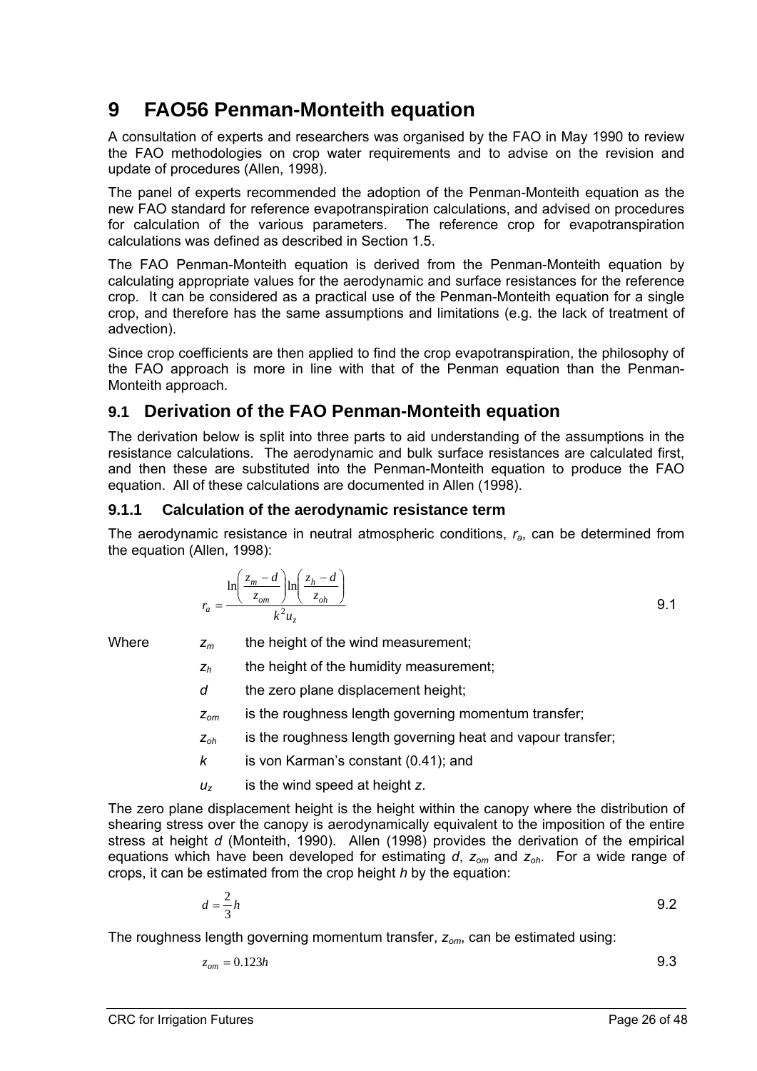# 9 FAO56 Penman-Monteith equation

A consultation of experts and researchers was organised by the FAO in May 1990 to review the FAO methodologies on crop water requirements and to advise on the revision and update of procedures (Allen, 1998).

The panel of experts recommended the adoption of the Penman-Monteith equation as the new FAO standard for reference evapotranspiration calculations, and advised on procedures for calculation of the various parameters. The reference crop for evapotranspiration calculations was defined as described in Section 1.5.

The FAO Penman-Monteith equation is derived from the Penman-Monteith equation by calculating appropriate values for the aerodynamic and surface resistances for the reference crop. It can be considered as a practical use of the Penman-Monteith equation for a single crop, and therefore has the same assumptions and limitations (e.g. the lack of treatment of advection).

Since crop coefficients are then applied to find the crop evapotranspiration, the philosophy of the FAO approach is more in line with that of the Penman equation than the Penman-Monteith approach.

## 9.1 Derivation of the FAO Penman-Monteith equation

The derivation below is split into three parts to aid understanding of the assumptions in the resistance calculations. The aerodynamic and bulk surface resistances are calculated first, and then these are substituted into the Penman-Monteith equation to produce the FAO equation. All of these calculations are documented in Allen (1998).

### 9.1.1 Calculation of the aerodynamic resistance term

The aerodynamic resistance in neutral atmospheric conditions, $r_a$, can be determined from the equation (Allen, 1998):

$$r_a = \frac{\ln\left(\frac{z_m - d}{z_{om}}\right)\ln\left(\frac{z_h - d}{z_{oh}}\right)}{k^2 u_z} \tag{9.1}$$

Where

- $z_m$ the height of the wind measurement;
- $z_h$ the height of the humidity measurement;
- $d$ the zero plane displacement height;
- $z_{om}$ is the roughness length governing momentum transfer;
- $z_{oh}$ is the roughness length governing heat and vapour transfer;
- $k$ is von Karman's constant (0.41); and
- $u_z$ is the wind speed at height $z$.

The zero plane displacement height is the height within the canopy where the distribution of shearing stress over the canopy is aerodynamically equivalent to the imposition of the entire stress at height $d$ (Monteith, 1990). Allen (1998) provides the derivation of the empirical equations which have been developed for estimating $d$, $z_{om}$ and $z_{oh}$. For a wide range of crops, it can be estimated from the crop height $h$ by the equation:

$$d = \frac{2}{3}h \tag{9.2}$$

The roughness length governing momentum transfer, $z_{om}$, can be estimated using:

$$z_{om} = 0.123h \tag{9.3}$$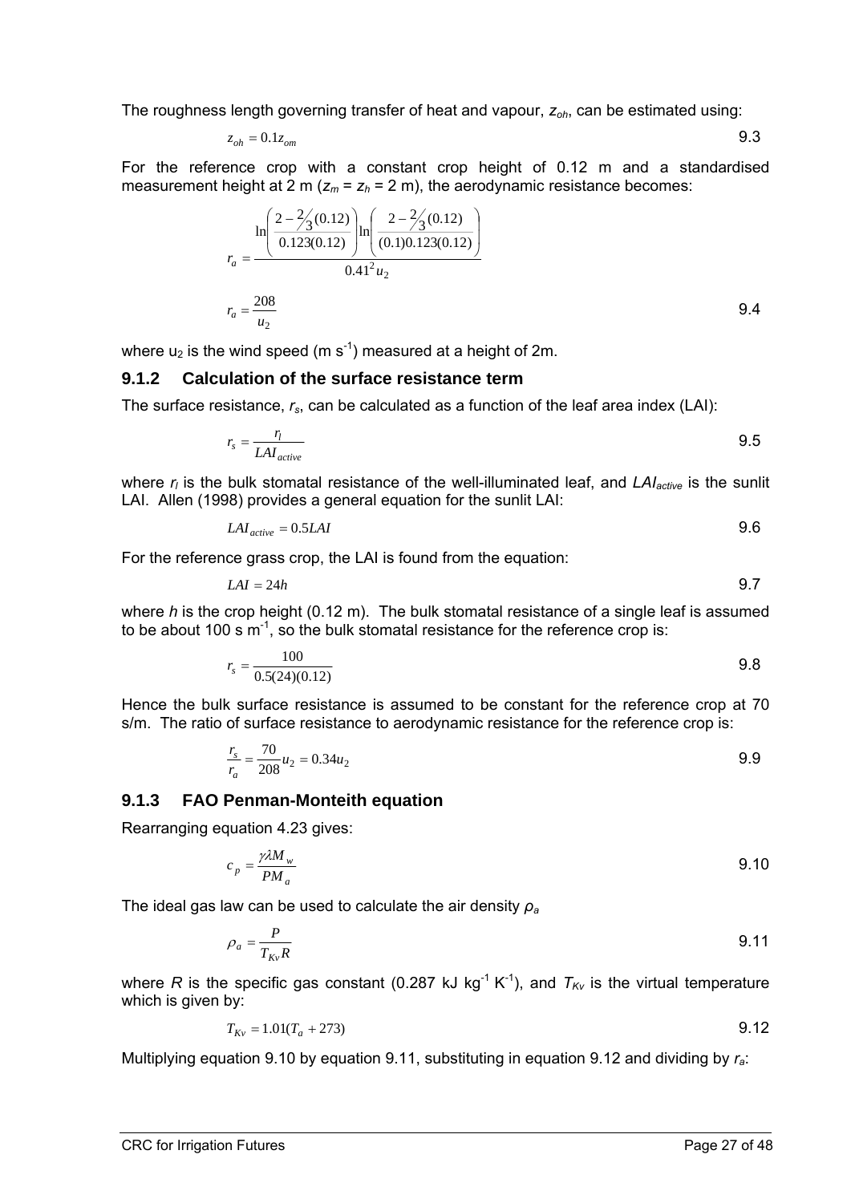The roughness length governing transfer of heat and vapour, $z_{oh}$, can be estimated using:

$$z_{oh} = 0.1 z_{om} \tag{9.3}$$

For the reference crop with a constant crop height of 0.12 m and a standardised measurement height at 2 m ($z_m$ = $z_h$ = 2 m), the aerodynamic resistance becomes:

$$r_a = \frac{\ln\left(\frac{2 - \frac{2}{3}(0.12)}{0.123(0.12)}\right)\ln\left(\frac{2 - \frac{2}{3}(0.12)}{(0.1)0.123(0.12)}\right)}{0.41^2 u_2}$$

$$r_a = \frac{208}{u_2} \tag{9.4}$$

where $u_2$ is the wind speed (m $s^{-1}$) measured at a height of 2m.

### 9.1.2 Calculation of the surface resistance term

The surface resistance, $r_s$, can be calculated as a function of the leaf area index (LAI):

$$r_s = \frac{r_l}{LAI_{active}} \tag{9.5}$$

where $r_l$ is the bulk stomatal resistance of the well-illuminated leaf, and $LAI_{active}$ is the sunlit LAI. Allen (1998) provides a general equation for the sunlit LAI:

$$LAI_{active} = 0.5 LAI \tag{9.6}$$

For the reference grass crop, the LAI is found from the equation:

$$LAI = 24h \tag{9.7}$$

where $h$ is the crop height (0.12 m). The bulk stomatal resistance of a single leaf is assumed to be about 100 s $m^{-1}$, so the bulk stomatal resistance for the reference crop is:

$$r_s = \frac{100}{0.5(24)(0.12)} \tag{9.8}$$

Hence the bulk surface resistance is assumed to be constant for the reference crop at 70 s/m. The ratio of surface resistance to aerodynamic resistance for the reference crop is:

$$\frac{r_s}{r_a} = \frac{70}{208} u_2 = 0.34 u_2 \tag{9.9}$$

### 9.1.3 FAO Penman-Monteith equation

Rearranging equation 4.23 gives:

$$c_p = \frac{\gamma \lambda M_w}{P M_a} \tag{9.10}$$

The ideal gas law can be used to calculate the air density $\rho_a$

$$\rho_a = \frac{P}{T_{Kv} R} \tag{9.11}$$

where $R$ is the specific gas constant (0.287 kJ $kg^{-1}$ $K^{-1}$), and $T_{Kv}$ is the virtual temperature which is given by:

$$T_{Kv} = 1.01(T_a + 273) \tag{9.12}$$

Multiplying equation 9.10 by equation 9.11, substituting in equation 9.12 and dividing by $r_a$: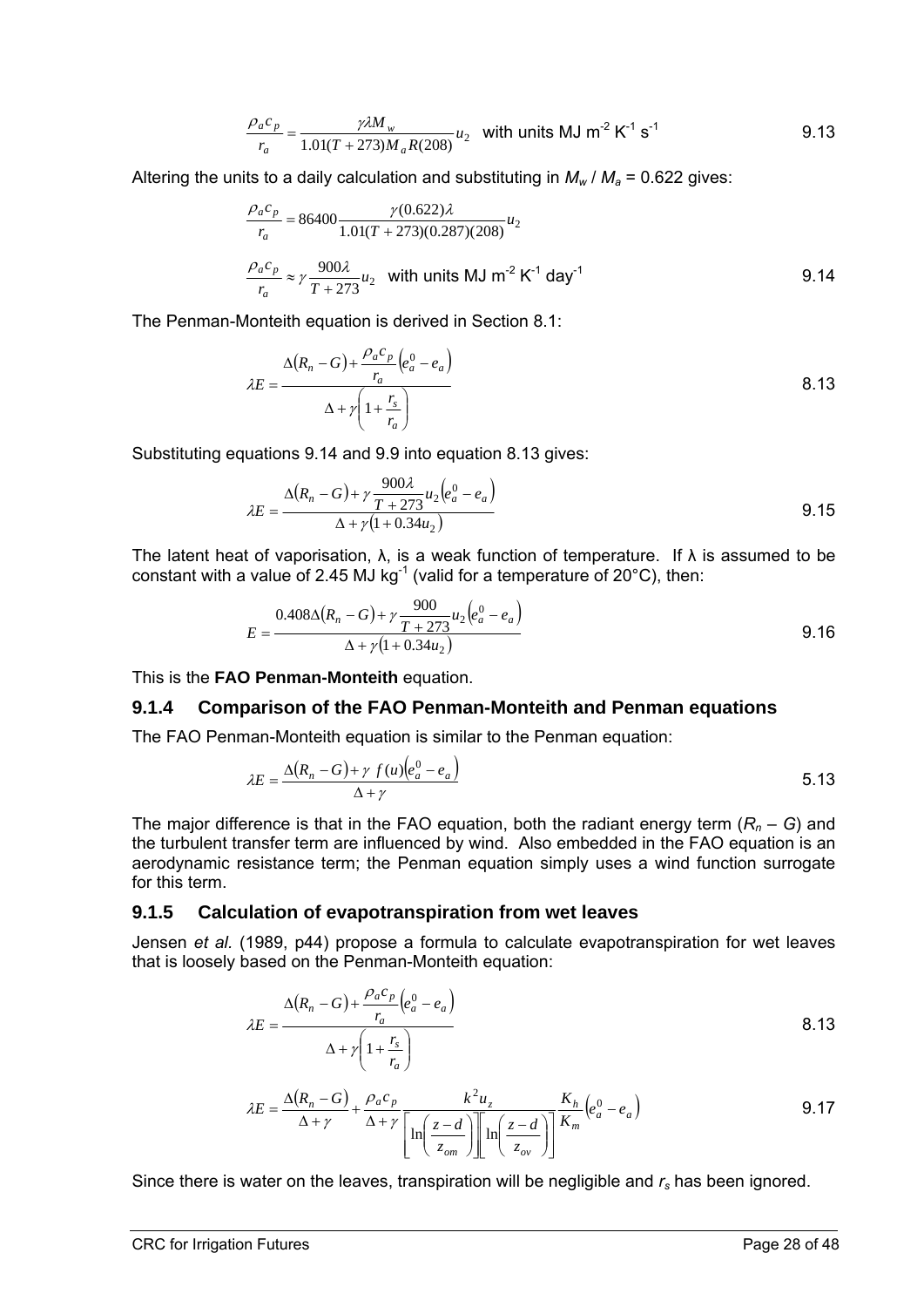$$\frac{\rho_a c_p}{r_a} = \frac{\gamma \lambda M_w}{1.01(T+273) M_a R(208)} u_2 \quad \text{with units MJ m}^{-2}\text{ K}^{-1}\text{ s}^{-1} \qquad 9.13$$

Altering the units to a daily calculation and substituting in $M_w$ / $M_a$ = 0.622 gives:

$$\frac{\rho_a c_p}{r_a} = 86400 \frac{\gamma(0.622)\lambda}{1.01(T+273)(0.287)(208)} u_2$$

$$\frac{\rho_a c_p}{r_a} \approx \gamma \frac{900\lambda}{T+273} u_2 \quad \text{with units MJ m}^{-2}\text{ K}^{-1}\text{ day}^{-1} \qquad 9.14$$

The Penman-Monteith equation is derived in Section 8.1:

$$\lambda E = \frac{\Delta(R_n - G) + \frac{\rho_a c_p}{r_a}\left(e_a^0 - e_a\right)}{\Delta + \gamma\left(1 + \frac{r_s}{r_a}\right)} \qquad 8.13$$

Substituting equations 9.14 and 9.9 into equation 8.13 gives:

$$\lambda E = \frac{\Delta(R_n - G) + \gamma \frac{900\lambda}{T+273} u_2 \left(e_a^0 - e_a\right)}{\Delta + \gamma(1 + 0.34 u_2)} \qquad 9.15$$

The latent heat of vaporisation, λ, is a weak function of temperature. If λ is assumed to be constant with a value of 2.45 MJ kg$^{-1}$ (valid for a temperature of 20°C), then:

$$E = \frac{0.408\Delta(R_n - G) + \gamma \frac{900}{T+273} u_2 \left(e_a^0 - e_a\right)}{\Delta + \gamma(1 + 0.34 u_2)} \qquad 9.16$$

This is the **FAO Penman-Monteith** equation.

### 9.1.4 Comparison of the FAO Penman-Monteith and Penman equations

The FAO Penman-Monteith equation is similar to the Penman equation:

$$\lambda E = \frac{\Delta(R_n - G) + \gamma\, f(u)\left(e_a^0 - e_a\right)}{\Delta + \gamma} \qquad 5.13$$

The major difference is that in the FAO equation, both the radiant energy term ($R_n$ – $G$) and the turbulent transfer term are influenced by wind. Also embedded in the FAO equation is an aerodynamic resistance term; the Penman equation simply uses a wind function surrogate for this term.

### 9.1.5 Calculation of evapotranspiration from wet leaves

Jensen *et al.* (1989, p44) propose a formula to calculate evapotranspiration for wet leaves that is loosely based on the Penman-Monteith equation:

$$\lambda E = \frac{\Delta(R_n - G) + \frac{\rho_a c_p}{r_a}\left(e_a^0 - e_a\right)}{\Delta + \gamma\left(1 + \frac{r_s}{r_a}\right)} \qquad 8.13$$

$$\lambda E = \frac{\Delta(R_n - G)}{\Delta + \gamma} + \frac{\rho_a c_p}{\Delta + \gamma} \frac{k^2 u_z}{\left[\ln\left(\frac{z-d}{z_{om}}\right)\right]\left[\ln\left(\frac{z-d}{z_{ov}}\right)\right]} \frac{K_h}{K_m}\left(e_a^0 - e_a\right) \qquad 9.17$$

Since there is water on the leaves, transpiration will be negligible and $r_s$ has been ignored.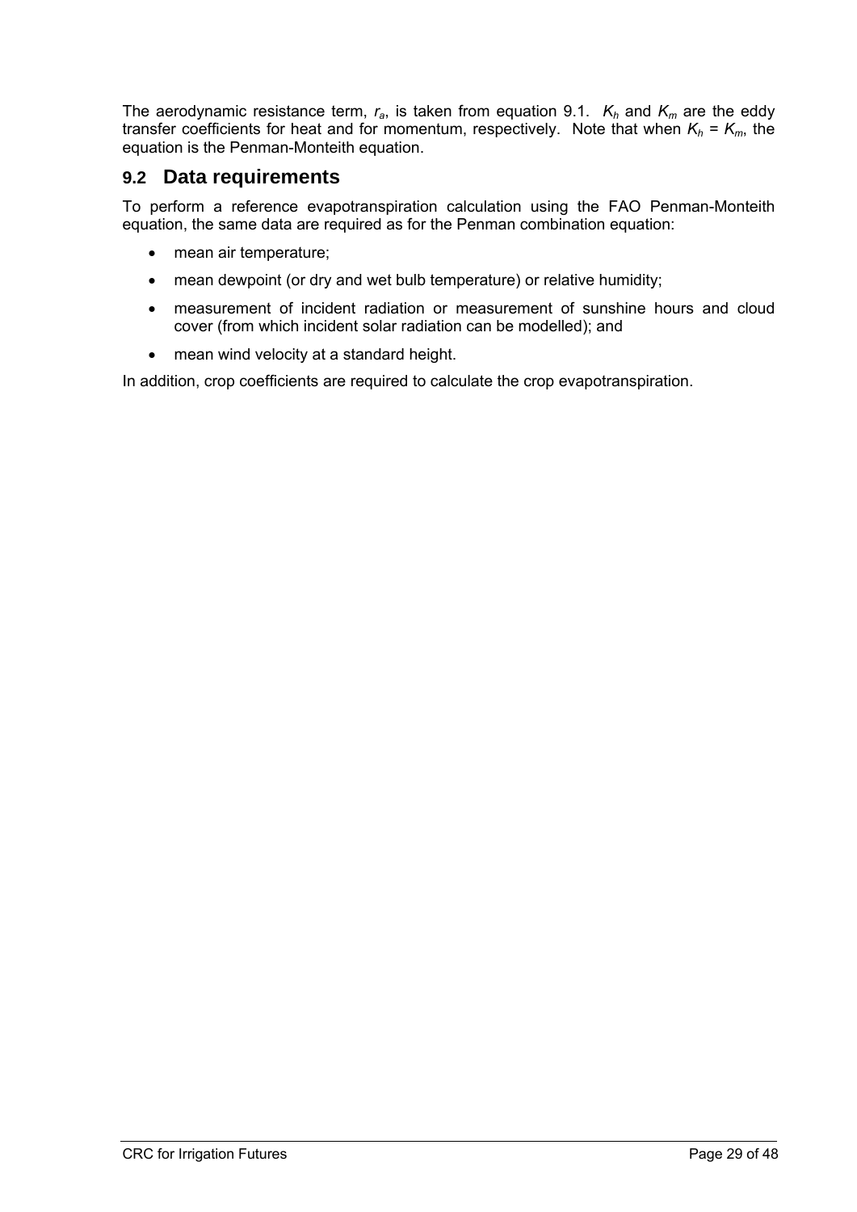The aerodynamic resistance term, $r_a$, is taken from equation 9.1. $K_h$ and $K_m$ are the eddy transfer coefficients for heat and for momentum, respectively. Note that when $K_h = K_m$, the equation is the Penman-Monteith equation.

## 9.2 Data requirements

To perform a reference evapotranspiration calculation using the FAO Penman-Monteith equation, the same data are required as for the Penman combination equation:

- mean air temperature;
- mean dewpoint (or dry and wet bulb temperature) or relative humidity;
- measurement of incident radiation or measurement of sunshine hours and cloud cover (from which incident solar radiation can be modelled); and
- mean wind velocity at a standard height.

In addition, crop coefficients are required to calculate the crop evapotranspiration.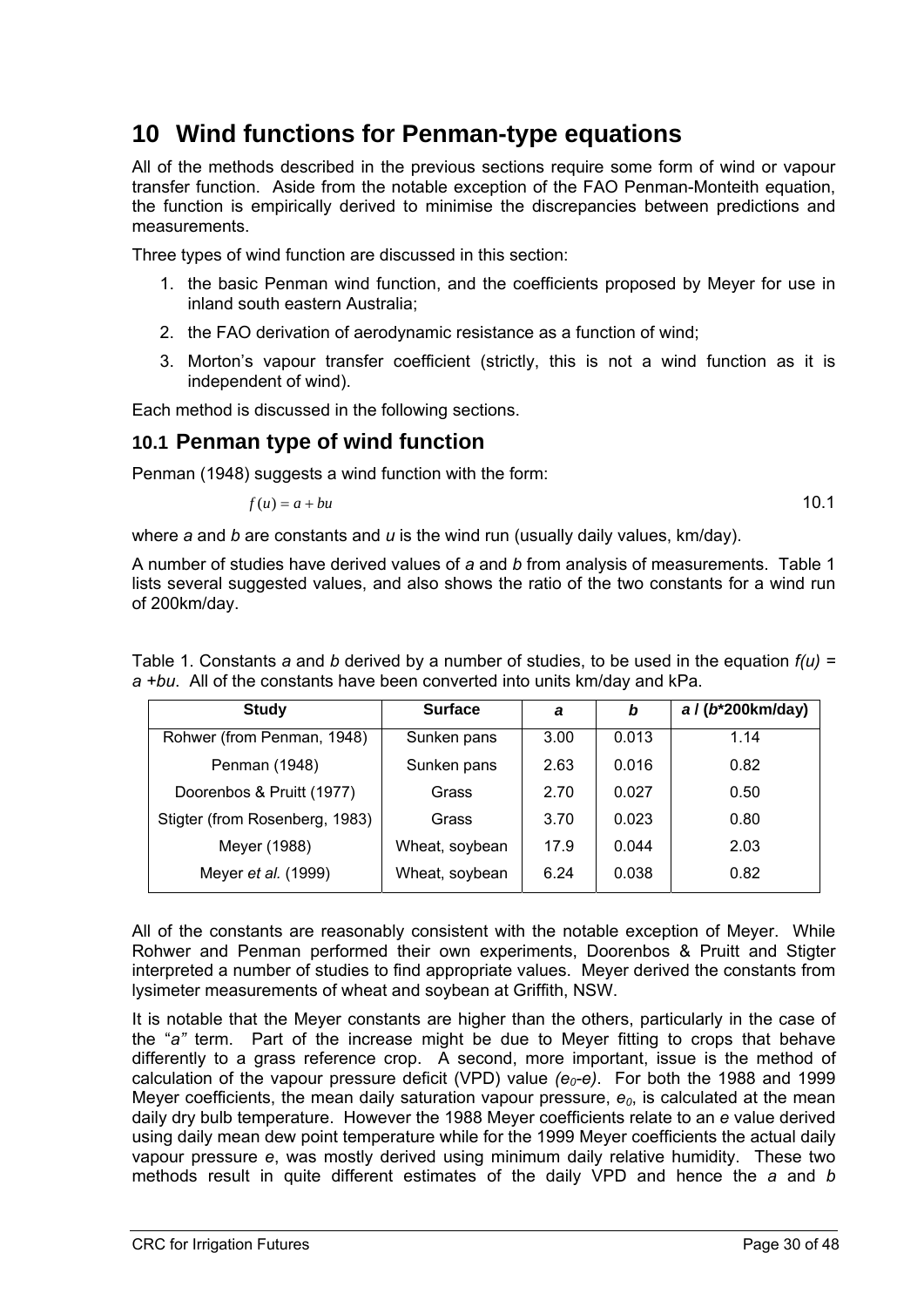# 10 Wind functions for Penman-type equations

All of the methods described in the previous sections require some form of wind or vapour transfer function. Aside from the notable exception of the FAO Penman-Monteith equation, the function is empirically derived to minimise the discrepancies between predictions and measurements.

Three types of wind function are discussed in this section:

1. the basic Penman wind function, and the coefficients proposed by Meyer for use in inland south eastern Australia;
2. the FAO derivation of aerodynamic resistance as a function of wind;
3. Morton's vapour transfer coefficient (strictly, this is not a wind function as it is independent of wind).

Each method is discussed in the following sections.

## 10.1 Penman type of wind function

Penman (1948) suggests a wind function with the form:

$$f(u) = a + bu \qquad 10.1$$

where *a* and *b* are constants and *u* is the wind run (usually daily values, km/day).

A number of studies have derived values of *a* and *b* from analysis of measurements. Table 1 lists several suggested values, and also shows the ratio of the two constants for a wind run of 200km/day.

Table 1. Constants *a* and *b* derived by a number of studies, to be used in the equation $f(u) = a + bu$. All of the constants have been converted into units km/day and kPa.

| Study | Surface | *a* | *b* | *a* / (*b*\*200km/day) |
|---|---|---|---|---|
| Rohwer (from Penman, 1948) | Sunken pans | 3.00 | 0.013 | 1.14 |
| Penman (1948) | Sunken pans | 2.63 | 0.016 | 0.82 |
| Doorenbos & Pruitt (1977) | Grass | 2.70 | 0.027 | 0.50 |
| Stigter (from Rosenberg, 1983) | Grass | 3.70 | 0.023 | 0.80 |
| Meyer (1988) | Wheat, soybean | 17.9 | 0.044 | 2.03 |
| Meyer *et al.* (1999) | Wheat, soybean | 6.24 | 0.038 | 0.82 |

All of the constants are reasonably consistent with the notable exception of Meyer. While Rohwer and Penman performed their own experiments, Doorenbos & Pruitt and Stigter interpreted a number of studies to find appropriate values. Meyer derived the constants from lysimeter measurements of wheat and soybean at Griffith, NSW.

It is notable that the Meyer constants are higher than the others, particularly in the case of the "*a"* term. Part of the increase might be due to Meyer fitting to crops that behave differently to a grass reference crop. A second, more important, issue is the method of calculation of the vapour pressure deficit (VPD) value $(e_0 - e)$. For both the 1988 and 1999 Meyer coefficients, the mean daily saturation vapour pressure, $e_0$, is calculated at the mean daily dry bulb temperature. However the 1988 Meyer coefficients relate to an *e* value derived using daily mean dew point temperature while for the 1999 Meyer coefficients the actual daily vapour pressure *e*, was mostly derived using minimum daily relative humidity. These two methods result in quite different estimates of the daily VPD and hence the *a* and *b*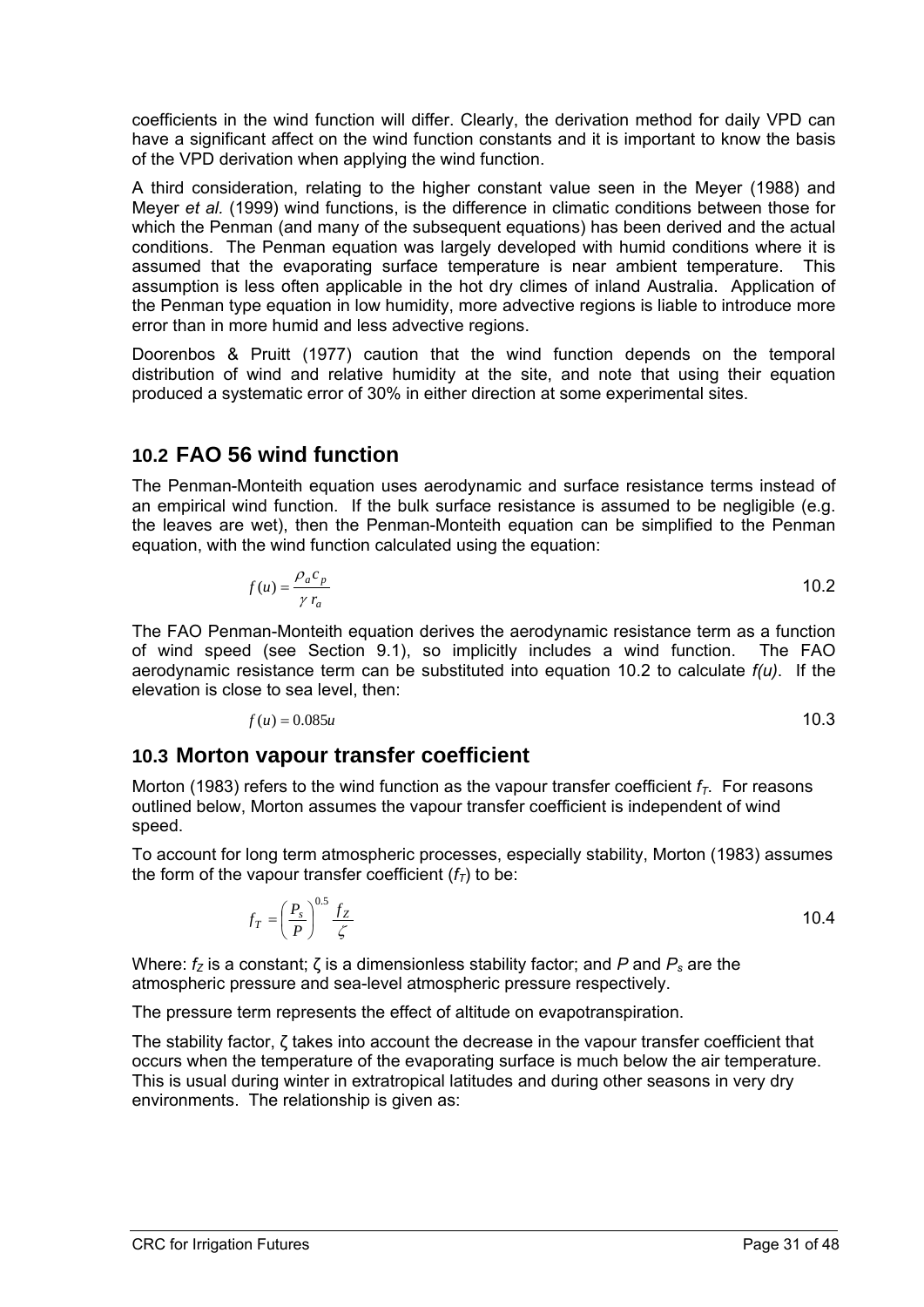coefficients in the wind function will differ. Clearly, the derivation method for daily VPD can have a significant affect on the wind function constants and it is important to know the basis of the VPD derivation when applying the wind function.

A third consideration, relating to the higher constant value seen in the Meyer (1988) and Meyer *et al.* (1999) wind functions, is the difference in climatic conditions between those for which the Penman (and many of the subsequent equations) has been derived and the actual conditions. The Penman equation was largely developed with humid conditions where it is assumed that the evaporating surface temperature is near ambient temperature. This assumption is less often applicable in the hot dry climes of inland Australia. Application of the Penman type equation in low humidity, more advective regions is liable to introduce more error than in more humid and less advective regions.

Doorenbos & Pruitt (1977) caution that the wind function depends on the temporal distribution of wind and relative humidity at the site, and note that using their equation produced a systematic error of 30% in either direction at some experimental sites.

## 10.2 FAO 56 wind function

The Penman-Monteith equation uses aerodynamic and surface resistance terms instead of an empirical wind function. If the bulk surface resistance is assumed to be negligible (e.g. the leaves are wet), then the Penman-Monteith equation can be simplified to the Penman equation, with the wind function calculated using the equation:

$$f(u) = \frac{\rho_a c_p}{\gamma \, r_a} \qquad 10.2$$

The FAO Penman-Monteith equation derives the aerodynamic resistance term as a function of wind speed (see Section 9.1), so implicitly includes a wind function. The FAO aerodynamic resistance term can be substituted into equation 10.2 to calculate *f(u)*. If the elevation is close to sea level, then:

$$f(u) = 0.085u \qquad 10.3$$

## 10.3 Morton vapour transfer coefficient

Morton (1983) refers to the wind function as the vapour transfer coefficient $f_T$. For reasons outlined below, Morton assumes the vapour transfer coefficient is independent of wind speed.

To account for long term atmospheric processes, especially stability, Morton (1983) assumes the form of the vapour transfer coefficient ($f_T$) to be:

$$f_T = \left(\frac{P_s}{P}\right)^{0.5} \frac{f_Z}{\zeta} \qquad 10.4$$

Where: $f_Z$ is a constant; ζ is a dimensionless stability factor; and $P$ and $P_s$ are the atmospheric pressure and sea-level atmospheric pressure respectively.

The pressure term represents the effect of altitude on evapotranspiration.

The stability factor, ζ takes into account the decrease in the vapour transfer coefficient that occurs when the temperature of the evaporating surface is much below the air temperature. This is usual during winter in extratropical latitudes and during other seasons in very dry environments. The relationship is given as: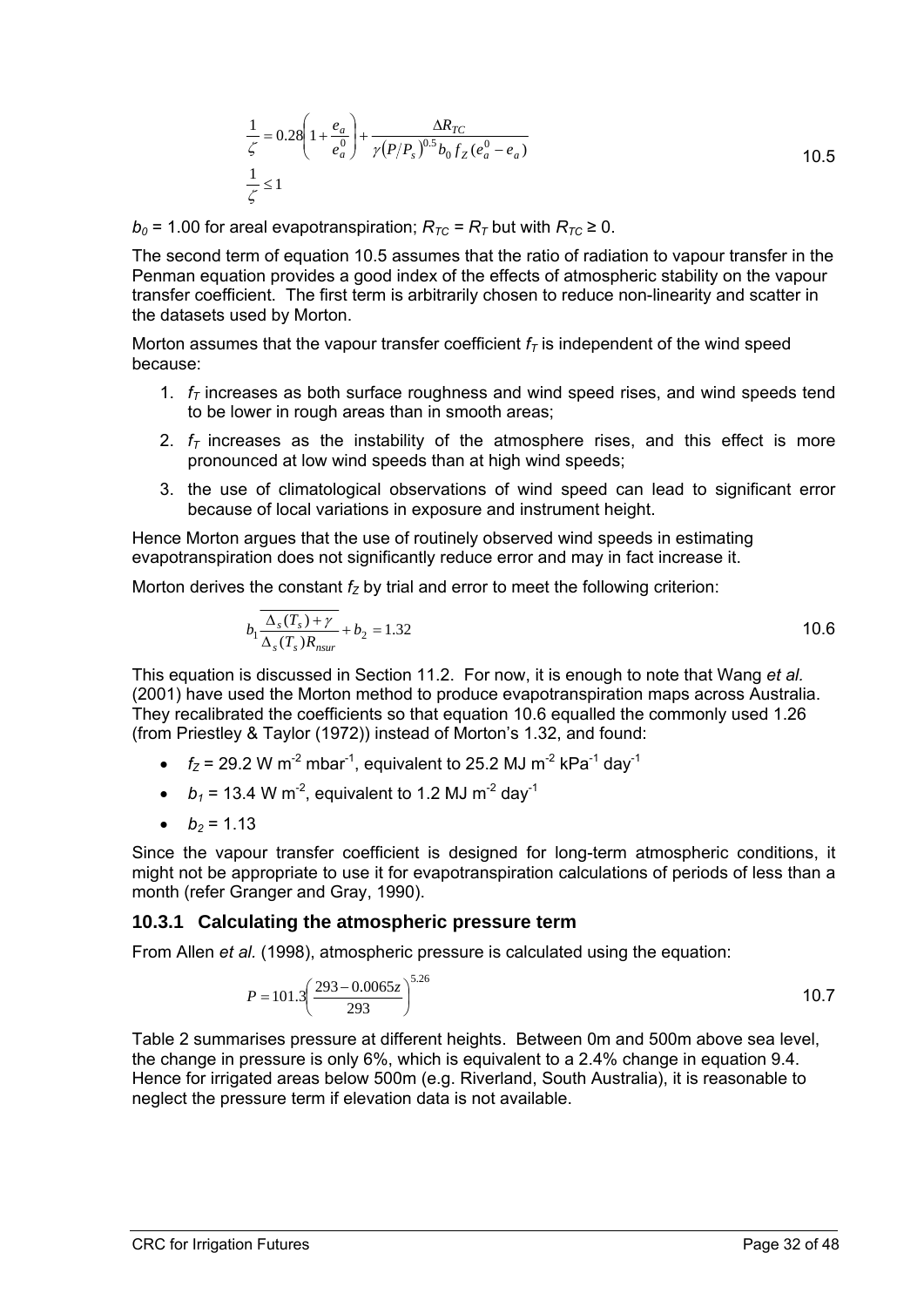$$\frac{1}{\zeta} = 0.28\left(1 + \frac{e_a}{e_a^0}\right) + \frac{\Delta R_{TC}}{\gamma (P/P_s)^{0.5} b_0 f_Z (e_a^0 - e_a)} \qquad \text{10.5}$$

$$\frac{1}{\zeta} \leq 1$$

$b_0$ = 1.00 for areal evapotranspiration; $R_{TC} = R_T$ but with $R_{TC} \geq 0$.

The second term of equation 10.5 assumes that the ratio of radiation to vapour transfer in the Penman equation provides a good index of the effects of atmospheric stability on the vapour transfer coefficient. The first term is arbitrarily chosen to reduce non-linearity and scatter in the datasets used by Morton.

Morton assumes that the vapour transfer coefficient $f_T$ is independent of the wind speed because:

1. $f_T$ increases as both surface roughness and wind speed rises, and wind speeds tend to be lower in rough areas than in smooth areas;
2. $f_T$ increases as the instability of the atmosphere rises, and this effect is more pronounced at low wind speeds than at high wind speeds;
3. the use of climatological observations of wind speed can lead to significant error because of local variations in exposure and instrument height.

Hence Morton argues that the use of routinely observed wind speeds in estimating evapotranspiration does not significantly reduce error and may in fact increase it.

Morton derives the constant $f_Z$ by trial and error to meet the following criterion:

$$b_1 \overline{\frac{\Delta_s(T_s) + \gamma}{\Delta_s(T_s) R_{nsur}}} + b_2 = 1.32 \qquad \text{10.6}$$

This equation is discussed in Section 11.2. For now, it is enough to note that Wang *et al.* (2001) have used the Morton method to produce evapotranspiration maps across Australia. They recalibrated the coefficients so that equation 10.6 equalled the commonly used 1.26 (from Priestley & Taylor (1972)) instead of Morton's 1.32, and found:

- $f_Z$ = 29.2 W m$^{-2}$ mbar$^{-1}$, equivalent to 25.2 MJ m$^{-2}$ kPa$^{-1}$ day$^{-1}$
- $b_1$ = 13.4 W m$^{-2}$, equivalent to 1.2 MJ m$^{-2}$ day$^{-1}$
- $b_2$ = 1.13

Since the vapour transfer coefficient is designed for long-term atmospheric conditions, it might not be appropriate to use it for evapotranspiration calculations of periods of less than a month (refer Granger and Gray, 1990).

### 10.3.1 Calculating the atmospheric pressure term

From Allen *et al.* (1998), atmospheric pressure is calculated using the equation:

$$P = 101.3\left(\frac{293 - 0.0065z}{293}\right)^{5.26} \qquad \text{10.7}$$

Table 2 summarises pressure at different heights. Between 0m and 500m above sea level, the change in pressure is only 6%, which is equivalent to a 2.4% change in equation 9.4. Hence for irrigated areas below 500m (e.g. Riverland, South Australia), it is reasonable to neglect the pressure term if elevation data is not available.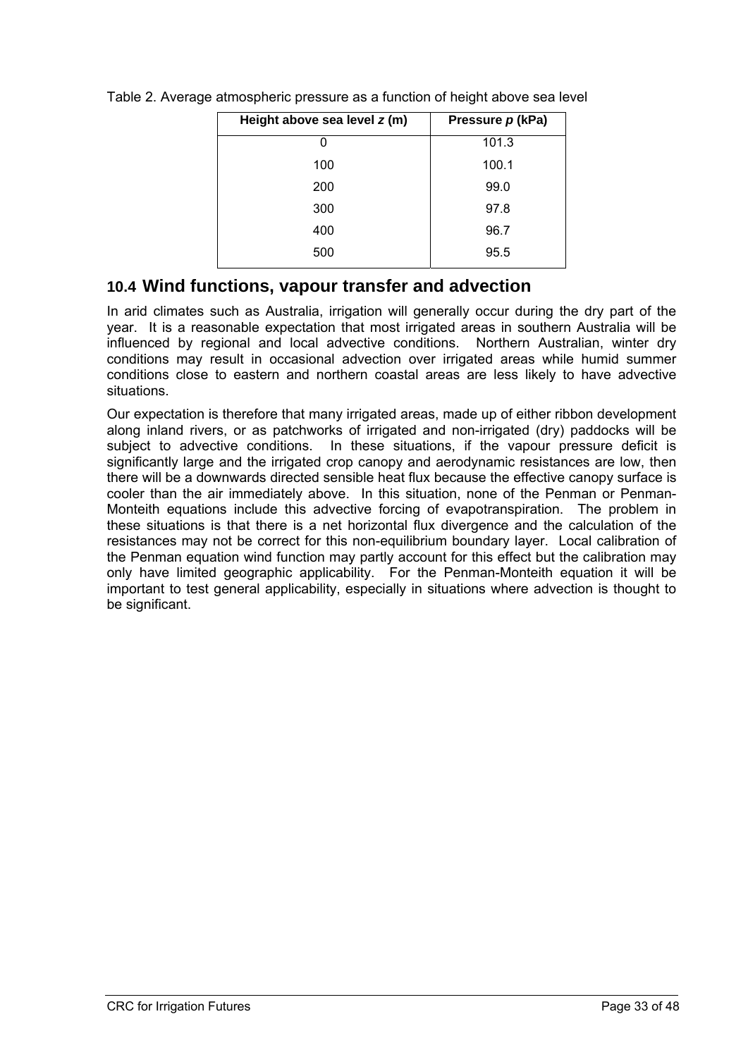Table 2. Average atmospheric pressure as a function of height above sea level

| Height above sea level *z* (m) | Pressure *p* (kPa) |
|---|---|
| 0 | 101.3 |
| 100 | 100.1 |
| 200 | 99.0 |
| 300 | 97.8 |
| 400 | 96.7 |
| 500 | 95.5 |

## 10.4 Wind functions, vapour transfer and advection

In arid climates such as Australia, irrigation will generally occur during the dry part of the year. It is a reasonable expectation that most irrigated areas in southern Australia will be influenced by regional and local advective conditions. Northern Australian, winter dry conditions may result in occasional advection over irrigated areas while humid summer conditions close to eastern and northern coastal areas are less likely to have advective situations.

Our expectation is therefore that many irrigated areas, made up of either ribbon development along inland rivers, or as patchworks of irrigated and non-irrigated (dry) paddocks will be subject to advective conditions. In these situations, if the vapour pressure deficit is significantly large and the irrigated crop canopy and aerodynamic resistances are low, then there will be a downwards directed sensible heat flux because the effective canopy surface is cooler than the air immediately above. In this situation, none of the Penman or Penman-Monteith equations include this advective forcing of evapotranspiration. The problem in these situations is that there is a net horizontal flux divergence and the calculation of the resistances may not be correct for this non-equilibrium boundary layer. Local calibration of the Penman equation wind function may partly account for this effect but the calibration may only have limited geographic applicability. For the Penman-Monteith equation it will be important to test general applicability, especially in situations where advection is thought to be significant.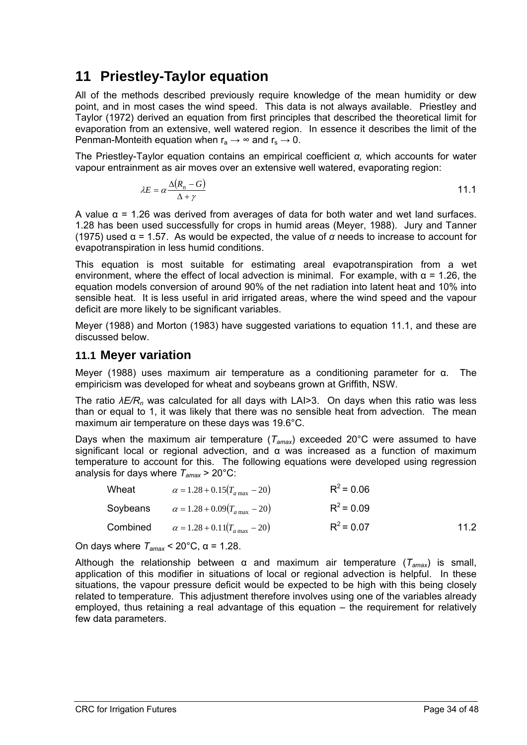# 11 Priestley-Taylor equation

All of the methods described previously require knowledge of the mean humidity or dew point, and in most cases the wind speed. This data is not always available. Priestley and Taylor (1972) derived an equation from first principles that described the theoretical limit for evaporation from an extensive, well watered region. In essence it describes the limit of the Penman-Monteith equation when $r_a \rightarrow \infty$ and $r_s \rightarrow 0$.

The Priestley-Taylor equation contains an empirical coefficient *α,* which accounts for water vapour entrainment as air moves over an extensive well watered, evaporating region:

$$\lambda E = \alpha \frac{\Delta (R_n - G)}{\Delta + \gamma} \tag{11.1}$$

A value α = 1.26 was derived from averages of data for both water and wet land surfaces. 1.28 has been used successfully for crops in humid areas (Meyer, 1988). Jury and Tanner (1975) used α = 1.57. As would be expected, the value of *α* needs to increase to account for evapotranspiration in less humid conditions.

This equation is most suitable for estimating areal evapotranspiration from a wet environment, where the effect of local advection is minimal. For example, with α = 1.26, the equation models conversion of around 90% of the net radiation into latent heat and 10% into sensible heat. It is less useful in arid irrigated areas, where the wind speed and the vapour deficit are more likely to be significant variables.

Meyer (1988) and Morton (1983) have suggested variations to equation 11.1, and these are discussed below.

## 11.1 Meyer variation

Meyer (1988) uses maximum air temperature as a conditioning parameter for α. The empiricism was developed for wheat and soybeans grown at Griffith, NSW.

The ratio $\lambda E/R_n$ was calculated for all days with LAI>3. On days when this ratio was less than or equal to 1, it was likely that there was no sensible heat from advection. The mean maximum air temperature on these days was 19.6°C.

Days when the maximum air temperature ($T_{amax}$) exceeded 20°C were assumed to have significant local or regional advection, and α was increased as a function of maximum temperature to account for this. The following equations were developed using regression analysis for days where $T_{amax}$ > 20°C:

| | | | |
|---|---|---|---|
| Wheat | $\alpha = 1.28 + 0.15(T_{a\max} - 20)$ | $R^2 = 0.06$ | |
| Soybeans | $\alpha = 1.28 + 0.09(T_{a\max} - 20)$ | $R^2 = 0.09$ | |
| Combined | $\alpha = 1.28 + 0.11(T_{a\max} - 20)$ | $R^2 = 0.07$ | 11.2 |

On days where $T_{amax}$ < 20°C, α = 1.28.

Although the relationship between α and maximum air temperature ($T_{amax}$) is small, application of this modifier in situations of local or regional advection is helpful. In these situations, the vapour pressure deficit would be expected to be high with this being closely related to temperature. This adjustment therefore involves using one of the variables already employed, thus retaining a real advantage of this equation – the requirement for relatively few data parameters.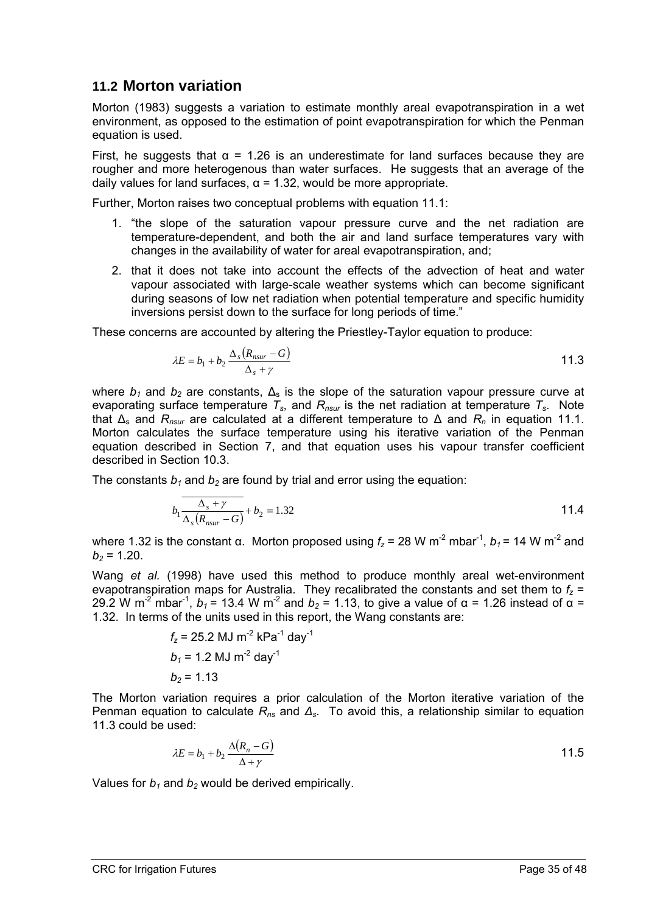## 11.2 Morton variation

Morton (1983) suggests a variation to estimate monthly areal evapotranspiration in a wet environment, as opposed to the estimation of point evapotranspiration for which the Penman equation is used.

First, he suggests that $\alpha$ = 1.26 is an underestimate for land surfaces because they are rougher and more heterogenous than water surfaces. He suggests that an average of the daily values for land surfaces, $\alpha$ = 1.32, would be more appropriate.

Further, Morton raises two conceptual problems with equation 11.1:

1. "the slope of the saturation vapour pressure curve and the net radiation are temperature-dependent, and both the air and land surface temperatures vary with changes in the availability of water for areal evapotranspiration, and;
2. that it does not take into account the effects of the advection of heat and water vapour associated with large-scale weather systems which can become significant during seasons of low net radiation when potential temperature and specific humidity inversions persist down to the surface for long periods of time."

These concerns are accounted by altering the Priestley-Taylor equation to produce:

$$\lambda E = b_1 + b_2 \frac{\Delta_s (R_{nsur} - G)}{\Delta_s + \gamma} \qquad 11.3$$

where $b_1$ and $b_2$ are constants, $\Delta_s$ is the slope of the saturation vapour pressure curve at evaporating surface temperature $T_s$, and $R_{nsur}$ is the net radiation at temperature $T_s$. Note that $\Delta_s$ and $R_{nsur}$ are calculated at a different temperature to $\Delta$ and $R_n$ in equation 11.1. Morton calculates the surface temperature using his iterative variation of the Penman equation described in Section 7, and that equation uses his vapour transfer coefficient described in Section 10.3.

The constants $b_1$ and $b_2$ are found by trial and error using the equation:

$$b_1 \overline{\frac{\Delta_s + \gamma}{\Delta_s (R_{nsur} - G)}} + b_2 = 1.32 \qquad 11.4$$

where 1.32 is the constant $\alpha$. Morton proposed using $f_z$ = 28 W m$^{-2}$ mbar$^{-1}$, $b_1$ = 14 W m$^{-2}$ and $b_2$ = 1.20.

Wang *et al.* (1998) have used this method to produce monthly areal wet-environment evapotranspiration maps for Australia. They recalibrated the constants and set them to $f_z$ = 29.2 W m$^{-2}$ mbar$^{-1}$, $b_1$ = 13.4 W m$^{-2}$ and $b_2$ = 1.13, to give a value of $\alpha$ = 1.26 instead of $\alpha$ = 1.32. In terms of the units used in this report, the Wang constants are:

$f_z$ = 25.2 MJ m$^{-2}$ kPa$^{-1}$ day$^{-1}$

$b_1$ = 1.2 MJ m$^{-2}$ day$^{-1}$

$b_2$ = 1.13

The Morton variation requires a prior calculation of the Morton iterative variation of the Penman equation to calculate $R_{ns}$ and $\Delta_s$. To avoid this, a relationship similar to equation 11.3 could be used:

$$\lambda E = b_1 + b_2 \frac{\Delta (R_n - G)}{\Delta + \gamma} \qquad 11.5$$

Values for $b_1$ and $b_2$ would be derived empirically.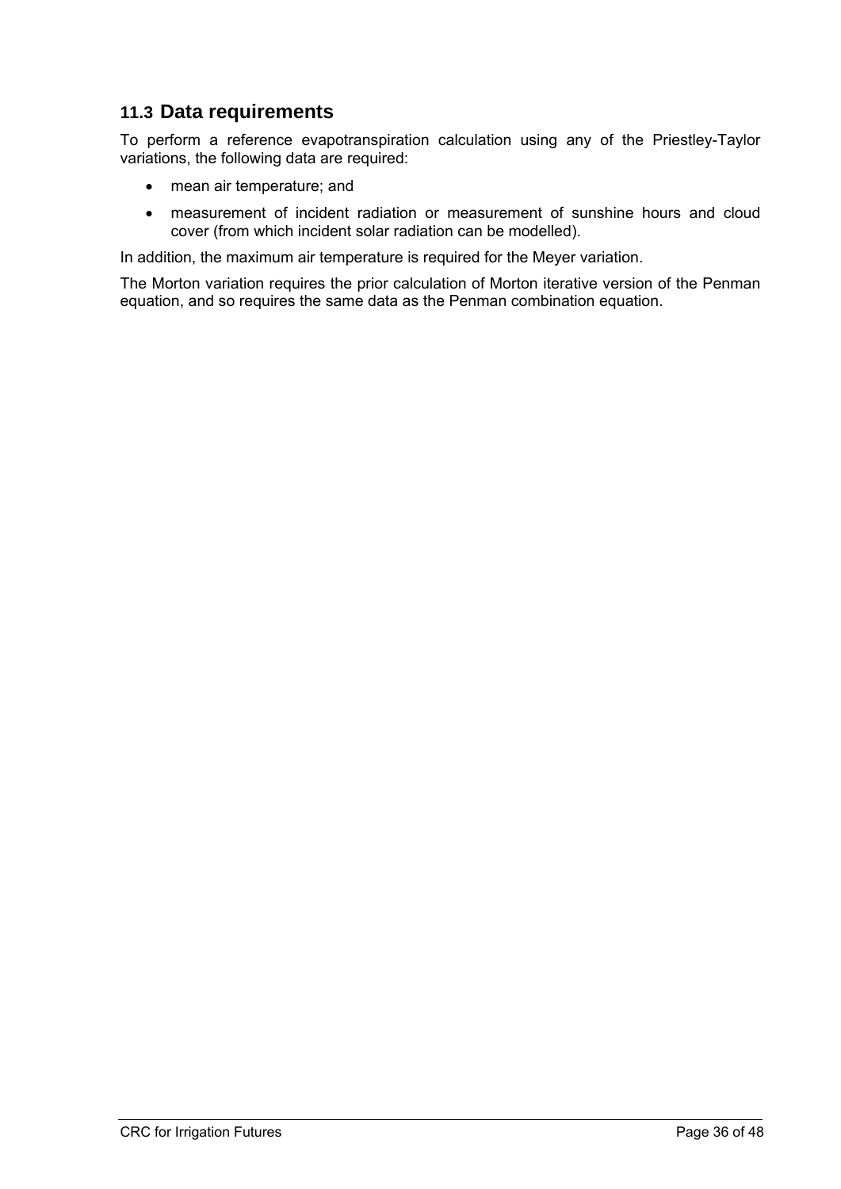## 11.3 Data requirements

To perform a reference evapotranspiration calculation using any of the Priestley-Taylor variations, the following data are required:

- mean air temperature; and
- measurement of incident radiation or measurement of sunshine hours and cloud cover (from which incident solar radiation can be modelled).

In addition, the maximum air temperature is required for the Meyer variation.

The Morton variation requires the prior calculation of Morton iterative version of the Penman equation, and so requires the same data as the Penman combination equation.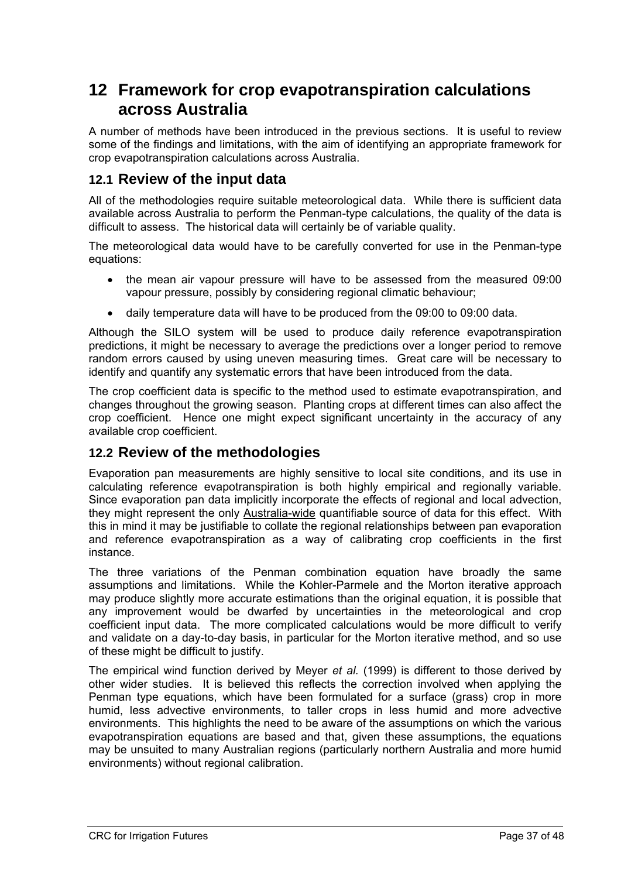# 12 Framework for crop evapotranspiration calculations across Australia

A number of methods have been introduced in the previous sections. It is useful to review some of the findings and limitations, with the aim of identifying an appropriate framework for crop evapotranspiration calculations across Australia.

## 12.1 Review of the input data

All of the methodologies require suitable meteorological data. While there is sufficient data available across Australia to perform the Penman-type calculations, the quality of the data is difficult to assess. The historical data will certainly be of variable quality.

The meteorological data would have to be carefully converted for use in the Penman-type equations:

- the mean air vapour pressure will have to be assessed from the measured 09:00 vapour pressure, possibly by considering regional climatic behaviour;
- daily temperature data will have to be produced from the 09:00 to 09:00 data.

Although the SILO system will be used to produce daily reference evapotranspiration predictions, it might be necessary to average the predictions over a longer period to remove random errors caused by using uneven measuring times. Great care will be necessary to identify and quantify any systematic errors that have been introduced from the data.

The crop coefficient data is specific to the method used to estimate evapotranspiration, and changes throughout the growing season. Planting crops at different times can also affect the crop coefficient. Hence one might expect significant uncertainty in the accuracy of any available crop coefficient.

## 12.2 Review of the methodologies

Evaporation pan measurements are highly sensitive to local site conditions, and its use in calculating reference evapotranspiration is both highly empirical and regionally variable. Since evaporation pan data implicitly incorporate the effects of regional and local advection, they might represent the only Australia-wide quantifiable source of data for this effect. With this in mind it may be justifiable to collate the regional relationships between pan evaporation and reference evapotranspiration as a way of calibrating crop coefficients in the first instance.

The three variations of the Penman combination equation have broadly the same assumptions and limitations. While the Kohler-Parmele and the Morton iterative approach may produce slightly more accurate estimations than the original equation, it is possible that any improvement would be dwarfed by uncertainties in the meteorological and crop coefficient input data. The more complicated calculations would be more difficult to verify and validate on a day-to-day basis, in particular for the Morton iterative method, and so use of these might be difficult to justify.

The empirical wind function derived by Meyer *et al.* (1999) is different to those derived by other wider studies. It is believed this reflects the correction involved when applying the Penman type equations, which have been formulated for a surface (grass) crop in more humid, less advective environments, to taller crops in less humid and more advective environments. This highlights the need to be aware of the assumptions on which the various evapotranspiration equations are based and that, given these assumptions, the equations may be unsuited to many Australian regions (particularly northern Australia and more humid environments) without regional calibration.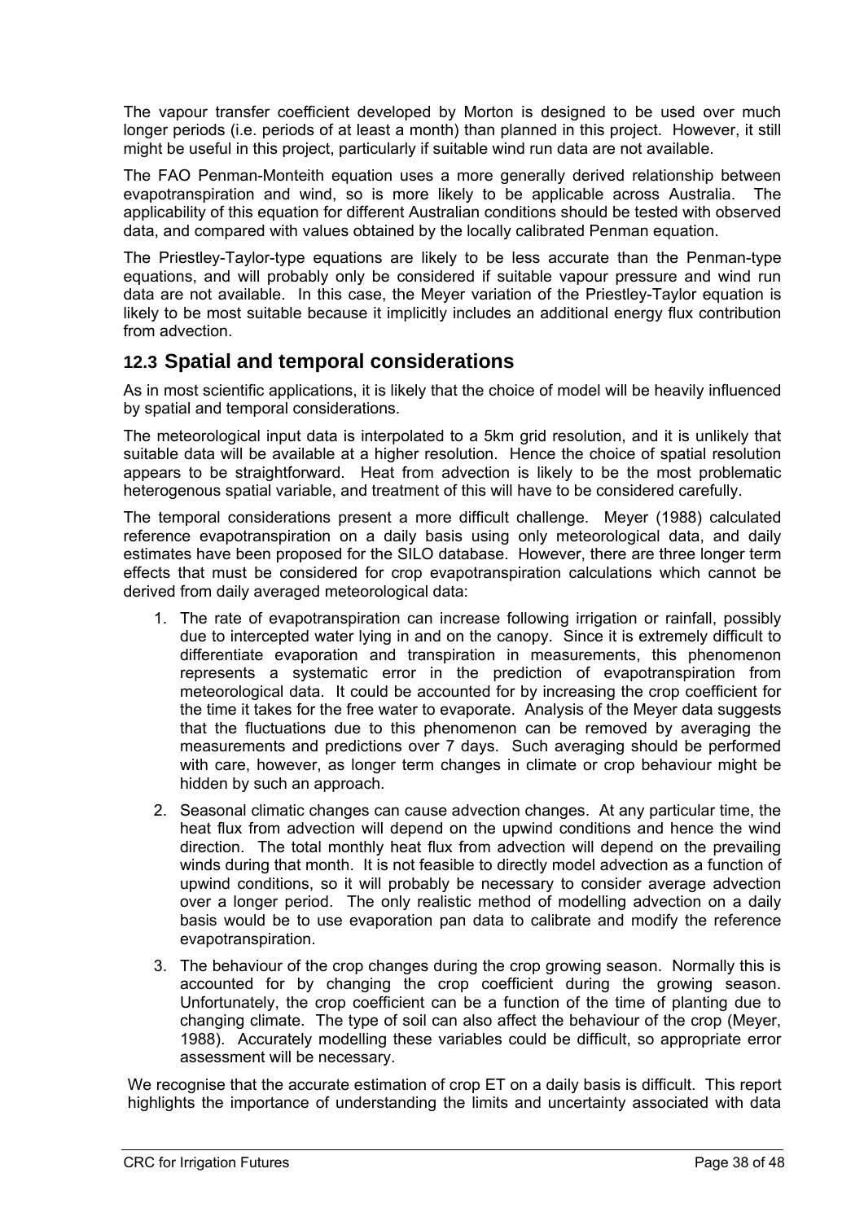The vapour transfer coefficient developed by Morton is designed to be used over much longer periods (i.e. periods of at least a month) than planned in this project. However, it still might be useful in this project, particularly if suitable wind run data are not available.

The FAO Penman-Monteith equation uses a more generally derived relationship between evapotranspiration and wind, so is more likely to be applicable across Australia. The applicability of this equation for different Australian conditions should be tested with observed data, and compared with values obtained by the locally calibrated Penman equation.

The Priestley-Taylor-type equations are likely to be less accurate than the Penman-type equations, and will probably only be considered if suitable vapour pressure and wind run data are not available. In this case, the Meyer variation of the Priestley-Taylor equation is likely to be most suitable because it implicitly includes an additional energy flux contribution from advection.

## 12.3 Spatial and temporal considerations

As in most scientific applications, it is likely that the choice of model will be heavily influenced by spatial and temporal considerations.

The meteorological input data is interpolated to a 5km grid resolution, and it is unlikely that suitable data will be available at a higher resolution. Hence the choice of spatial resolution appears to be straightforward. Heat from advection is likely to be the most problematic heterogenous spatial variable, and treatment of this will have to be considered carefully.

The temporal considerations present a more difficult challenge. Meyer (1988) calculated reference evapotranspiration on a daily basis using only meteorological data, and daily estimates have been proposed for the SILO database. However, there are three longer term effects that must be considered for crop evapotranspiration calculations which cannot be derived from daily averaged meteorological data:

1. The rate of evapotranspiration can increase following irrigation or rainfall, possibly due to intercepted water lying in and on the canopy. Since it is extremely difficult to differentiate evaporation and transpiration in measurements, this phenomenon represents a systematic error in the prediction of evapotranspiration from meteorological data. It could be accounted for by increasing the crop coefficient for the time it takes for the free water to evaporate. Analysis of the Meyer data suggests that the fluctuations due to this phenomenon can be removed by averaging the measurements and predictions over 7 days. Such averaging should be performed with care, however, as longer term changes in climate or crop behaviour might be hidden by such an approach.
2. Seasonal climatic changes can cause advection changes. At any particular time, the heat flux from advection will depend on the upwind conditions and hence the wind direction. The total monthly heat flux from advection will depend on the prevailing winds during that month. It is not feasible to directly model advection as a function of upwind conditions, so it will probably be necessary to consider average advection over a longer period. The only realistic method of modelling advection on a daily basis would be to use evaporation pan data to calibrate and modify the reference evapotranspiration.
3. The behaviour of the crop changes during the crop growing season. Normally this is accounted for by changing the crop coefficient during the growing season. Unfortunately, the crop coefficient can be a function of the time of planting due to changing climate. The type of soil can also affect the behaviour of the crop (Meyer, 1988). Accurately modelling these variables could be difficult, so appropriate error assessment will be necessary.

We recognise that the accurate estimation of crop ET on a daily basis is difficult. This report highlights the importance of understanding the limits and uncertainty associated with data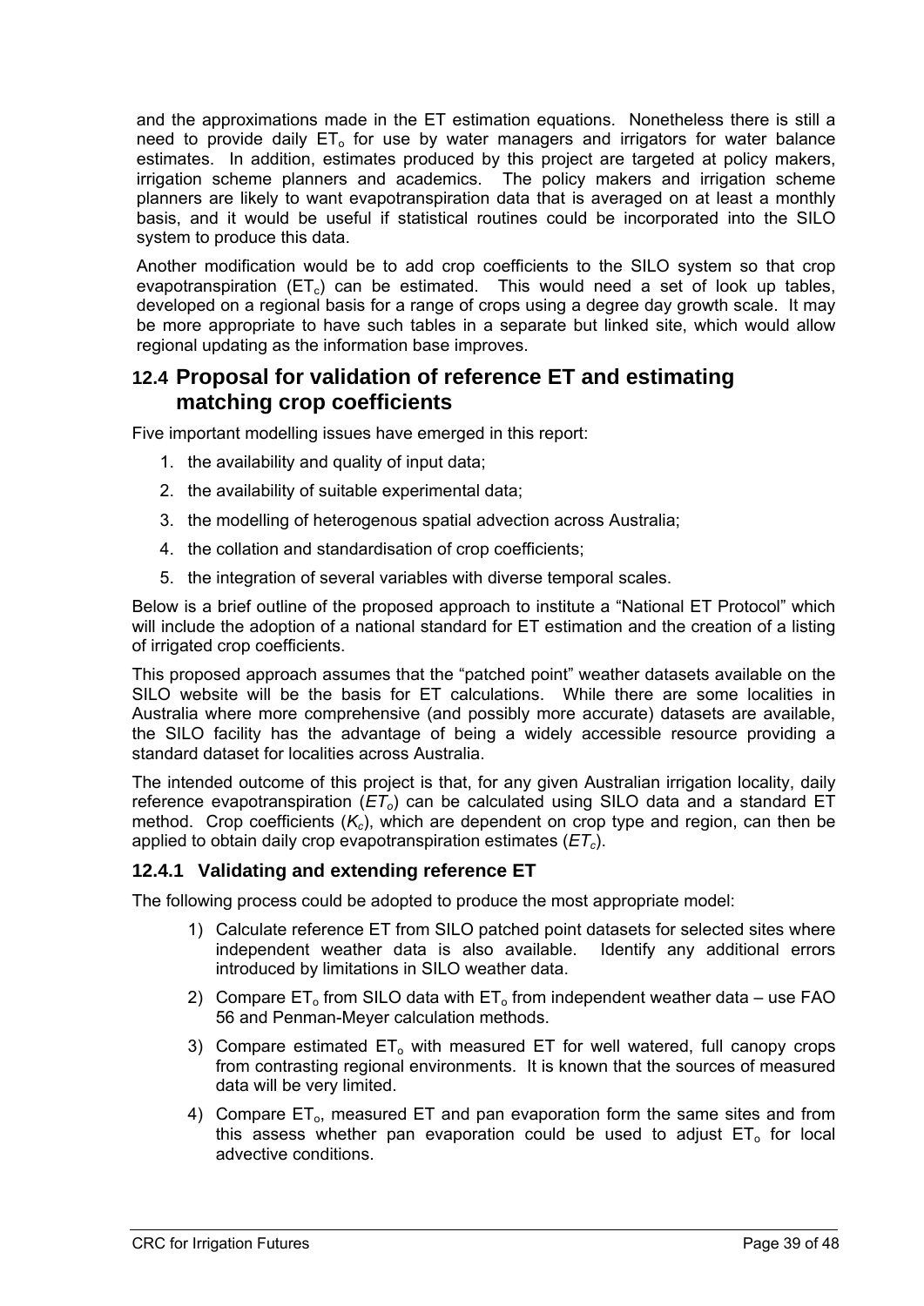and the approximations made in the ET estimation equations. Nonetheless there is still a need to provide daily $ET_o$ for use by water managers and irrigators for water balance estimates. In addition, estimates produced by this project are targeted at policy makers, irrigation scheme planners and academics. The policy makers and irrigation scheme planners are likely to want evapotranspiration data that is averaged on at least a monthly basis, and it would be useful if statistical routines could be incorporated into the SILO system to produce this data.

Another modification would be to add crop coefficients to the SILO system so that crop evapotranspiration ($ET_c$) can be estimated. This would need a set of look up tables, developed on a regional basis for a range of crops using a degree day growth scale. It may be more appropriate to have such tables in a separate but linked site, which would allow regional updating as the information base improves.

## 12.4 Proposal for validation of reference ET and estimating matching crop coefficients

Five important modelling issues have emerged in this report:

1. the availability and quality of input data;
2. the availability of suitable experimental data;
3. the modelling of heterogenous spatial advection across Australia;
4. the collation and standardisation of crop coefficients;
5. the integration of several variables with diverse temporal scales.

Below is a brief outline of the proposed approach to institute a "National ET Protocol" which will include the adoption of a national standard for ET estimation and the creation of a listing of irrigated crop coefficients.

This proposed approach assumes that the "patched point" weather datasets available on the SILO website will be the basis for ET calculations. While there are some localities in Australia where more comprehensive (and possibly more accurate) datasets are available, the SILO facility has the advantage of being a widely accessible resource providing a standard dataset for localities across Australia.

The intended outcome of this project is that, for any given Australian irrigation locality, daily reference evapotranspiration ($ET_o$) can be calculated using SILO data and a standard ET method. Crop coefficients ($K_c$), which are dependent on crop type and region, can then be applied to obtain daily crop evapotranspiration estimates ($ET_c$).

### 12.4.1 Validating and extending reference ET

The following process could be adopted to produce the most appropriate model:

1) Calculate reference ET from SILO patched point datasets for selected sites where independent weather data is also available. Identify any additional errors introduced by limitations in SILO weather data.
2) Compare $ET_o$ from SILO data with $ET_o$ from independent weather data – use FAO 56 and Penman-Meyer calculation methods.
3) Compare estimated $ET_o$ with measured ET for well watered, full canopy crops from contrasting regional environments. It is known that the sources of measured data will be very limited.
4) Compare $ET_o$, measured ET and pan evaporation form the same sites and from this assess whether pan evaporation could be used to adjust $ET_o$ for local advective conditions.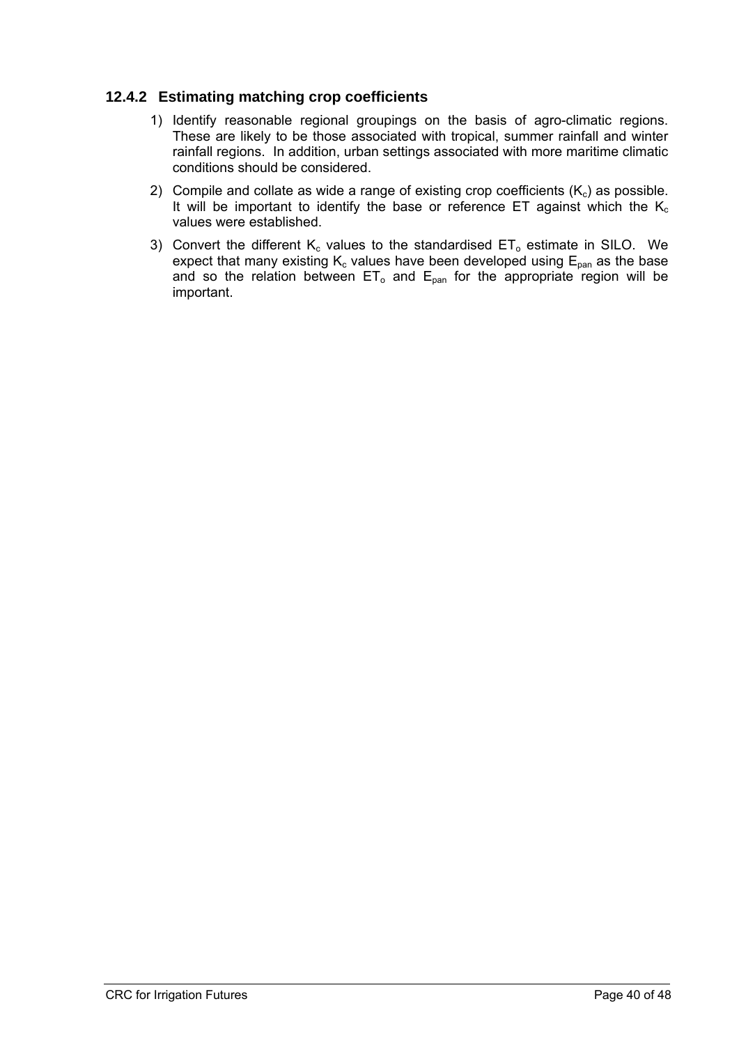### 12.4.2 Estimating matching crop coefficients

1) Identify reasonable regional groupings on the basis of agro-climatic regions. These are likely to be those associated with tropical, summer rainfall and winter rainfall regions. In addition, urban settings associated with more maritime climatic conditions should be considered.

2) Compile and collate as wide a range of existing crop coefficients ($K_c$) as possible. It will be important to identify the base or reference ET against which the $K_c$ values were established.

3) Convert the different $K_c$ values to the standardised $ET_o$ estimate in SILO. We expect that many existing $K_c$ values have been developed using $E_{pan}$ as the base and so the relation between $ET_o$ and $E_{pan}$ for the appropriate region will be important.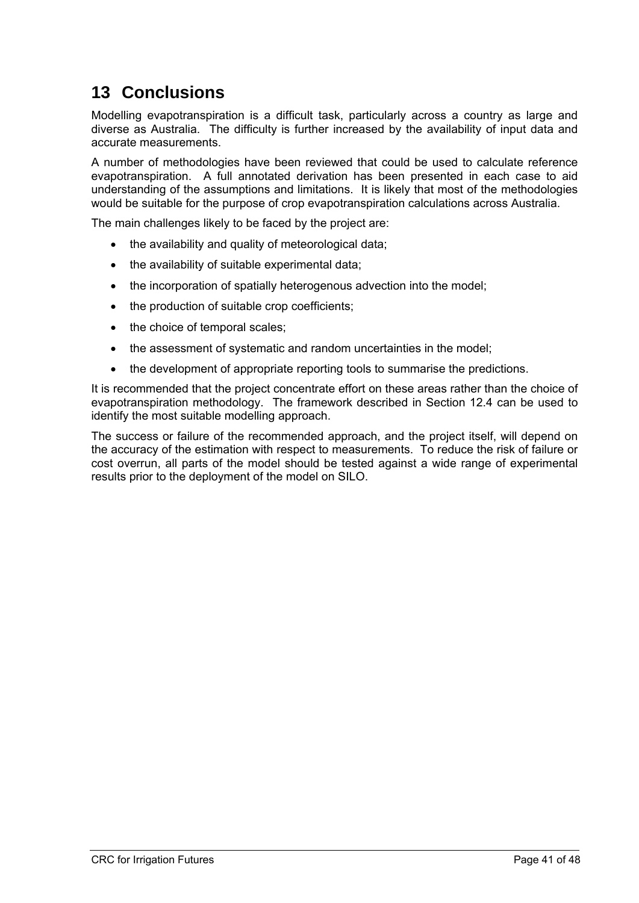# 13 Conclusions

Modelling evapotranspiration is a difficult task, particularly across a country as large and diverse as Australia. The difficulty is further increased by the availability of input data and accurate measurements.

A number of methodologies have been reviewed that could be used to calculate reference evapotranspiration. A full annotated derivation has been presented in each case to aid understanding of the assumptions and limitations. It is likely that most of the methodologies would be suitable for the purpose of crop evapotranspiration calculations across Australia.

The main challenges likely to be faced by the project are:

- the availability and quality of meteorological data;
- the availability of suitable experimental data;
- the incorporation of spatially heterogenous advection into the model;
- the production of suitable crop coefficients;
- the choice of temporal scales;
- the assessment of systematic and random uncertainties in the model;
- the development of appropriate reporting tools to summarise the predictions.

It is recommended that the project concentrate effort on these areas rather than the choice of evapotranspiration methodology. The framework described in Section 12.4 can be used to identify the most suitable modelling approach.

The success or failure of the recommended approach, and the project itself, will depend on the accuracy of the estimation with respect to measurements. To reduce the risk of failure or cost overrun, all parts of the model should be tested against a wide range of experimental results prior to the deployment of the model on SILO.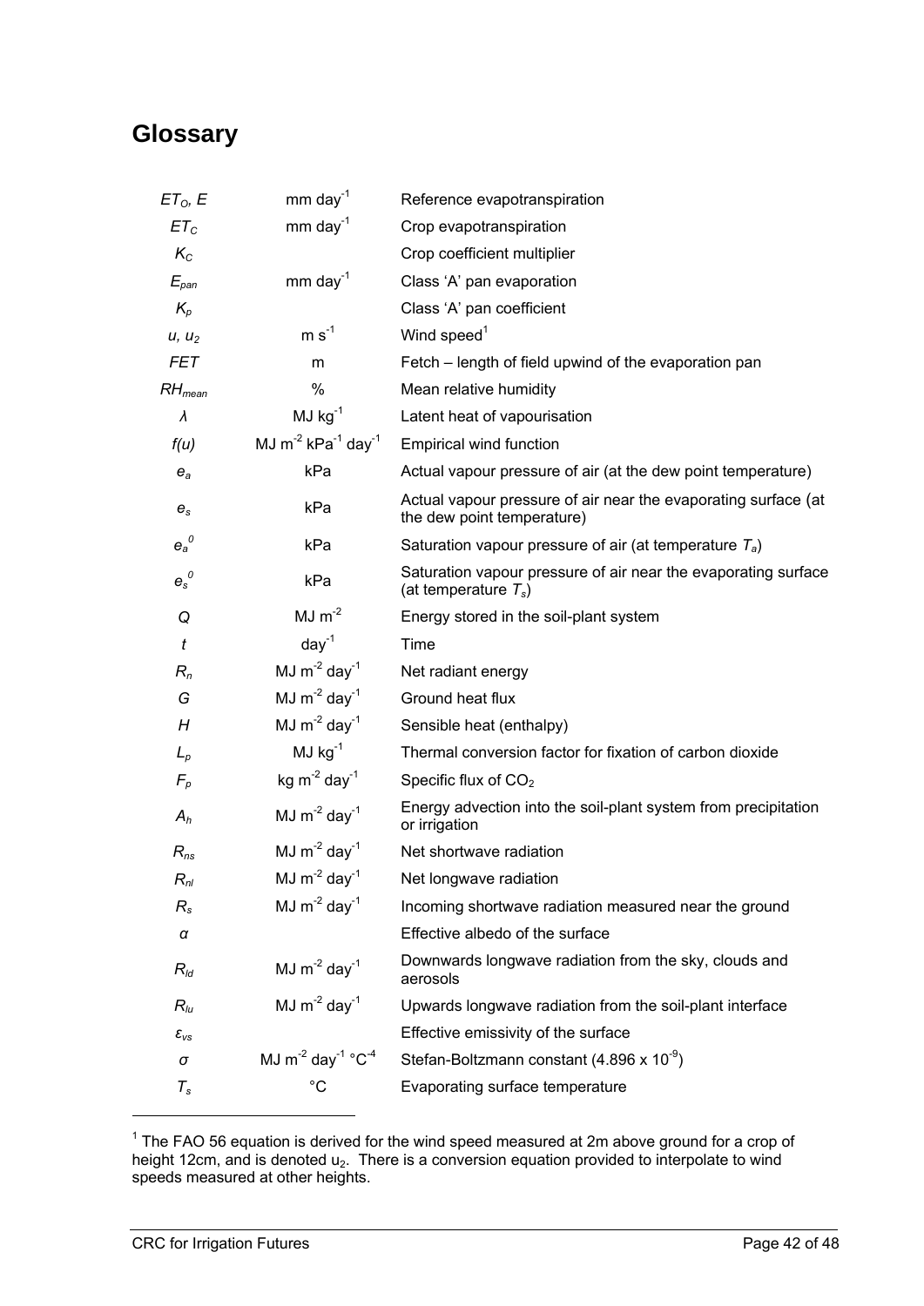## Glossary

| | | |
|---|---|---|
| $ET_O$, $E$ | mm day$^{-1}$ | Reference evapotranspiration |
| $ET_C$ | mm day$^{-1}$ | Crop evapotranspiration |
| $K_C$ | | Crop coefficient multiplier |
| $E_{pan}$ | mm day$^{-1}$ | Class ‘A’ pan evaporation |
| $K_p$ | | Class ‘A’ pan coefficient |
| $u$, $u_2$ | m s$^{-1}$ | Wind speed[1] |
| $FET$ | m | Fetch – length of field upwind of the evaporation pan |
| $RH_{mean}$ | % | Mean relative humidity |
| $\lambda$ | MJ kg$^{-1}$ | Latent heat of vapourisation |
| $f(u)$ | MJ m$^{-2}$ kPa$^{-1}$ day$^{-1}$ | Empirical wind function |
| $e_a$ | kPa | Actual vapour pressure of air (at the dew point temperature) |
| $e_s$ | kPa | Actual vapour pressure of air near the evaporating surface (at the dew point temperature) |
| $e_a^0$ | kPa | Saturation vapour pressure of air (at temperature $T_a$) |
| $e_s^0$ | kPa | Saturation vapour pressure of air near the evaporating surface (at temperature $T_s$) |
| $Q$ | MJ m$^{-2}$ | Energy stored in the soil-plant system |
| $t$ | day$^{-1}$ | Time |
| $R_n$ | MJ m$^{-2}$ day$^{-1}$ | Net radiant energy |
| $G$ | MJ m$^{-2}$ day$^{-1}$ | Ground heat flux |
| $H$ | MJ m$^{-2}$ day$^{-1}$ | Sensible heat (enthalpy) |
| $L_p$ | MJ kg$^{-1}$ | Thermal conversion factor for fixation of carbon dioxide |
| $F_p$ | kg m$^{-2}$ day$^{-1}$ | Specific flux of $CO_2$ |
| $A_h$ | MJ m$^{-2}$ day$^{-1}$ | Energy advection into the soil-plant system from precipitation or irrigation |
| $R_{ns}$ | MJ m$^{-2}$ day$^{-1}$ | Net shortwave radiation |
| $R_{nl}$ | MJ m$^{-2}$ day$^{-1}$ | Net longwave radiation |
| $R_s$ | MJ m$^{-2}$ day$^{-1}$ | Incoming shortwave radiation measured near the ground |
| $\alpha$ | | Effective albedo of the surface |
| $R_{ld}$ | MJ m$^{-2}$ day$^{-1}$ | Downwards longwave radiation from the sky, clouds and aerosols |
| $R_{lu}$ | MJ m$^{-2}$ day$^{-1}$ | Upwards longwave radiation from the soil-plant interface |
| $\varepsilon_{vs}$ | | Effective emissivity of the surface |
| $\sigma$ | MJ m$^{-2}$ day$^{-1}$ °C$^{-4}$ | Stefan-Boltzmann constant (4.896 x 10$^{-9}$) |
| $T_s$ | °C | Evaporating surface temperature |

[1] The FAO 56 equation is derived for the wind speed measured at 2m above ground for a crop of height 12cm, and is denoted $u_2$. There is a conversion equation provided to interpolate to wind speeds measured at other heights.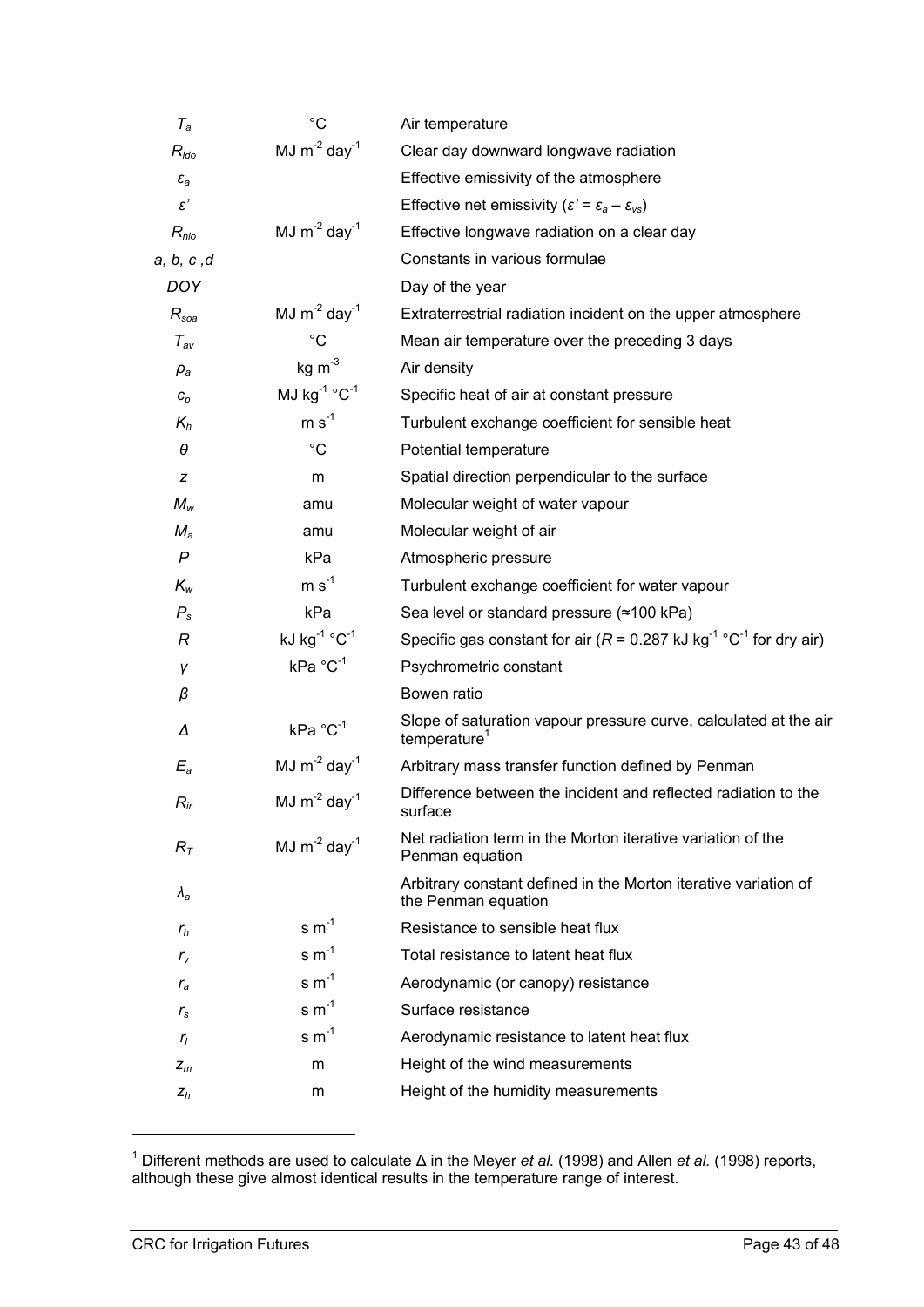| | | |
|---|---|---|
| $T_a$ | °C | Air temperature |
| $R_{ldo}$ | MJ $m^{-2}$ $day^{-1}$ | Clear day downward longwave radiation |
| $\varepsilon_a$ | | Effective emissivity of the atmosphere |
| $\varepsilon'$ | | Effective net emissivity ($\varepsilon' = \varepsilon_a - \varepsilon_{vs}$) |
| $R_{nlo}$ | MJ $m^{-2}$ $day^{-1}$ | Effective longwave radiation on a clear day |
| *a, b, c ,d* | | Constants in various formulae |
| *DOY* | | Day of the year |
| $R_{soa}$ | MJ $m^{-2}$ $day^{-1}$ | Extraterrestrial radiation incident on the upper atmosphere |
| $T_{av}$ | °C | Mean air temperature over the preceding 3 days |
| $\rho_a$ | kg $m^{-3}$ | Air density |
| $c_p$ | MJ $kg^{-1}$ $°C^{-1}$ | Specific heat of air at constant pressure |
| $K_h$ | m $s^{-1}$ | Turbulent exchange coefficient for sensible heat |
| $\theta$ | °C | Potential temperature |
| $z$ | m | Spatial direction perpendicular to the surface |
| $M_w$ | amu | Molecular weight of water vapour |
| $M_a$ | amu | Molecular weight of air |
| $P$ | kPa | Atmospheric pressure |
| $K_w$ | m $s^{-1}$ | Turbulent exchange coefficient for water vapour |
| $P_s$ | kPa | Sea level or standard pressure (≈100 kPa) |
| $R$ | kJ $kg^{-1}$ $°C^{-1}$ | Specific gas constant for air ($R$ = 0.287 kJ $kg^{-1}$ $°C^{-1}$ for dry air) |
| $\gamma$ | kPa $°C^{-1}$ | Psychrometric constant |
| $\beta$ | | Bowen ratio |
| $\Delta$ | kPa $°C^{-1}$ | Slope of saturation vapour pressure curve, calculated at the air temperature[1] |
| $E_a$ | MJ $m^{-2}$ $day^{-1}$ | Arbitrary mass transfer function defined by Penman |
| $R_{ir}$ | MJ $m^{-2}$ $day^{-1}$ | Difference between the incident and reflected radiation to the surface |
| $R_T$ | MJ $m^{-2}$ $day^{-1}$ | Net radiation term in the Morton iterative variation of the Penman equation |
| $\lambda_a$ | | Arbitrary constant defined in the Morton iterative variation of the Penman equation |
| $r_h$ | s $m^{-1}$ | Resistance to sensible heat flux |
| $r_v$ | s $m^{-1}$ | Total resistance to latent heat flux |
| $r_a$ | s $m^{-1}$ | Aerodynamic (or canopy) resistance |
| $r_s$ | s $m^{-1}$ | Surface resistance |
| $r_l$ | s $m^{-1}$ | Aerodynamic resistance to latent heat flux |
| $z_m$ | m | Height of the wind measurements |
| $z_h$ | m | Height of the humidity measurements |

[1] Different methods are used to calculate Δ in the Meyer *et al.* (1998) and Allen *et al.* (1998) reports, although these give almost identical results in the temperature range of interest.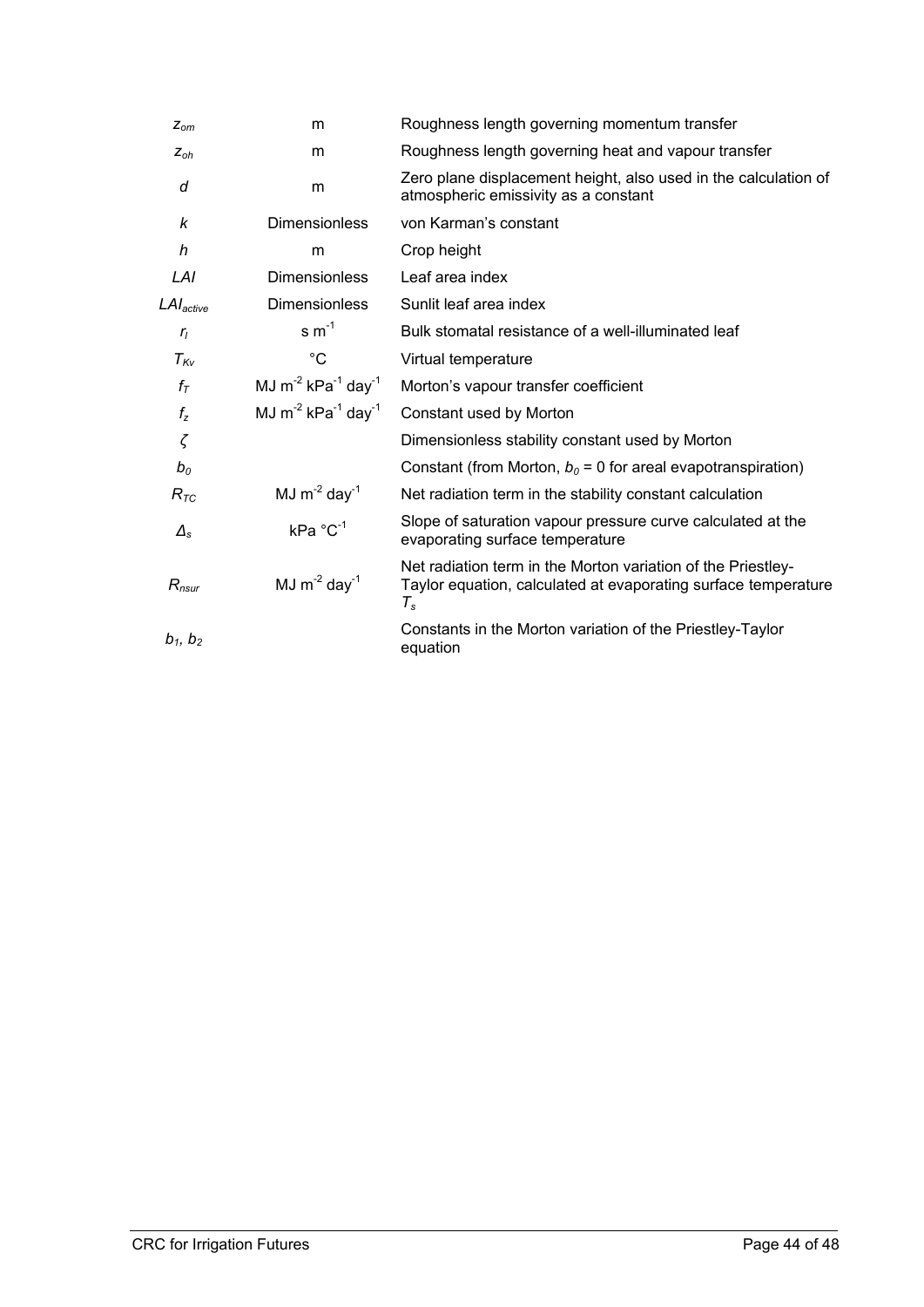| | | |
|---|---|---|
| $z_{om}$ | m | Roughness length governing momentum transfer |
| $z_{oh}$ | m | Roughness length governing heat and vapour transfer |
| $d$ | m | Zero plane displacement height, also used in the calculation of atmospheric emissivity as a constant |
| $k$ | Dimensionless | von Karman's constant |
| $h$ | m | Crop height |
| $LAI$ | Dimensionless | Leaf area index |
| $LAI_{active}$ | Dimensionless | Sunlit leaf area index |
| $r_l$ | s m$^{-1}$ | Bulk stomatal resistance of a well-illuminated leaf |
| $T_{Kv}$ | °C | Virtual temperature |
| $f_T$ | MJ m$^{-2}$ kPa$^{-1}$ day$^{-1}$ | Morton's vapour transfer coefficient |
| $f_z$ | MJ m$^{-2}$ kPa$^{-1}$ day$^{-1}$ | Constant used by Morton |
| $\zeta$ | | Dimensionless stability constant used by Morton |
| $b_0$ | | Constant (from Morton, $b_0$ = 0 for areal evapotranspiration) |
| $R_{TC}$ | MJ m$^{-2}$ day$^{-1}$ | Net radiation term in the stability constant calculation |
| $\Delta_s$ | kPa °C$^{-1}$ | Slope of saturation vapour pressure curve calculated at the evaporating surface temperature |
| $R_{nsur}$ | MJ m$^{-2}$ day$^{-1}$ | Net radiation term in the Morton variation of the Priestley-Taylor equation, calculated at evaporating surface temperature $T_s$ |
| $b_1$, $b_2$ | | Constants in the Morton variation of the Priestley-Taylor equation |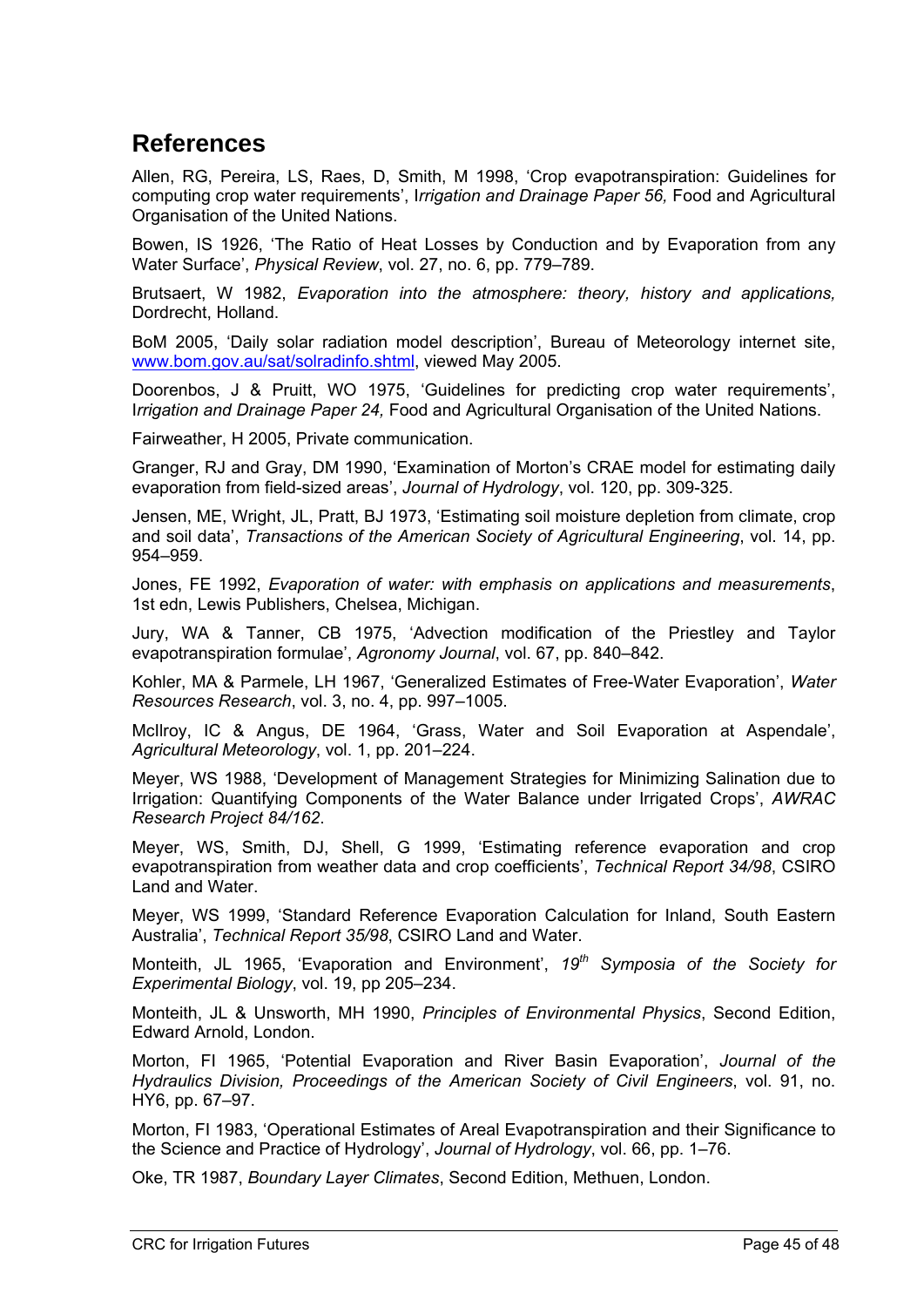## References

Allen, RG, Pereira, LS, Raes, D, Smith, M 1998, 'Crop evapotranspiration: Guidelines for computing crop water requirements', I*rrigation and Drainage Paper 56,* Food and Agricultural Organisation of the United Nations.

Bowen, IS 1926, 'The Ratio of Heat Losses by Conduction and by Evaporation from any Water Surface', *Physical Review*, vol. 27, no. 6, pp. 779–789.

Brutsaert, W 1982, *Evaporation into the atmosphere: theory, history and applications,* Dordrecht, Holland.

BoM 2005, 'Daily solar radiation model description', Bureau of Meteorology internet site, www.bom.gov.au/sat/solradinfo.shtml, viewed May 2005.

Doorenbos, J & Pruitt, WO 1975, 'Guidelines for predicting crop water requirements', I*rrigation and Drainage Paper 24,* Food and Agricultural Organisation of the United Nations.

Fairweather, H 2005, Private communication.

Granger, RJ and Gray, DM 1990, 'Examination of Morton's CRAE model for estimating daily evaporation from field-sized areas', *Journal of Hydrology*, vol. 120, pp. 309-325.

Jensen, ME, Wright, JL, Pratt, BJ 1973, 'Estimating soil moisture depletion from climate, crop and soil data', *Transactions of the American Society of Agricultural Engineering*, vol. 14, pp. 954–959.

Jones, FE 1992, *Evaporation of water: with emphasis on applications and measurements*, 1st edn, Lewis Publishers, Chelsea, Michigan.

Jury, WA & Tanner, CB 1975, 'Advection modification of the Priestley and Taylor evapotranspiration formulae', *Agronomy Journal*, vol. 67, pp. 840–842.

Kohler, MA & Parmele, LH 1967, 'Generalized Estimates of Free-Water Evaporation', *Water Resources Research*, vol. 3, no. 4, pp. 997–1005.

McIlroy, IC & Angus, DE 1964, 'Grass, Water and Soil Evaporation at Aspendale', *Agricultural Meteorology*, vol. 1, pp. 201–224.

Meyer, WS 1988, 'Development of Management Strategies for Minimizing Salination due to Irrigation: Quantifying Components of the Water Balance under Irrigated Crops', *AWRAC Research Project 84/162*.

Meyer, WS, Smith, DJ, Shell, G 1999, 'Estimating reference evaporation and crop evapotranspiration from weather data and crop coefficients', *Technical Report 34/98*, CSIRO Land and Water.

Meyer, WS 1999, 'Standard Reference Evaporation Calculation for Inland, South Eastern Australia', *Technical Report 35/98*, CSIRO Land and Water.

Monteith, JL 1965, 'Evaporation and Environment', *19th Symposia of the Society for Experimental Biology*, vol. 19, pp 205–234.

Monteith, JL & Unsworth, MH 1990, *Principles of Environmental Physics*, Second Edition, Edward Arnold, London.

Morton, FI 1965, 'Potential Evaporation and River Basin Evaporation', *Journal of the Hydraulics Division, Proceedings of the American Society of Civil Engineers*, vol. 91, no. HY6, pp. 67–97.

Morton, FI 1983, 'Operational Estimates of Areal Evapotranspiration and their Significance to the Science and Practice of Hydrology', *Journal of Hydrology*, vol. 66, pp. 1–76.

Oke, TR 1987, *Boundary Layer Climates*, Second Edition, Methuen, London.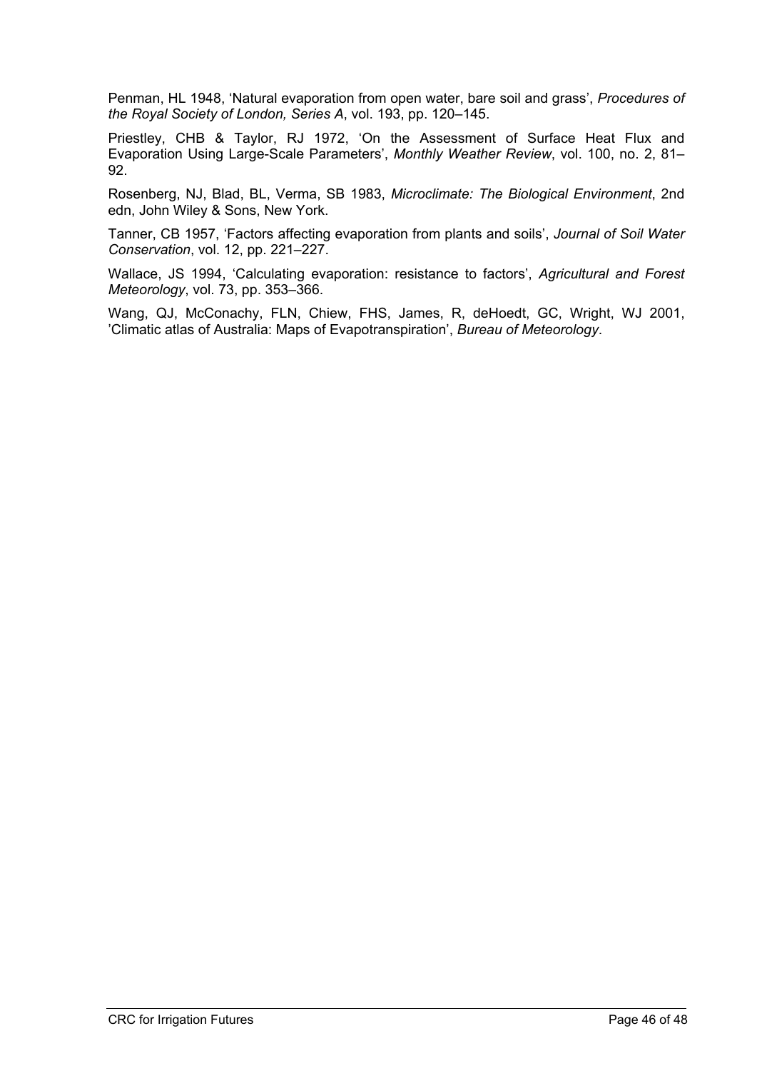Penman, HL 1948, 'Natural evaporation from open water, bare soil and grass', *Procedures of the Royal Society of London, Series A*, vol. 193, pp. 120–145.

Priestley, CHB & Taylor, RJ 1972, 'On the Assessment of Surface Heat Flux and Evaporation Using Large-Scale Parameters', *Monthly Weather Review*, vol. 100, no. 2, 81–92.

Rosenberg, NJ, Blad, BL, Verma, SB 1983, *Microclimate: The Biological Environment*, 2nd edn, John Wiley & Sons, New York.

Tanner, CB 1957, 'Factors affecting evaporation from plants and soils', *Journal of Soil Water Conservation*, vol. 12, pp. 221–227.

Wallace, JS 1994, 'Calculating evaporation: resistance to factors', *Agricultural and Forest Meteorology*, vol. 73, pp. 353–366.

Wang, QJ, McConachy, FLN, Chiew, FHS, James, R, deHoedt, GC, Wright, WJ 2001, 'Climatic atlas of Australia: Maps of Evapotranspiration', *Bureau of Meteorology*.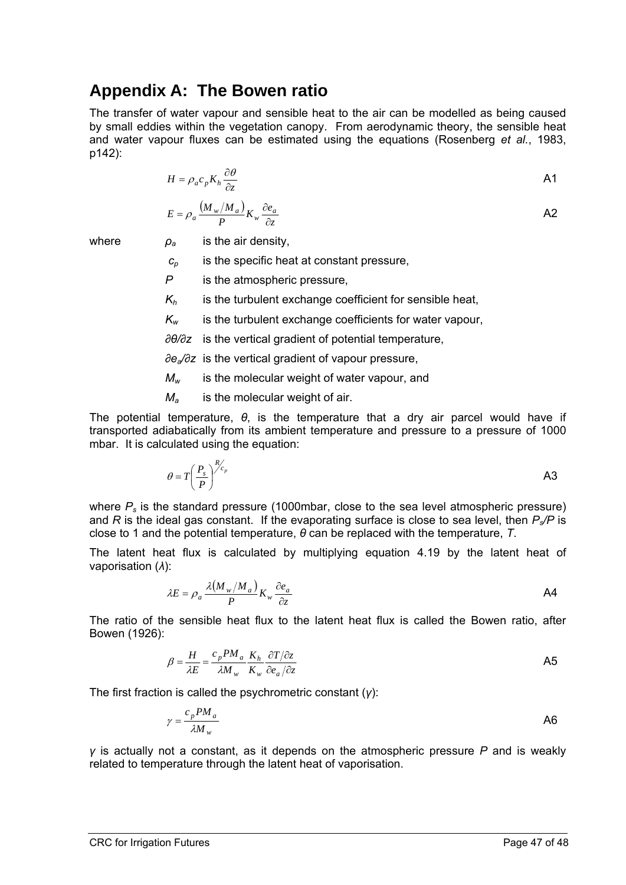# Appendix A: The Bowen ratio

The transfer of water vapour and sensible heat to the air can be modelled as being caused by small eddies within the vegetation canopy. From aerodynamic theory, the sensible heat and water vapour fluxes can be estimated using the equations (Rosenberg *et al.*, 1983, p142):

$$H = \rho_a c_p K_h \frac{\partial \theta}{\partial z} \qquad \text{A1}$$

$$E = \rho_a \frac{\left(M_w / M_a\right)}{P} K_w \frac{\partial e_a}{\partial z} \qquad \text{A2}$$

where

- $\rho_a$ is the air density,
- $c_p$ is the specific heat at constant pressure,
- $P$ is the atmospheric pressure,
- $K_h$ is the turbulent exchange coefficient for sensible heat,
- $K_w$ is the turbulent exchange coefficients for water vapour,
- $\partial\theta/\partial z$ is the vertical gradient of potential temperature,
- $\partial e_a/\partial z$ is the vertical gradient of vapour pressure,
- $M_w$ is the molecular weight of water vapour, and
- $M_a$ is the molecular weight of air.

The potential temperature, $\theta$, is the temperature that a dry air parcel would have if transported adiabatically from its ambient temperature and pressure to a pressure of 1000 mbar. It is calculated using the equation:

$$\theta = T\left(\frac{P_s}{P}\right)^{R/c_p} \qquad \text{A3}$$

where $P_s$ is the standard pressure (1000mbar, close to the sea level atmospheric pressure) and $R$ is the ideal gas constant. If the evaporating surface is close to sea level, then $P_s/P$ is close to 1 and the potential temperature, $\theta$ can be replaced with the temperature, $T$.

The latent heat flux is calculated by multiplying equation 4.19 by the latent heat of vaporisation ($\lambda$):

$$\lambda E = \rho_a \frac{\lambda\left(M_w / M_a\right)}{P} K_w \frac{\partial e_a}{\partial z} \qquad \text{A4}$$

The ratio of the sensible heat flux to the latent heat flux is called the Bowen ratio, after Bowen (1926):

$$\beta = \frac{H}{\lambda E} = \frac{c_p P M_a}{\lambda M_w} \frac{K_h}{K_w} \frac{\partial T / \partial z}{\partial e_a / \partial z} \qquad \text{A5}$$

The first fraction is called the psychrometric constant ($\gamma$):

$$\gamma = \frac{c_p P M_a}{\lambda M_w} \qquad \text{A6}$$

$\gamma$ is actually not a constant, as it depends on the atmospheric pressure $P$ and is weakly related to temperature through the latent heat of vaporisation.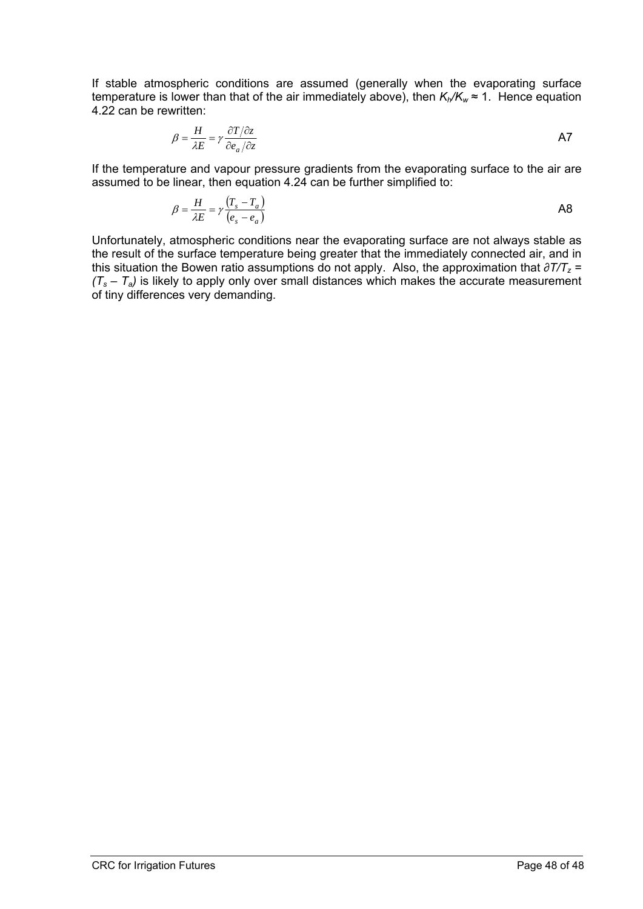If stable atmospheric conditions are assumed (generally when the evaporating surface temperature is lower than that of the air immediately above), then $K_h/K_w \approx 1$. Hence equation 4.22 can be rewritten:

$$\beta = \frac{H}{\lambda E} = \gamma \frac{\partial T / \partial z}{\partial e_a / \partial z} \qquad \text{A7}$$

If the temperature and vapour pressure gradients from the evaporating surface to the air are assumed to be linear, then equation 4.24 can be further simplified to:

$$\beta = \frac{H}{\lambda E} = \gamma \frac{(T_s - T_a)}{(e_s - e_a)} \qquad \text{A8}$$

Unfortunately, atmospheric conditions near the evaporating surface are not always stable as the result of the surface temperature being greater that the immediately connected air, and in this situation the Bowen ratio assumptions do not apply. Also, the approximation that $\partial T/T_z = (T_s - T_a)$ is likely to apply only over small distances which makes the accurate measurement of tiny differences very demanding.